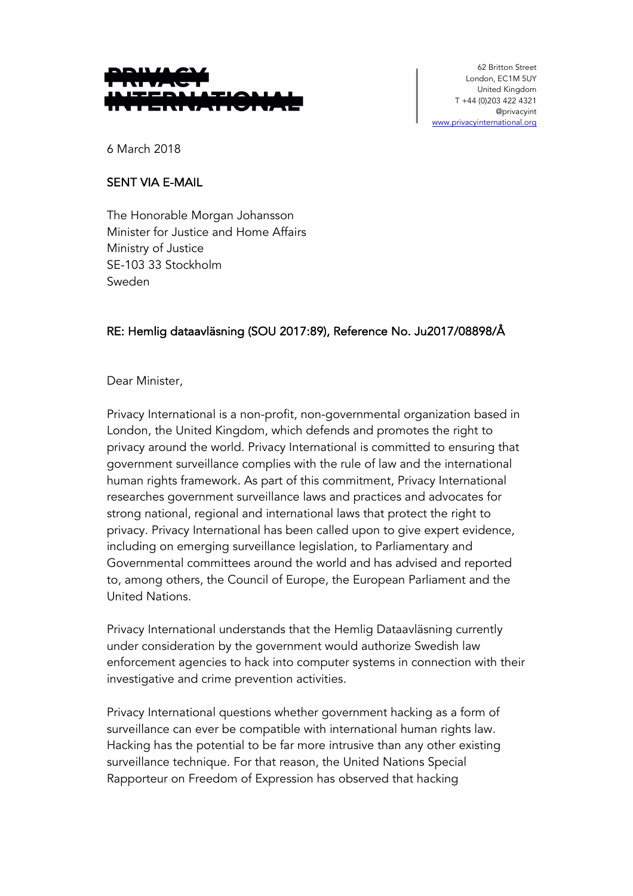**PRIVACY INTERNATIONAL**

62 Britton Street
London, EC1M 5UY
United Kingdom
T +44 (0)203 422 4321
@privacyint
www.privacyinternational.org

6 March 2018

SENT VIA E-MAIL

The Honorable Morgan Johansson
Minister for Justice and Home Affairs
Ministry of Justice
SE-103 33 Stockholm
Sweden

RE: Hemlig dataavläsning (SOU 2017:89), Reference No. Ju2017/08898/Å

Dear Minister,

Privacy International is a non-profit, non-governmental organization based in London, the United Kingdom, which defends and promotes the right to privacy around the world. Privacy International is committed to ensuring that government surveillance complies with the rule of law and the international human rights framework. As part of this commitment, Privacy International researches government surveillance laws and practices and advocates for strong national, regional and international laws that protect the right to privacy. Privacy International has been called upon to give expert evidence, including on emerging surveillance legislation, to Parliamentary and Governmental committees around the world and has advised and reported to, among others, the Council of Europe, the European Parliament and the United Nations.

Privacy International understands that the Hemlig Dataavläsning currently under consideration by the government would authorize Swedish law enforcement agencies to hack into computer systems in connection with their investigative and crime prevention activities.

Privacy International questions whether government hacking as a form of surveillance can ever be compatible with international human rights law. Hacking has the potential to be far more intrusive than any other existing surveillance technique. For that reason, the United Nations Special Rapporteur on Freedom of Expression has observed that hacking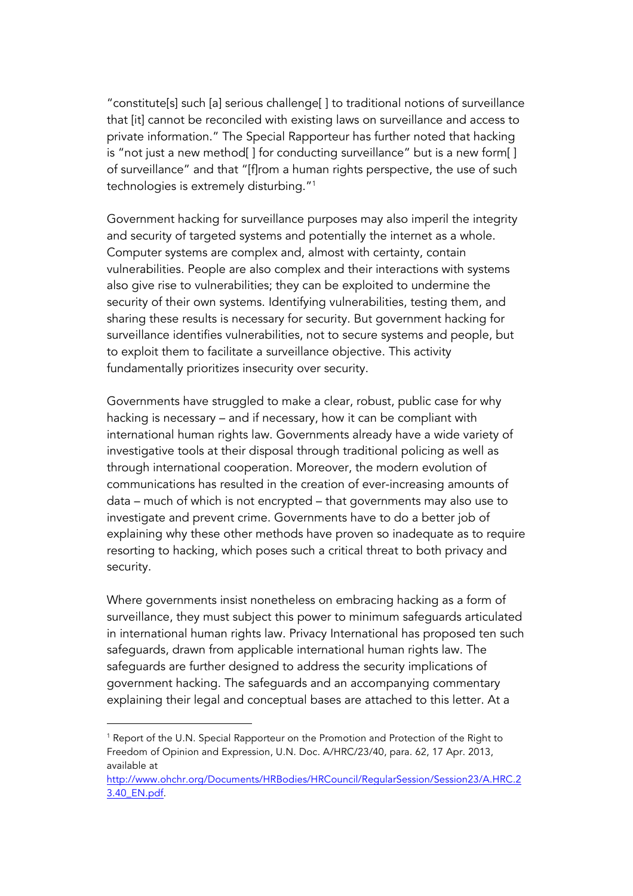"constitute[s] such [a] serious challenge[ ] to traditional notions of surveillance that [it] cannot be reconciled with existing laws on surveillance and access to private information." The Special Rapporteur has further noted that hacking is "not just a new method[ ] for conducting surveillance" but is a new form[ ] of surveillance" and that "[f]rom a human rights perspective, the use of such technologies is extremely disturbing."[1]

Government hacking for surveillance purposes may also imperil the integrity and security of targeted systems and potentially the internet as a whole. Computer systems are complex and, almost with certainty, contain vulnerabilities. People are also complex and their interactions with systems also give rise to vulnerabilities; they can be exploited to undermine the security of their own systems. Identifying vulnerabilities, testing them, and sharing these results is necessary for security. But government hacking for surveillance identifies vulnerabilities, not to secure systems and people, but to exploit them to facilitate a surveillance objective. This activity fundamentally prioritizes insecurity over security.

Governments have struggled to make a clear, robust, public case for why hacking is necessary – and if necessary, how it can be compliant with international human rights law. Governments already have a wide variety of investigative tools at their disposal through traditional policing as well as through international cooperation. Moreover, the modern evolution of communications has resulted in the creation of ever-increasing amounts of data – much of which is not encrypted – that governments may also use to investigate and prevent crime. Governments have to do a better job of explaining why these other methods have proven so inadequate as to require resorting to hacking, which poses such a critical threat to both privacy and security.

Where governments insist nonetheless on embracing hacking as a form of surveillance, they must subject this power to minimum safeguards articulated in international human rights law. Privacy International has proposed ten such safeguards, drawn from applicable international human rights law. The safeguards are further designed to address the security implications of government hacking. The safeguards and an accompanying commentary explaining their legal and conceptual bases are attached to this letter. At a

---

[1] Report of the U.N. Special Rapporteur on the Promotion and Protection of the Right to Freedom of Opinion and Expression, U.N. Doc. A/HRC/23/40, para. 62, 17 Apr. 2013, available at http://www.ohchr.org/Documents/HRBodies/HRCouncil/RegularSession/Session23/A.HRC.23.40_EN.pdf.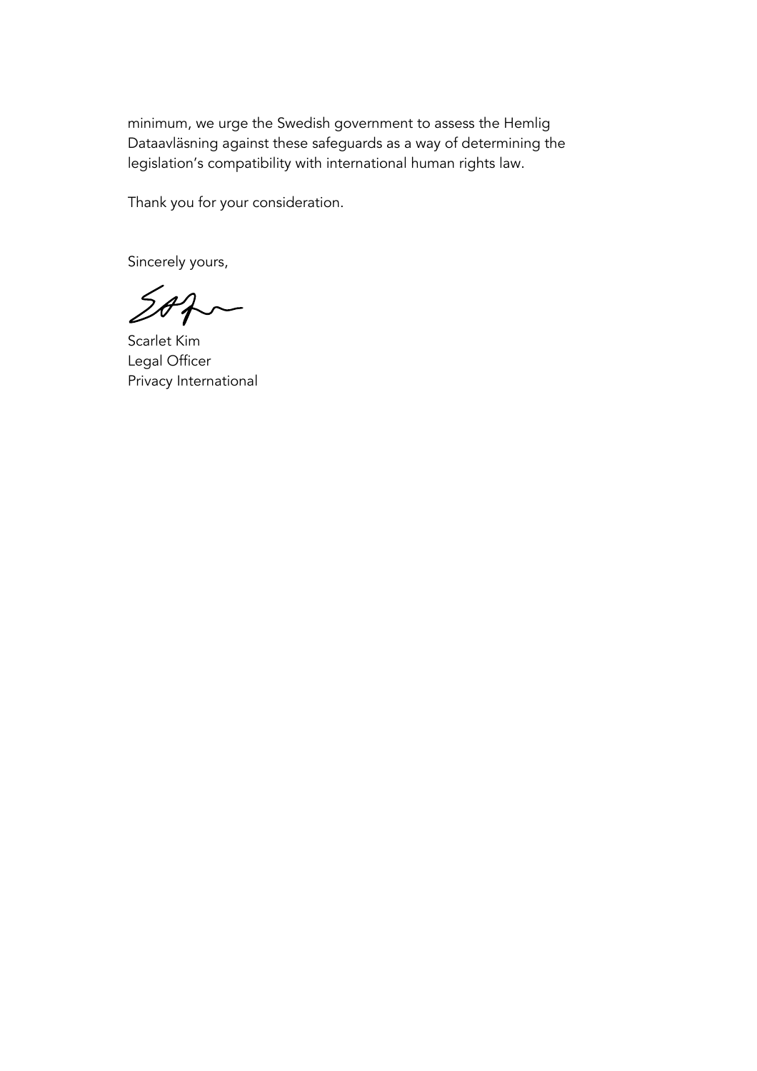minimum, we urge the Swedish government to assess the Hemlig Dataavläsning against these safeguards as a way of determining the legislation's compatibility with international human rights law.

Thank you for your consideration.

Sincerely yours,

Scarlet Kim
Legal Officer
Privacy International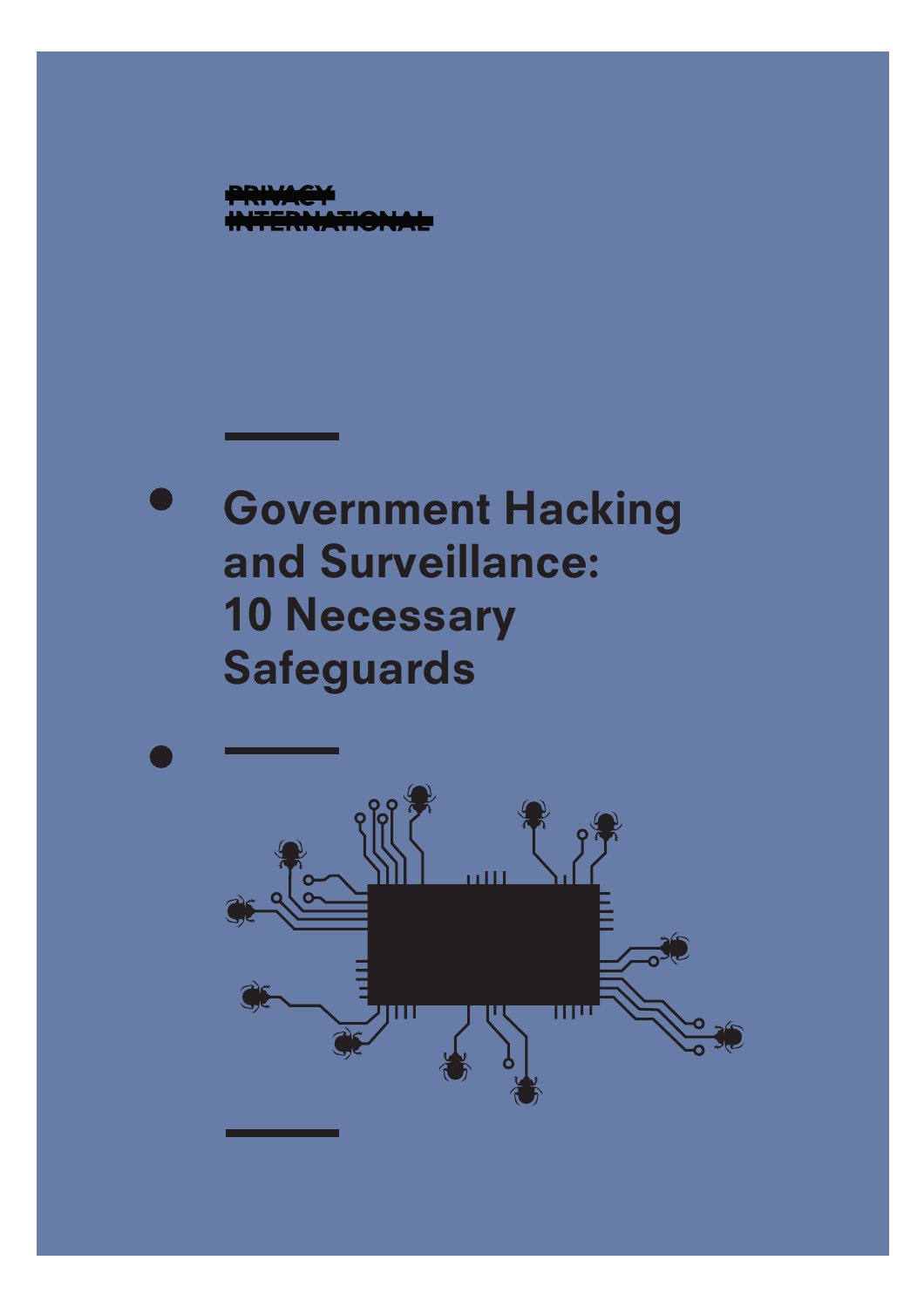PRIVACY INTERNATIONAL

# Government Hacking and Surveillance: 10 Necessary Safeguards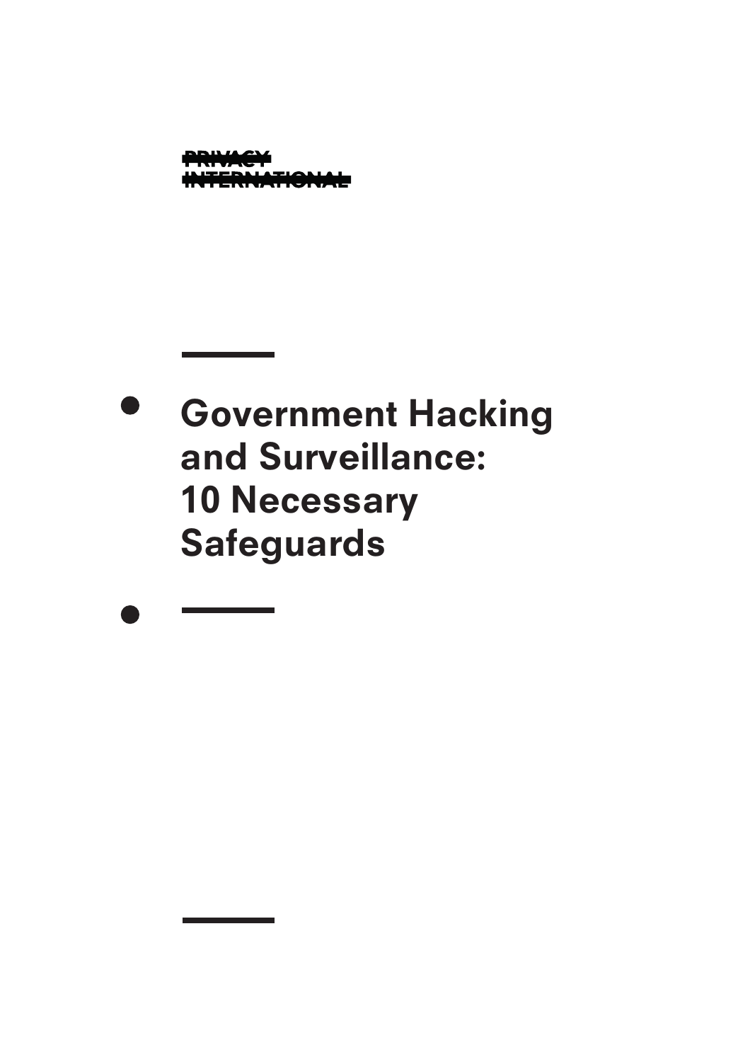PRIVACY INTERNATIONAL

# Government Hacking and Surveillance: 10 Necessary Safeguards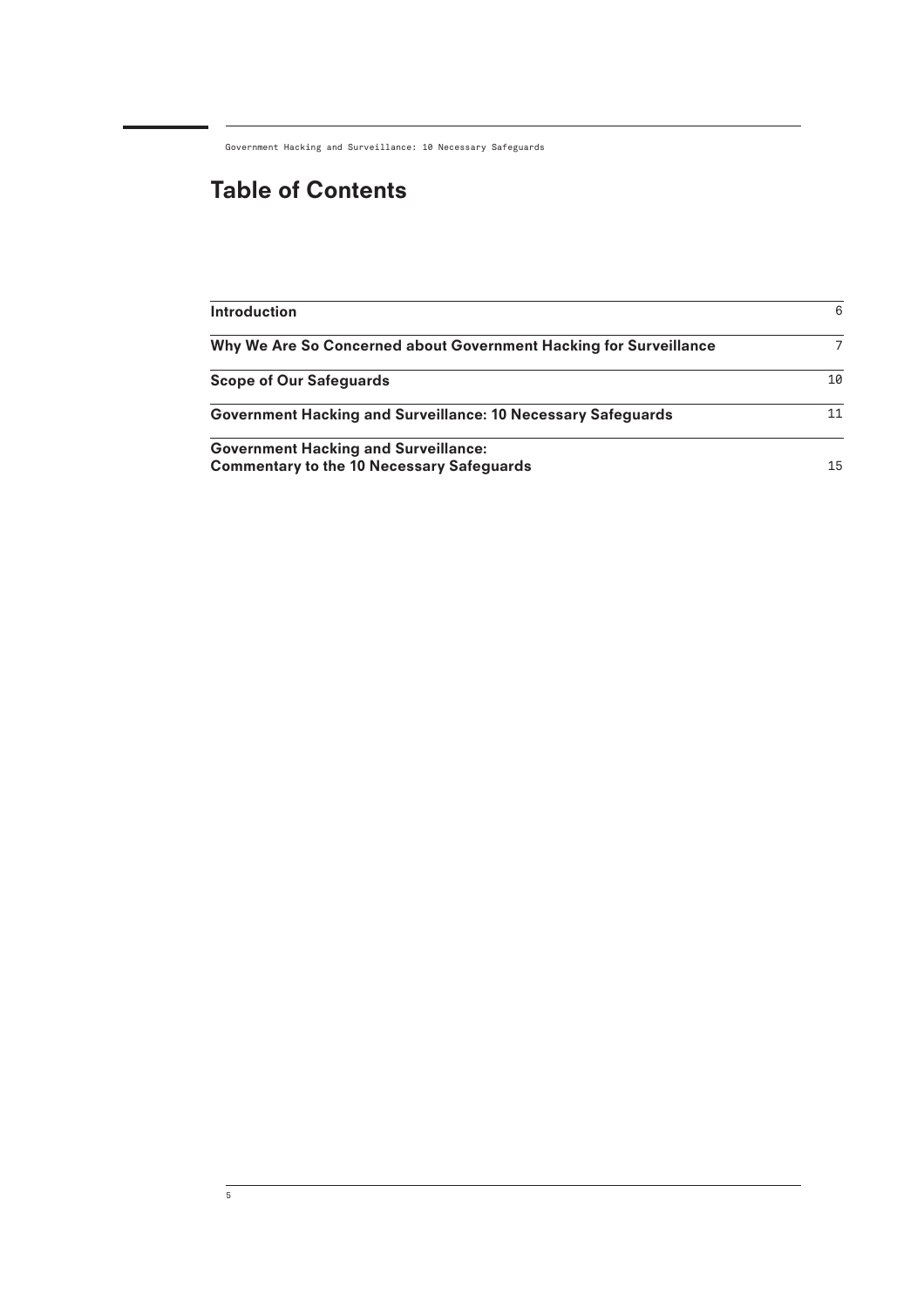# Table of Contents

| | |
|---|---|
| **Introduction** | 6 |
| **Why We Are So Concerned about Government Hacking for Surveillance** | 7 |
| **Scope of Our Safeguards** | 10 |
| **Government Hacking and Surveillance: 10 Necessary Safeguards** | 11 |
| **Government Hacking and Surveillance: Commentary to the 10 Necessary Safeguards** | 15 |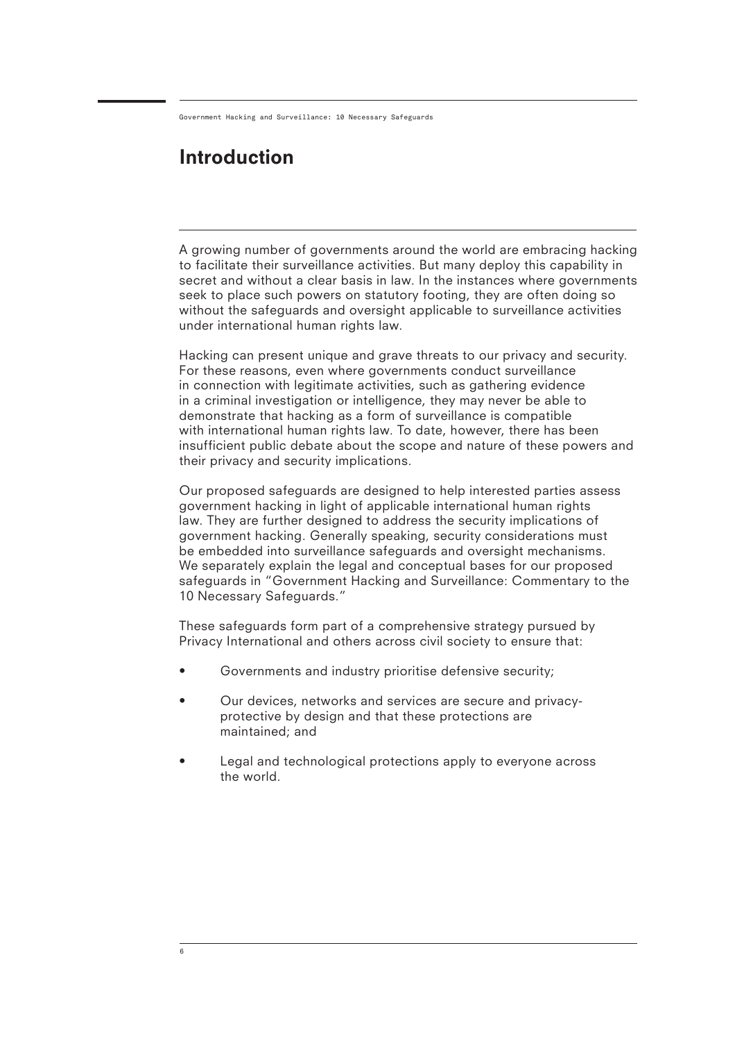# Introduction

A growing number of governments around the world are embracing hacking to facilitate their surveillance activities. But many deploy this capability in secret and without a clear basis in law. In the instances where governments seek to place such powers on statutory footing, they are often doing so without the safeguards and oversight applicable to surveillance activities under international human rights law.

Hacking can present unique and grave threats to our privacy and security. For these reasons, even where governments conduct surveillance in connection with legitimate activities, such as gathering evidence in a criminal investigation or intelligence, they may never be able to demonstrate that hacking as a form of surveillance is compatible with international human rights law. To date, however, there has been insufficient public debate about the scope and nature of these powers and their privacy and security implications.

Our proposed safeguards are designed to help interested parties assess government hacking in light of applicable international human rights law. They are further designed to address the security implications of government hacking. Generally speaking, security considerations must be embedded into surveillance safeguards and oversight mechanisms. We separately explain the legal and conceptual bases for our proposed safeguards in "Government Hacking and Surveillance: Commentary to the 10 Necessary Safeguards."

These safeguards form part of a comprehensive strategy pursued by Privacy International and others across civil society to ensure that:

- Governments and industry prioritise defensive security;
- Our devices, networks and services are secure and privacy-protective by design and that these protections are maintained; and
- Legal and technological protections apply to everyone across the world.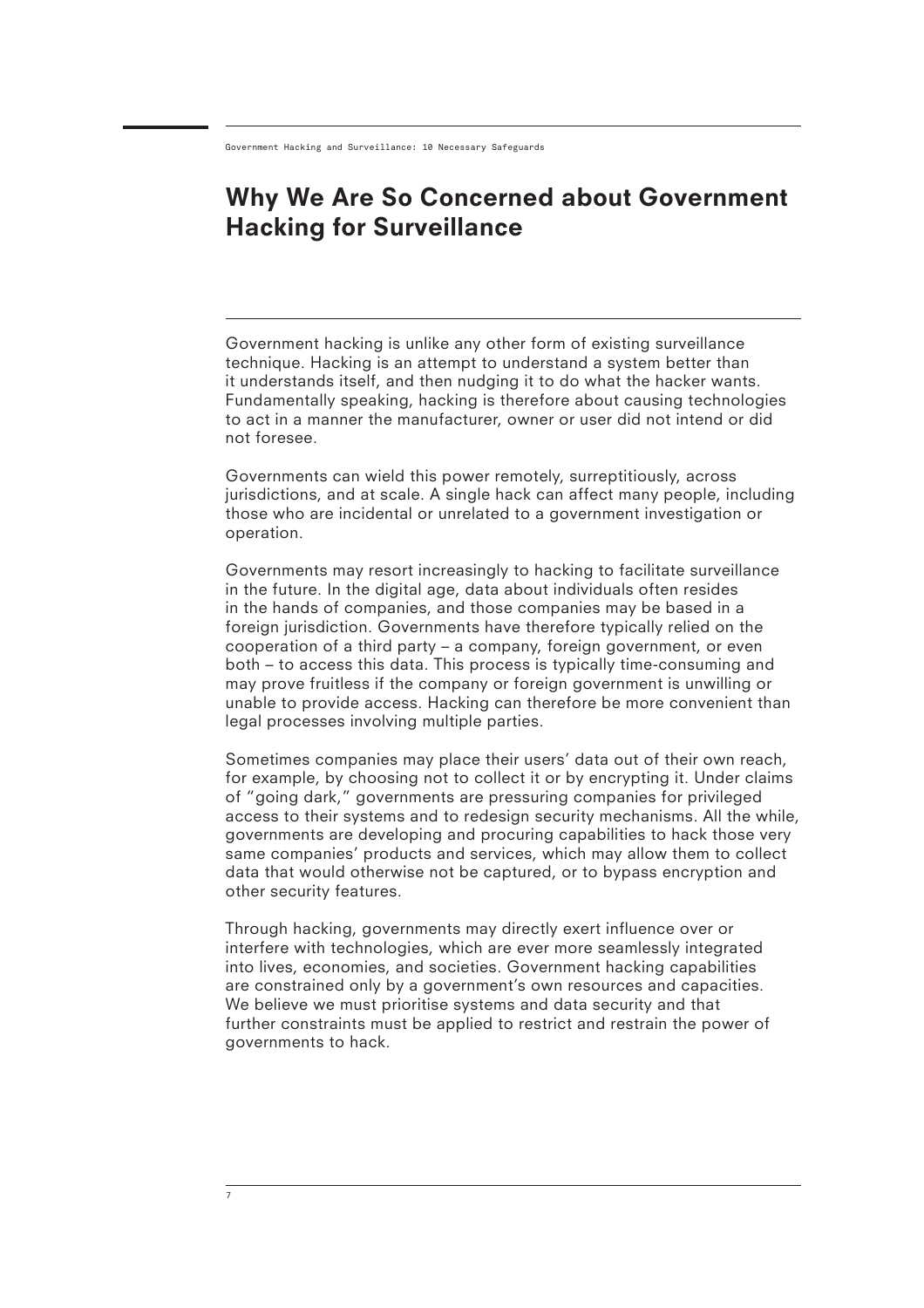# Why We Are So Concerned about Government Hacking for Surveillance

Government hacking is unlike any other form of existing surveillance technique. Hacking is an attempt to understand a system better than it understands itself, and then nudging it to do what the hacker wants. Fundamentally speaking, hacking is therefore about causing technologies to act in a manner the manufacturer, owner or user did not intend or did not foresee.

Governments can wield this power remotely, surreptitiously, across jurisdictions, and at scale. A single hack can affect many people, including those who are incidental or unrelated to a government investigation or operation.

Governments may resort increasingly to hacking to facilitate surveillance in the future. In the digital age, data about individuals often resides in the hands of companies, and those companies may be based in a foreign jurisdiction. Governments have therefore typically relied on the cooperation of a third party – a company, foreign government, or even both – to access this data. This process is typically time-consuming and may prove fruitless if the company or foreign government is unwilling or unable to provide access. Hacking can therefore be more convenient than legal processes involving multiple parties.

Sometimes companies may place their users' data out of their own reach, for example, by choosing not to collect it or by encrypting it. Under claims of "going dark," governments are pressuring companies for privileged access to their systems and to redesign security mechanisms. All the while, governments are developing and procuring capabilities to hack those very same companies' products and services, which may allow them to collect data that would otherwise not be captured, or to bypass encryption and other security features.

Through hacking, governments may directly exert influence over or interfere with technologies, which are ever more seamlessly integrated into lives, economies, and societies. Government hacking capabilities are constrained only by a government's own resources and capacities. We believe we must prioritise systems and data security and that further constraints must be applied to restrict and restrain the power of governments to hack.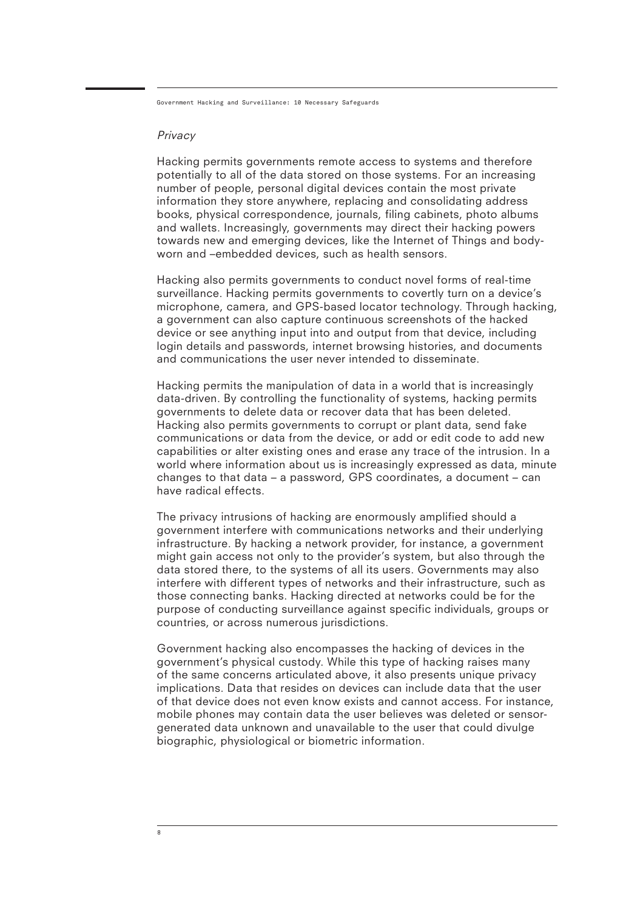*Privacy*

Hacking permits governments remote access to systems and therefore potentially to all of the data stored on those systems. For an increasing number of people, personal digital devices contain the most private information they store anywhere, replacing and consolidating address books, physical correspondence, journals, filing cabinets, photo albums and wallets. Increasingly, governments may direct their hacking powers towards new and emerging devices, like the Internet of Things and body-worn and –embedded devices, such as health sensors.

Hacking also permits governments to conduct novel forms of real-time surveillance. Hacking permits governments to covertly turn on a device's microphone, camera, and GPS-based locator technology. Through hacking, a government can also capture continuous screenshots of the hacked device or see anything input into and output from that device, including login details and passwords, internet browsing histories, and documents and communications the user never intended to disseminate.

Hacking permits the manipulation of data in a world that is increasingly data-driven. By controlling the functionality of systems, hacking permits governments to delete data or recover data that has been deleted. Hacking also permits governments to corrupt or plant data, send fake communications or data from the device, or add or edit code to add new capabilities or alter existing ones and erase any trace of the intrusion. In a world where information about us is increasingly expressed as data, minute changes to that data – a password, GPS coordinates, a document – can have radical effects.

The privacy intrusions of hacking are enormously amplified should a government interfere with communications networks and their underlying infrastructure. By hacking a network provider, for instance, a government might gain access not only to the provider's system, but also through the data stored there, to the systems of all its users. Governments may also interfere with different types of networks and their infrastructure, such as those connecting banks. Hacking directed at networks could be for the purpose of conducting surveillance against specific individuals, groups or countries, or across numerous jurisdictions.

Government hacking also encompasses the hacking of devices in the government's physical custody. While this type of hacking raises many of the same concerns articulated above, it also presents unique privacy implications. Data that resides on devices can include data that the user of that device does not even know exists and cannot access. For instance, mobile phones may contain data the user believes was deleted or sensor-generated data unknown and unavailable to the user that could divulge biographic, physiological or biometric information.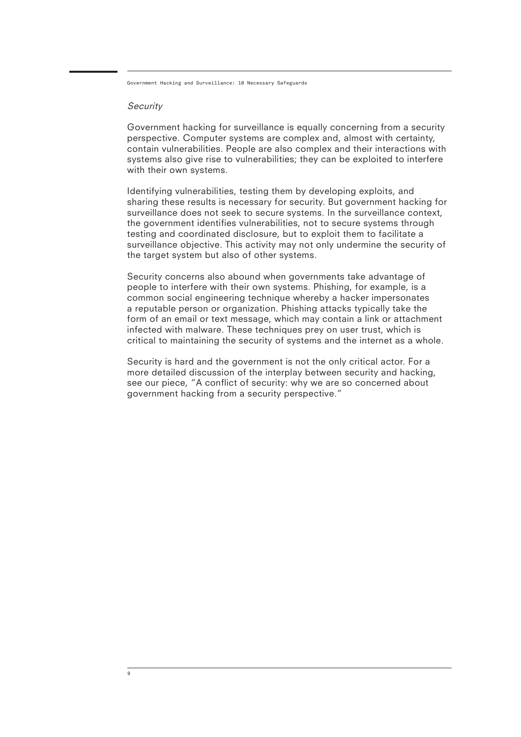*Security*

Government hacking for surveillance is equally concerning from a security perspective. Computer systems are complex and, almost with certainty, contain vulnerabilities. People are also complex and their interactions with systems also give rise to vulnerabilities; they can be exploited to interfere with their own systems.

Identifying vulnerabilities, testing them by developing exploits, and sharing these results is necessary for security. But government hacking for surveillance does not seek to secure systems. In the surveillance context, the government identifies vulnerabilities, not to secure systems through testing and coordinated disclosure, but to exploit them to facilitate a surveillance objective. This activity may not only undermine the security of the target system but also of other systems.

Security concerns also abound when governments take advantage of people to interfere with their own systems. Phishing, for example, is a common social engineering technique whereby a hacker impersonates a reputable person or organization. Phishing attacks typically take the form of an email or text message, which may contain a link or attachment infected with malware. These techniques prey on user trust, which is critical to maintaining the security of systems and the internet as a whole.

Security is hard and the government is not the only critical actor. For a more detailed discussion of the interplay between security and hacking, see our piece, "A conflict of security: why we are so concerned about government hacking from a security perspective."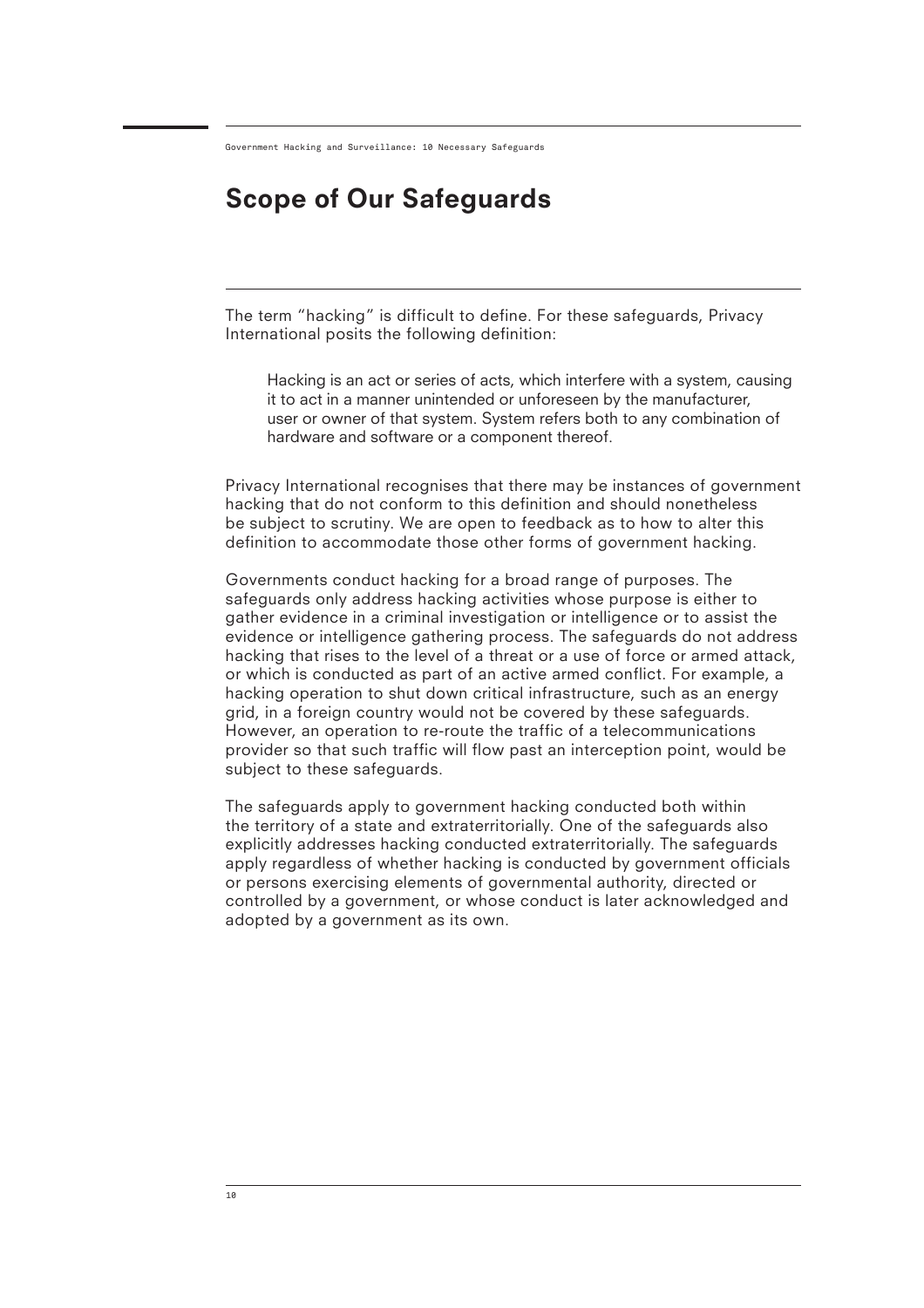## Scope of Our Safeguards

The term "hacking" is difficult to define. For these safeguards, Privacy International posits the following definition:

> Hacking is an act or series of acts, which interfere with a system, causing it to act in a manner unintended or unforeseen by the manufacturer, user or owner of that system. System refers both to any combination of hardware and software or a component thereof.

Privacy International recognises that there may be instances of government hacking that do not conform to this definition and should nonetheless be subject to scrutiny. We are open to feedback as to how to alter this definition to accommodate those other forms of government hacking.

Governments conduct hacking for a broad range of purposes. The safeguards only address hacking activities whose purpose is either to gather evidence in a criminal investigation or intelligence or to assist the evidence or intelligence gathering process. The safeguards do not address hacking that rises to the level of a threat or a use of force or armed attack, or which is conducted as part of an active armed conflict. For example, a hacking operation to shut down critical infrastructure, such as an energy grid, in a foreign country would not be covered by these safeguards. However, an operation to re-route the traffic of a telecommunications provider so that such traffic will flow past an interception point, would be subject to these safeguards.

The safeguards apply to government hacking conducted both within the territory of a state and extraterritorially. One of the safeguards also explicitly addresses hacking conducted extraterritorially. The safeguards apply regardless of whether hacking is conducted by government officials or persons exercising elements of governmental authority, directed or controlled by a government, or whose conduct is later acknowledged and adopted by a government as its own.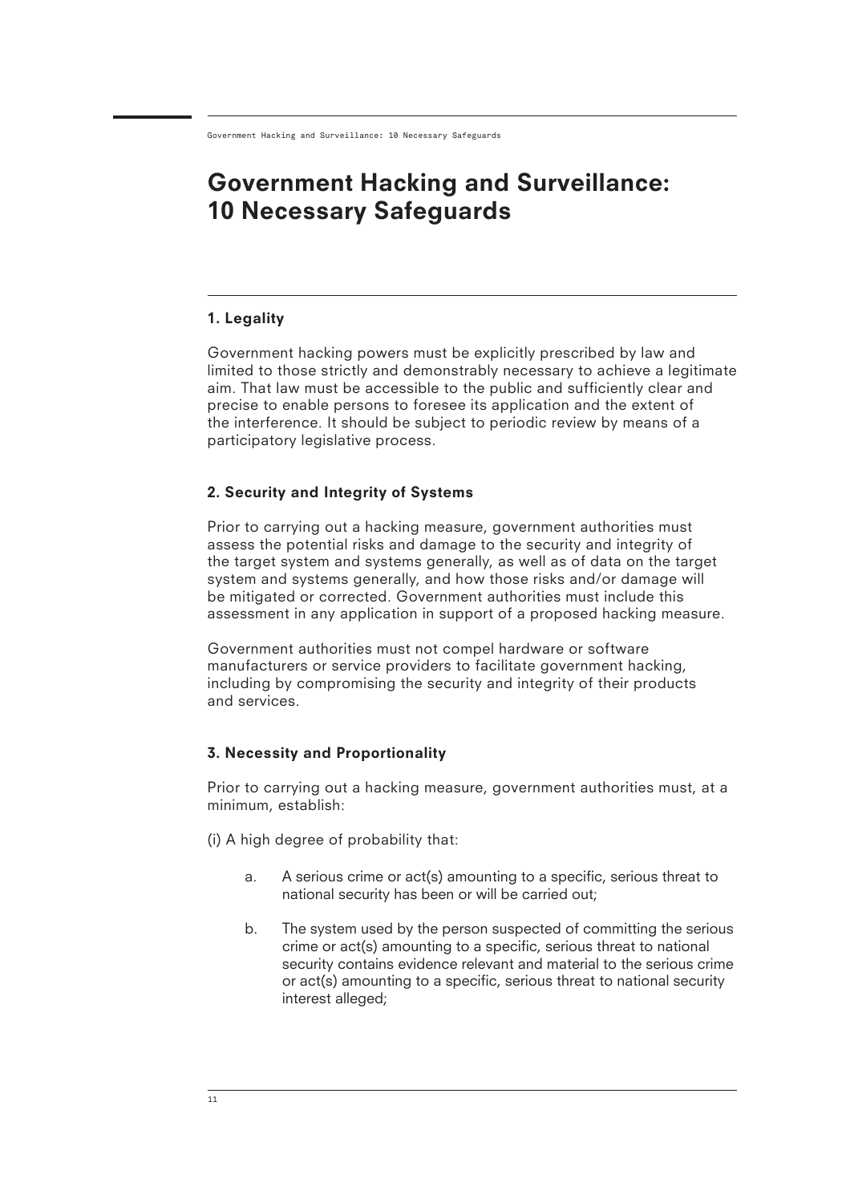# Government Hacking and Surveillance: 10 Necessary Safeguards

### 1. Legality

Government hacking powers must be explicitly prescribed by law and limited to those strictly and demonstrably necessary to achieve a legitimate aim. That law must be accessible to the public and sufficiently clear and precise to enable persons to foresee its application and the extent of the interference. It should be subject to periodic review by means of a participatory legislative process.

### 2. Security and Integrity of Systems

Prior to carrying out a hacking measure, government authorities must assess the potential risks and damage to the security and integrity of the target system and systems generally, as well as of data on the target system and systems generally, and how those risks and/or damage will be mitigated or corrected. Government authorities must include this assessment in any application in support of a proposed hacking measure.

Government authorities must not compel hardware or software manufacturers or service providers to facilitate government hacking, including by compromising the security and integrity of their products and services.

### 3. Necessity and Proportionality

Prior to carrying out a hacking measure, government authorities must, at a minimum, establish:

(i) A high degree of probability that:

a. A serious crime or act(s) amounting to a specific, serious threat to national security has been or will be carried out;

b. The system used by the person suspected of committing the serious crime or act(s) amounting to a specific, serious threat to national security contains evidence relevant and material to the serious crime or act(s) amounting to a specific, serious threat to national security interest alleged;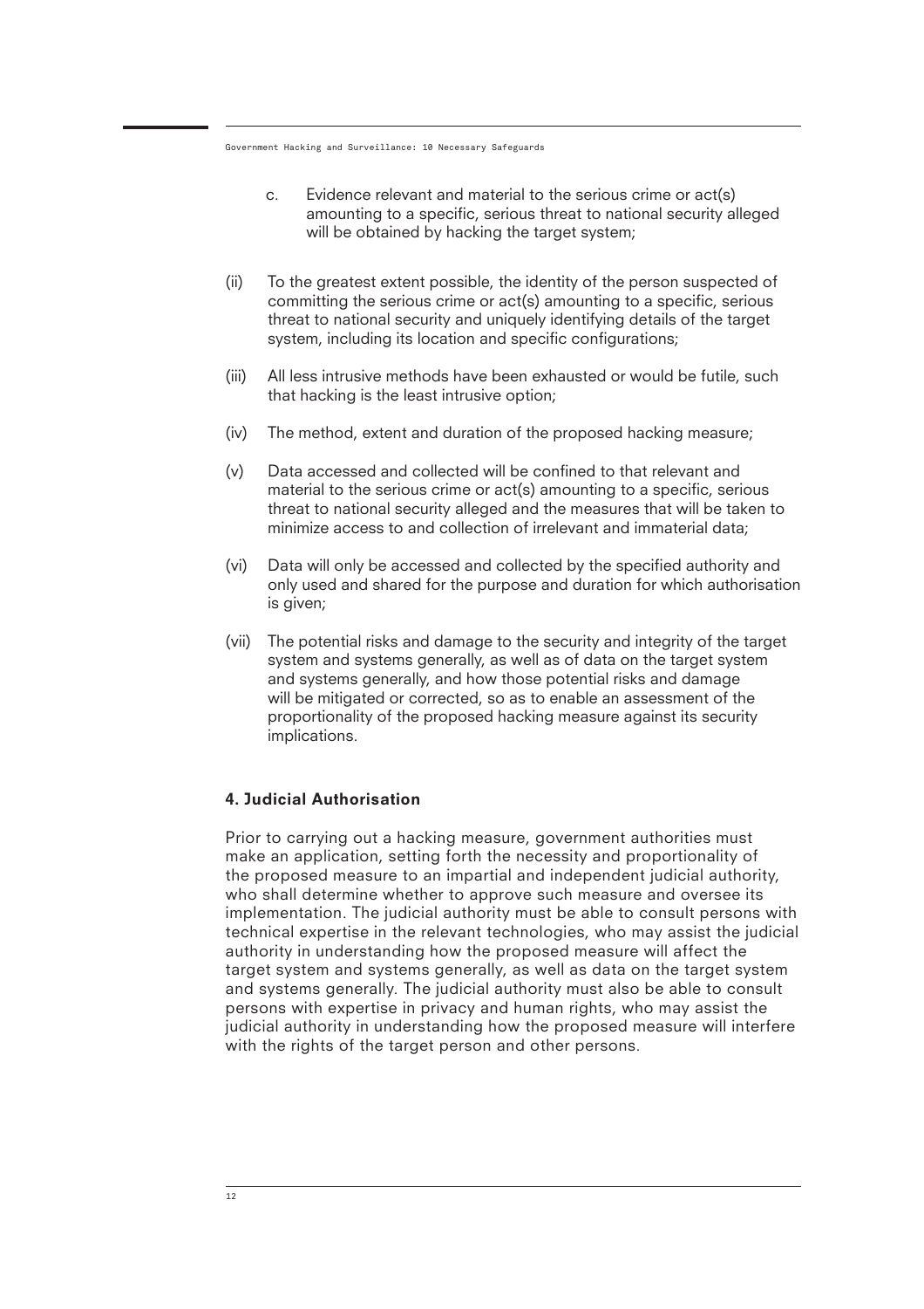c. Evidence relevant and material to the serious crime or act(s) amounting to a specific, serious threat to national security alleged will be obtained by hacking the target system;

(ii) To the greatest extent possible, the identity of the person suspected of committing the serious crime or act(s) amounting to a specific, serious threat to national security and uniquely identifying details of the target system, including its location and specific configurations;

(iii) All less intrusive methods have been exhausted or would be futile, such that hacking is the least intrusive option;

(iv) The method, extent and duration of the proposed hacking measure;

(v) Data accessed and collected will be confined to that relevant and material to the serious crime or act(s) amounting to a specific, serious threat to national security alleged and the measures that will be taken to minimize access to and collection of irrelevant and immaterial data;

(vi) Data will only be accessed and collected by the specified authority and only used and shared for the purpose and duration for which authorisation is given;

(vii) The potential risks and damage to the security and integrity of the target system and systems generally, as well as of data on the target system and systems generally, and how those potential risks and damage will be mitigated or corrected, so as to enable an assessment of the proportionality of the proposed hacking measure against its security implications.

### 4. Judicial Authorisation

Prior to carrying out a hacking measure, government authorities must make an application, setting forth the necessity and proportionality of the proposed measure to an impartial and independent judicial authority, who shall determine whether to approve such measure and oversee its implementation. The judicial authority must be able to consult persons with technical expertise in the relevant technologies, who may assist the judicial authority in understanding how the proposed measure will affect the target system and systems generally, as well as data on the target system and systems generally. The judicial authority must also be able to consult persons with expertise in privacy and human rights, who may assist the judicial authority in understanding how the proposed measure will interfere with the rights of the target person and other persons.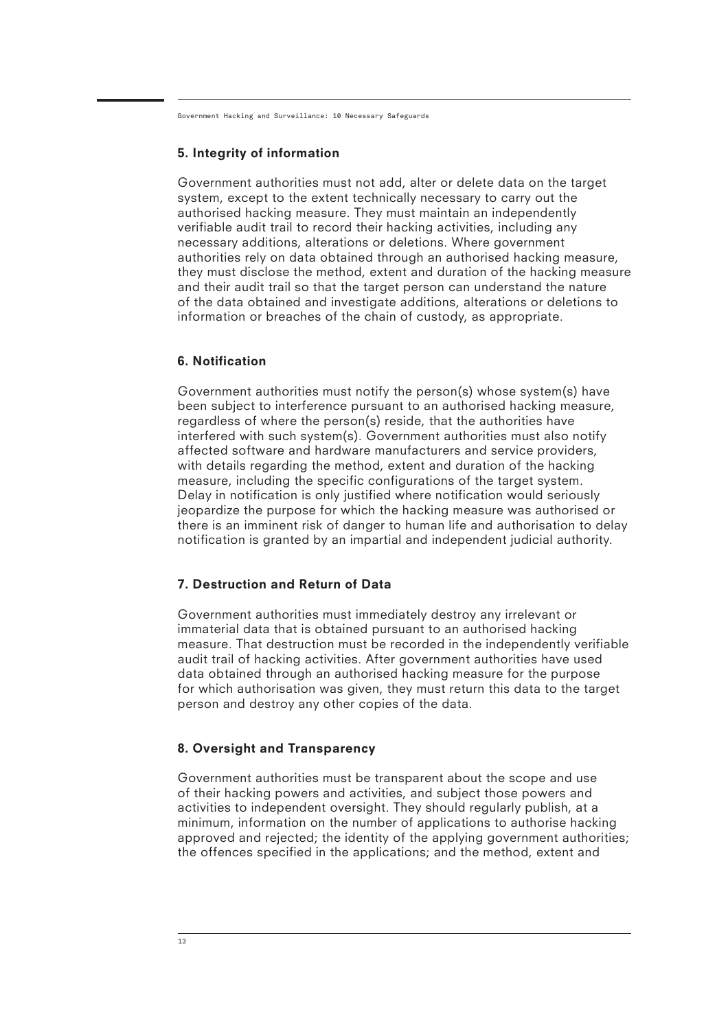### 5. Integrity of information

Government authorities must not add, alter or delete data on the target system, except to the extent technically necessary to carry out the authorised hacking measure. They must maintain an independently verifiable audit trail to record their hacking activities, including any necessary additions, alterations or deletions. Where government authorities rely on data obtained through an authorised hacking measure, they must disclose the method, extent and duration of the hacking measure and their audit trail so that the target person can understand the nature of the data obtained and investigate additions, alterations or deletions to information or breaches of the chain of custody, as appropriate.

### 6. Notification

Government authorities must notify the person(s) whose system(s) have been subject to interference pursuant to an authorised hacking measure, regardless of where the person(s) reside, that the authorities have interfered with such system(s). Government authorities must also notify affected software and hardware manufacturers and service providers, with details regarding the method, extent and duration of the hacking measure, including the specific configurations of the target system. Delay in notification is only justified where notification would seriously jeopardize the purpose for which the hacking measure was authorised or there is an imminent risk of danger to human life and authorisation to delay notification is granted by an impartial and independent judicial authority.

### 7. Destruction and Return of Data

Government authorities must immediately destroy any irrelevant or immaterial data that is obtained pursuant to an authorised hacking measure. That destruction must be recorded in the independently verifiable audit trail of hacking activities. After government authorities have used data obtained through an authorised hacking measure for the purpose for which authorisation was given, they must return this data to the target person and destroy any other copies of the data.

### 8. Oversight and Transparency

Government authorities must be transparent about the scope and use of their hacking powers and activities, and subject those powers and activities to independent oversight. They should regularly publish, at a minimum, information on the number of applications to authorise hacking approved and rejected; the identity of the applying government authorities; the offences specified in the applications; and the method, extent and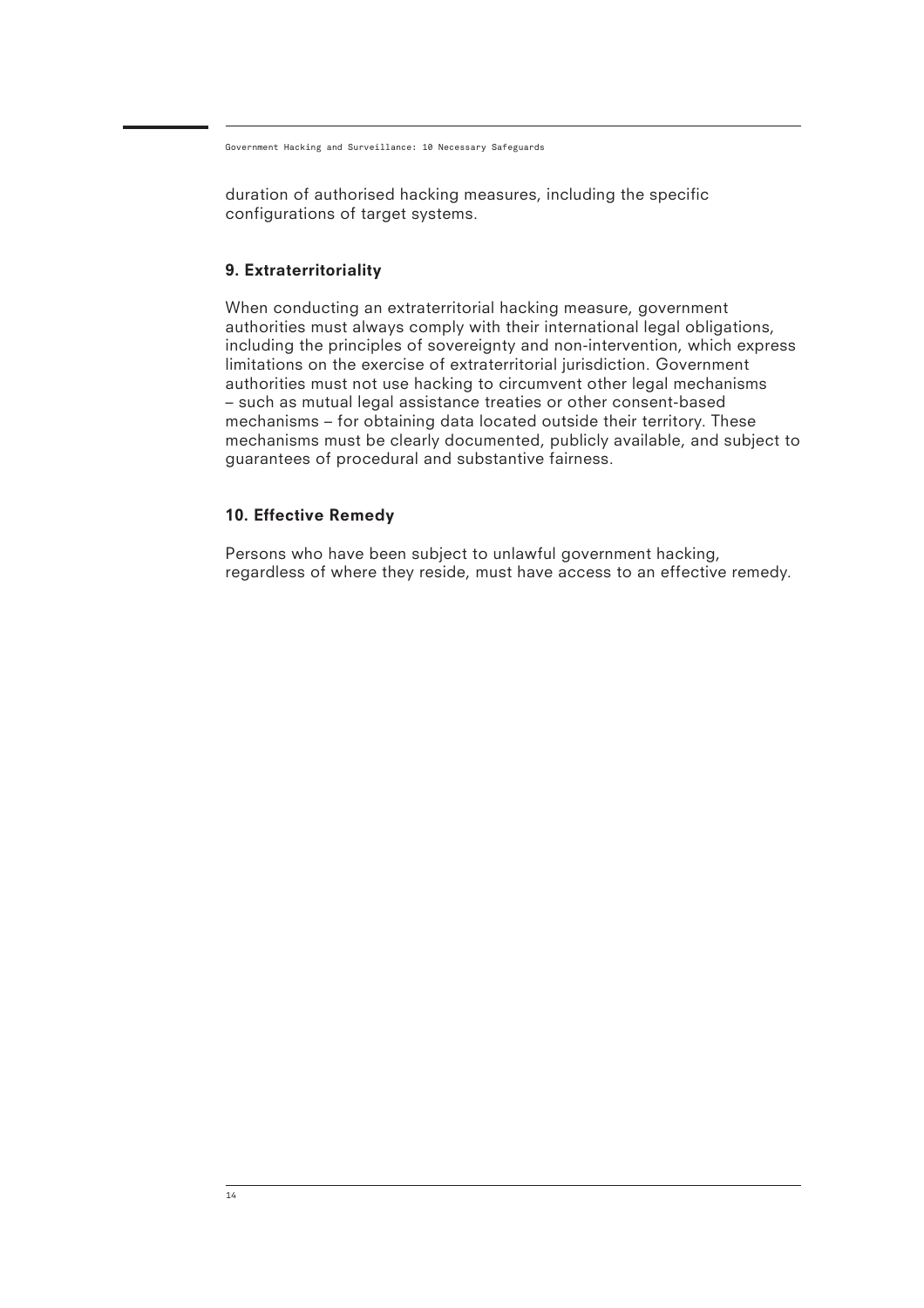duration of authorised hacking measures, including the specific configurations of target systems.

### 9. Extraterritoriality

When conducting an extraterritorial hacking measure, government authorities must always comply with their international legal obligations, including the principles of sovereignty and non-intervention, which express limitations on the exercise of extraterritorial jurisdiction. Government authorities must not use hacking to circumvent other legal mechanisms – such as mutual legal assistance treaties or other consent-based mechanisms – for obtaining data located outside their territory. These mechanisms must be clearly documented, publicly available, and subject to guarantees of procedural and substantive fairness.

### 10. Effective Remedy

Persons who have been subject to unlawful government hacking, regardless of where they reside, must have access to an effective remedy.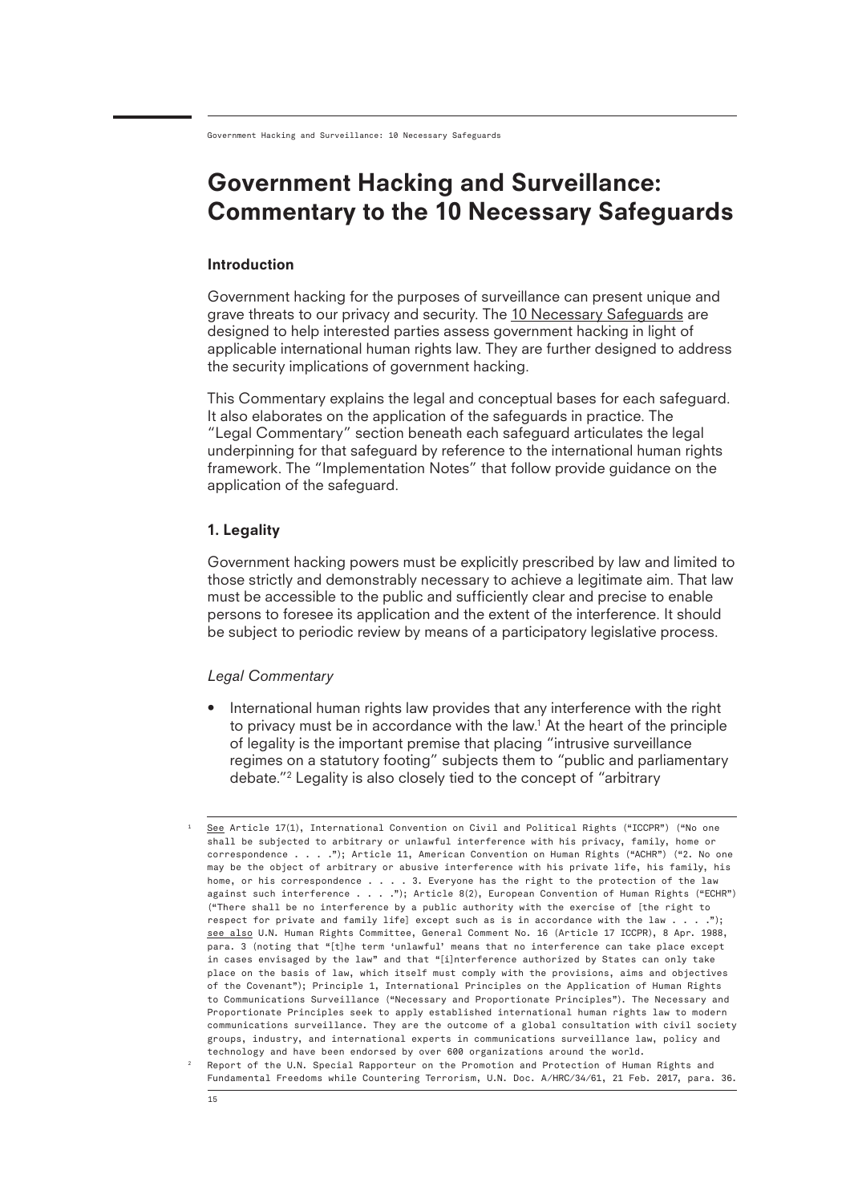# Government Hacking and Surveillance: Commentary to the 10 Necessary Safeguards

### Introduction

Government hacking for the purposes of surveillance can present unique and grave threats to our privacy and security. The 10 Necessary Safeguards are designed to help interested parties assess government hacking in light of applicable international human rights law. They are further designed to address the security implications of government hacking.

This Commentary explains the legal and conceptual bases for each safeguard. It also elaborates on the application of the safeguards in practice. The "Legal Commentary" section beneath each safeguard articulates the legal underpinning for that safeguard by reference to the international human rights framework. The "Implementation Notes" that follow provide guidance on the application of the safeguard.

### 1. Legality

Government hacking powers must be explicitly prescribed by law and limited to those strictly and demonstrably necessary to achieve a legitimate aim. That law must be accessible to the public and sufficiently clear and precise to enable persons to foresee its application and the extent of the interference. It should be subject to periodic review by means of a participatory legislative process.

*Legal Commentary*

- International human rights law provides that any interference with the right to privacy must be in accordance with the law.[1] At the heart of the principle of legality is the important premise that placing "intrusive surveillance regimes on a statutory footing" subjects them to "public and parliamentary debate."[2] Legality is also closely tied to the concept of "arbitrary

---

[1] See Article 17(1), International Convention on Civil and Political Rights ("ICCPR") ("No one shall be subjected to arbitrary or unlawful interference with his privacy, family, home or correspondence . . . ."); Article 11, American Convention on Human Rights ("ACHR") ("2. No one may be the object of arbitrary or abusive interference with his private life, his family, his home, or his correspondence . . . . 3. Everyone has the right to the protection of the law against such interference . . . ."); Article 8(2), European Convention of Human Rights ("ECHR") ("There shall be no interference by a public authority with the exercise of [the right to respect for private and family life] except such as is in accordance with the law . . . ."); see also U.N. Human Rights Committee, General Comment No. 16 (Article 17 ICCPR), 8 Apr. 1988, para. 3 (noting that "[t]he term 'unlawful' means that no interference can take place except in cases envisaged by the law" and that "[i]nterference authorized by States can only take place on the basis of law, which itself must comply with the provisions, aims and objectives of the Covenant"); Principle 1, International Principles on the Application of Human Rights to Communications Surveillance ("Necessary and Proportionate Principles"). The Necessary and Proportionate Principles seek to apply established international human rights law to modern communications surveillance. They are the outcome of a global consultation with civil society groups, industry, and international experts in communications surveillance law, policy and technology and have been endorsed by over 600 organizations around the world.

[2] Report of the U.N. Special Rapporteur on the Promotion and Protection of Human Rights and Fundamental Freedoms while Countering Terrorism, U.N. Doc. A/HRC/34/61, 21 Feb. 2017, para. 36.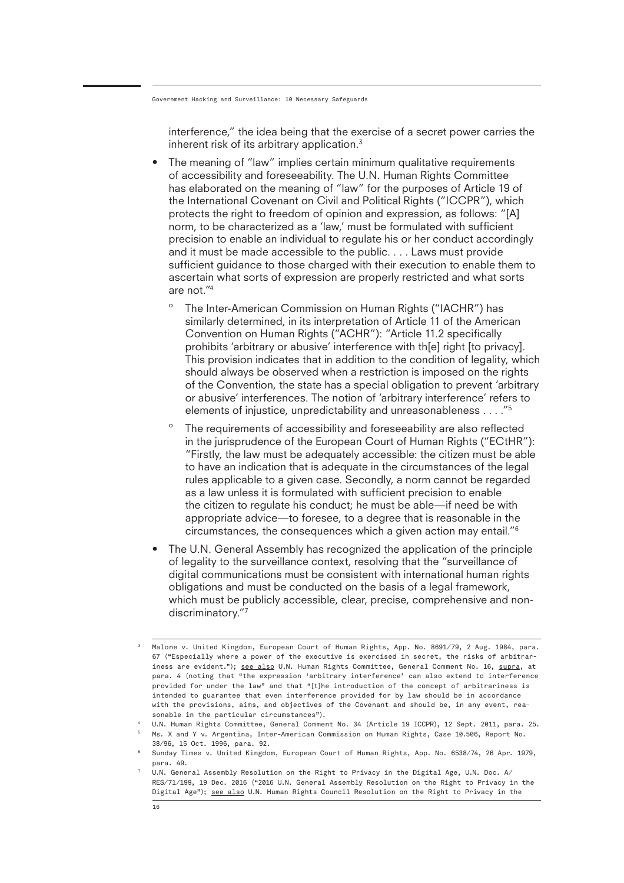interference," the idea being that the exercise of a secret power carries the inherent risk of its arbitrary application.[3]

- The meaning of "law" implies certain minimum qualitative requirements of accessibility and foreseeability. The U.N. Human Rights Committee has elaborated on the meaning of "law" for the purposes of Article 19 of the International Covenant on Civil and Political Rights ("ICCPR"), which protects the right to freedom of opinion and expression, as follows: "[A] norm, to be characterized as a 'law,' must be formulated with sufficient precision to enable an individual to regulate his or her conduct accordingly and it must be made accessible to the public. . . . Laws must provide sufficient guidance to those charged with their execution to enable them to ascertain what sorts of expression are properly restricted and what sorts are not."[4]
    - The Inter-American Commission on Human Rights ("IACHR") has similarly determined, in its interpretation of Article 11 of the American Convention on Human Rights ("ACHR"): "Article 11.2 specifically prohibits 'arbitrary or abusive' interference with th[e] right [to privacy]. This provision indicates that in addition to the condition of legality, which should always be observed when a restriction is imposed on the rights of the Convention, the state has a special obligation to prevent 'arbitrary or abusive' interferences. The notion of 'arbitrary interference' refers to elements of injustice, unpredictability and unreasonableness . . . ."[5]
    - The requirements of accessibility and foreseeability are also reflected in the jurisprudence of the European Court of Human Rights ("ECtHR"): "Firstly, the law must be adequately accessible: the citizen must be able to have an indication that is adequate in the circumstances of the legal rules applicable to a given case. Secondly, a norm cannot be regarded as a law unless it is formulated with sufficient precision to enable the citizen to regulate his conduct; he must be able—if need be with appropriate advice—to foresee, to a degree that is reasonable in the circumstances, the consequences which a given action may entail."[6]
- The U.N. General Assembly has recognized the application of the principle of legality to the surveillance context, resolving that the "surveillance of digital communications must be consistent with international human rights obligations and must be conducted on the basis of a legal framework, which must be publicly accessible, clear, precise, comprehensive and non-discriminatory."[7]

---

[3] Malone v. United Kingdom, European Court of Human Rights, App. No. 8691/79, 2 Aug. 1984, para. 67 ("Especially where a power of the executive is exercised in secret, the risks of arbitrariness are evident."); see also U.N. Human Rights Committee, General Comment No. 16, supra, at para. 4 (noting that "the expression 'arbitrary interference' can also extend to interference provided for under the law" and that "[t]he introduction of the concept of arbitrariness is intended to guarantee that even interference provided for by law should be in accordance with the provisions, aims, and objectives of the Covenant and should be, in any event, reasonable in the particular circumstances").

[4] U.N. Human Rights Committee, General Comment No. 34 (Article 19 ICCPR), 12 Sept. 2011, para. 25.

[5] Ms. X and Y v. Argentina, Inter-American Commission on Human Rights, Case 10.506, Report No. 38/96, 15 Oct. 1996, para. 92.

[6] Sunday Times v. United Kingdom, European Court of Human Rights, App. No. 6538/74, 26 Apr. 1979, para. 49.

[7] U.N. General Assembly Resolution on the Right to Privacy in the Digital Age, U.N. Doc. A/RES/71/199, 19 Dec. 2016 ("2016 U.N. General Assembly Resolution on the Right to Privacy in the Digital Age"); see also U.N. Human Rights Council Resolution on the Right to Privacy in the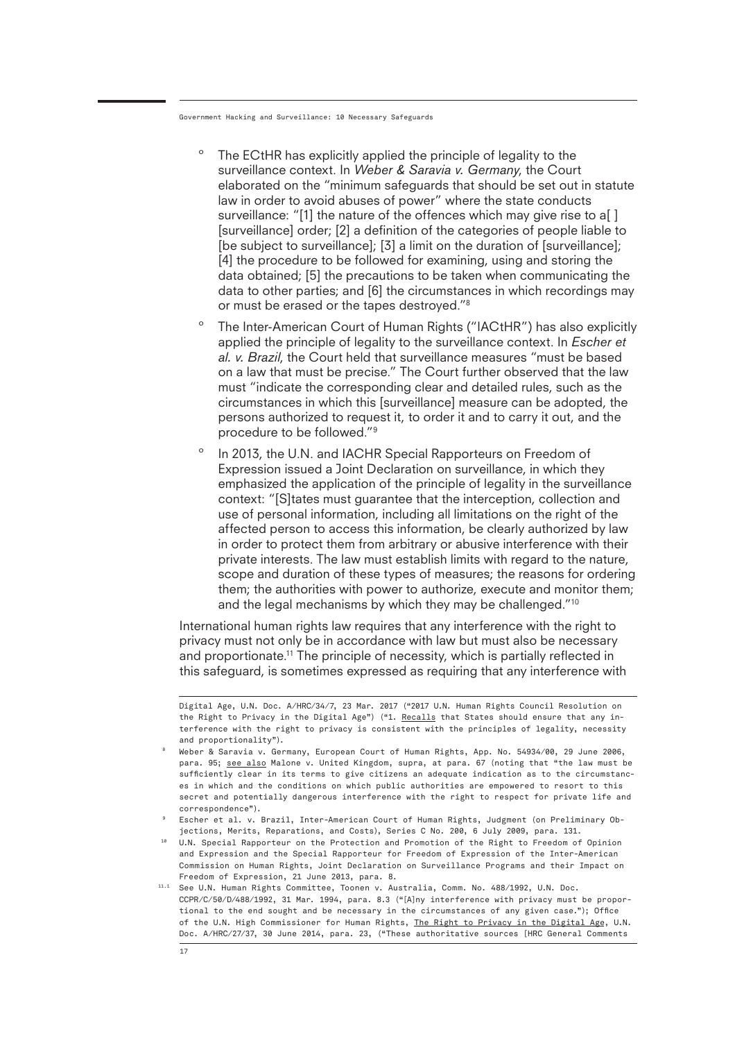- The ECtHR has explicitly applied the principle of legality to the surveillance context. In *Weber & Saravia v. Germany*, the Court elaborated on the "minimum safeguards that should be set out in statute law in order to avoid abuses of power" where the state conducts surveillance: "[1] the nature of the offences which may give rise to a[ ] [surveillance] order; [2] a definition of the categories of people liable to [be subject to surveillance]; [3] a limit on the duration of [surveillance]; [4] the procedure to be followed for examining, using and storing the data obtained; [5] the precautions to be taken when communicating the data to other parties; and [6] the circumstances in which recordings may or must be erased or the tapes destroyed."[8]
- The Inter-American Court of Human Rights ("IACtHR") has also explicitly applied the principle of legality to the surveillance context. In *Escher et al. v. Brazil*, the Court held that surveillance measures "must be based on a law that must be precise." The Court further observed that the law must "indicate the corresponding clear and detailed rules, such as the circumstances in which this [surveillance] measure can be adopted, the persons authorized to request it, to order it and to carry it out, and the procedure to be followed."[9]
- In 2013, the U.N. and IACHR Special Rapporteurs on Freedom of Expression issued a Joint Declaration on surveillance, in which they emphasized the application of the principle of legality in the surveillance context: "[S]tates must guarantee that the interception, collection and use of personal information, including all limitations on the right of the affected person to access this information, be clearly authorized by law in order to protect them from arbitrary or abusive interference with their private interests. The law must establish limits with regard to the nature, scope and duration of these types of measures; the reasons for ordering them; the authorities with power to authorize, execute and monitor them; and the legal mechanisms by which they may be challenged."[10]

International human rights law requires that any interference with the right to privacy must not only be in accordance with law but must also be necessary and proportionate.[11] The principle of necessity, which is partially reflected in this safeguard, is sometimes expressed as requiring that any interference with

---

Digital Age, U.N. Doc. A/HRC/34/7, 23 Mar. 2017 ("2017 U.N. Human Rights Council Resolution on the Right to Privacy in the Digital Age") ("1. Recalls that States should ensure that any interference with the right to privacy is consistent with the principles of legality, necessity and proportionality").

[8] Weber & Saravia v. Germany, European Court of Human Rights, App. No. 54934/00, 29 June 2006, para. 95; see also Malone v. United Kingdom, supra, at para. 67 (noting that "the law must be sufficiently clear in its terms to give citizens an adequate indication as to the circumstances in which and the conditions on which public authorities are empowered to resort to this secret and potentially dangerous interference with the right to respect for private life and correspondence").

[9] Escher et al. v. Brazil, Inter-American Court of Human Rights, Judgment (on Preliminary Objections, Merits, Reparations, and Costs), Series C No. 200, 6 July 2009, para. 131.

[10] U.N. Special Rapporteur on the Protection and Promotion of the Right to Freedom of Opinion and Expression and the Special Rapporteur for Freedom of Expression of the Inter-American Commission on Human Rights, Joint Declaration on Surveillance Programs and their Impact on Freedom of Expression, 21 June 2013, para. 8.

[11.1] See U.N. Human Rights Committee, Toonen v. Australia, Comm. No. 488/1992, U.N. Doc. CCPR/C/50/D/488/1992, 31 Mar. 1994, para. 8.3 ("[A]ny interference with privacy must be proportional to the end sought and be necessary in the circumstances of any given case."); Office of the U.N. High Commissioner for Human Rights, The Right to Privacy in the Digital Age, U.N. Doc. A/HRC/27/37, 30 June 2014, para. 23, ("These authoritative sources [HRC General Comments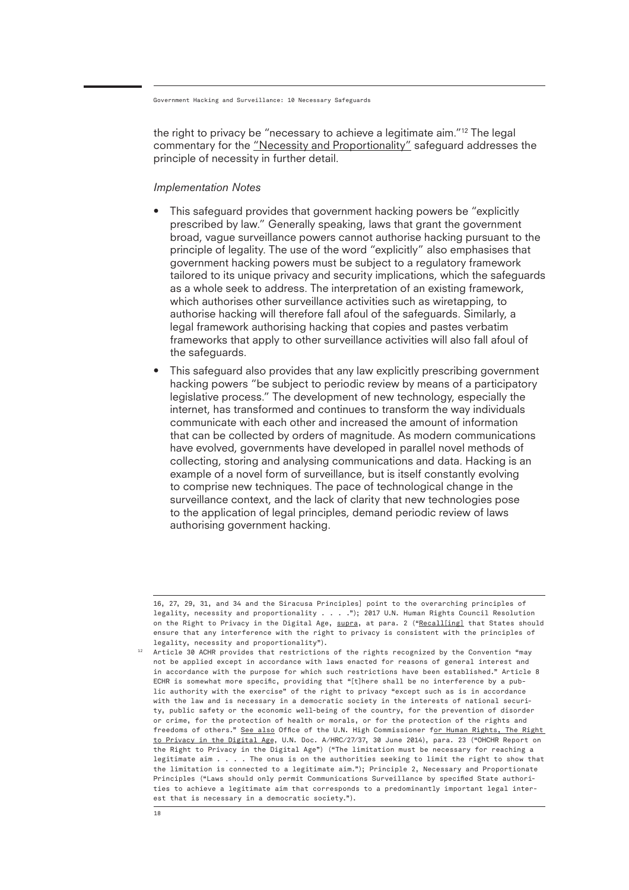the right to privacy be "necessary to achieve a legitimate aim."[12] The legal commentary for the "Necessity and Proportionality" safeguard addresses the principle of necessity in further detail.

*Implementation Notes*

- This safeguard provides that government hacking powers be "explicitly prescribed by law." Generally speaking, laws that grant the government broad, vague surveillance powers cannot authorise hacking pursuant to the principle of legality. The use of the word "explicitly" also emphasises that government hacking powers must be subject to a regulatory framework tailored to its unique privacy and security implications, which the safeguards as a whole seek to address. The interpretation of an existing framework, which authorises other surveillance activities such as wiretapping, to authorise hacking will therefore fall afoul of the safeguards. Similarly, a legal framework authorising hacking that copies and pastes verbatim frameworks that apply to other surveillance activities will also fall afoul of the safeguards.
- This safeguard also provides that any law explicitly prescribing government hacking powers "be subject to periodic review by means of a participatory legislative process." The development of new technology, especially the internet, has transformed and continues to transform the way individuals communicate with each other and increased the amount of information that can be collected by orders of magnitude. As modern communications have evolved, governments have developed in parallel novel methods of collecting, storing and analysing communications and data. Hacking is an example of a novel form of surveillance, but is itself constantly evolving to comprise new techniques. The pace of technological change in the surveillance context, and the lack of clarity that new technologies pose to the application of legal principles, demand periodic review of laws authorising government hacking.

---

16, 27, 29, 31, and 34 and the Siracusa Principles] point to the overarching principles of legality, necessity and proportionality . . . ."); 2017 U.N. Human Rights Council Resolution on the Right to Privacy in the Digital Age, supra, at para. 2 ("Recall[ing] that States should ensure that any interference with the right to privacy is consistent with the principles of legality, necessity and proportionality").

[12] Article 30 ACHR provides that restrictions of the rights recognized by the Convention "may not be applied except in accordance with laws enacted for reasons of general interest and in accordance with the purpose for which such restrictions have been established." Article 8 ECHR is somewhat more specific, providing that "[t]here shall be no interference by a public authority with the exercise" of the right to privacy "except such as is in accordance with the law and is necessary in a democratic society in the interests of national security, public safety or the economic well-being of the country, for the prevention of disorder or crime, for the protection of health or morals, or for the protection of the rights and freedoms of others." See also Office of the U.N. High Commissioner for Human Rights, The Right to Privacy in the Digital Age, U.N. Doc. A/HRC/27/37, 30 June 2014), para. 23 ("OHCHR Report on the Right to Privacy in the Digital Age") ("The limitation must be necessary for reaching a legitimate aim . . . . The onus is on the authorities seeking to limit the right to show that the limitation is connected to a legitimate aim."); Principle 2, Necessary and Proportionate Principles ("Laws should only permit Communications Surveillance by specified State authorities to achieve a legitimate aim that corresponds to a predominantly important legal interest that is necessary in a democratic society.").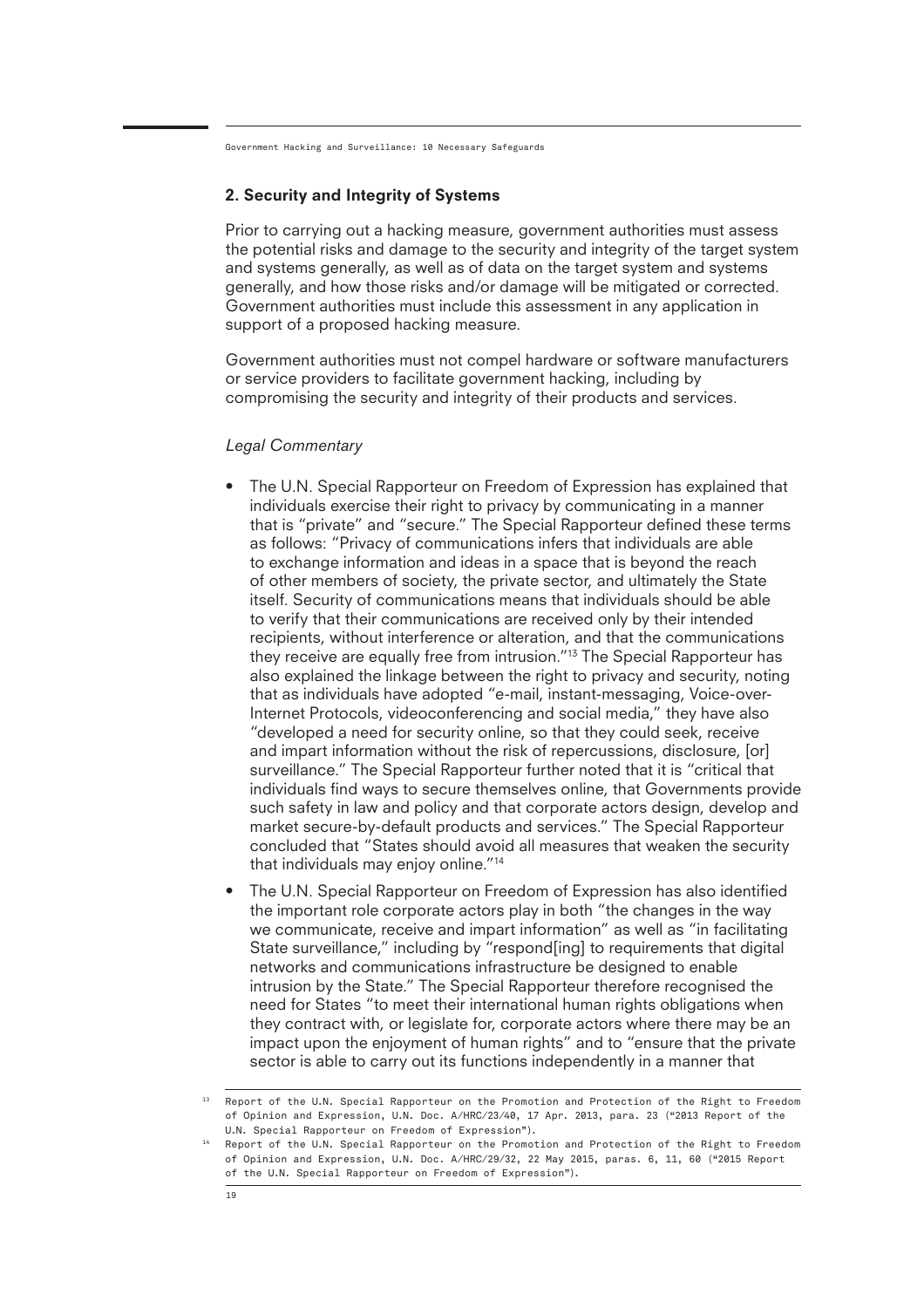## 2. Security and Integrity of Systems

Prior to carrying out a hacking measure, government authorities must assess the potential risks and damage to the security and integrity of the target system and systems generally, as well as of data on the target system and systems generally, and how those risks and/or damage will be mitigated or corrected. Government authorities must include this assessment in any application in support of a proposed hacking measure.

Government authorities must not compel hardware or software manufacturers or service providers to facilitate government hacking, including by compromising the security and integrity of their products and services.

*Legal Commentary*

- The U.N. Special Rapporteur on Freedom of Expression has explained that individuals exercise their right to privacy by communicating in a manner that is "private" and "secure." The Special Rapporteur defined these terms as follows: "Privacy of communications infers that individuals are able to exchange information and ideas in a space that is beyond the reach of other members of society, the private sector, and ultimately the State itself. Security of communications means that individuals should be able to verify that their communications are received only by their intended recipients, without interference or alteration, and that the communications they receive are equally free from intrusion."[13] The Special Rapporteur has also explained the linkage between the right to privacy and security, noting that as individuals have adopted "e-mail, instant-messaging, Voice-over-Internet Protocols, videoconferencing and social media," they have also "developed a need for security online, so that they could seek, receive and impart information without the risk of repercussions, disclosure, [or] surveillance." The Special Rapporteur further noted that it is "critical that individuals find ways to secure themselves online, that Governments provide such safety in law and policy and that corporate actors design, develop and market secure-by-default products and services." The Special Rapporteur concluded that "States should avoid all measures that weaken the security that individuals may enjoy online."[14]
- The U.N. Special Rapporteur on Freedom of Expression has also identified the important role corporate actors play in both "the changes in the way we communicate, receive and impart information" as well as "in facilitating State surveillance," including by "respond[ing] to requirements that digital networks and communications infrastructure be designed to enable intrusion by the State." The Special Rapporteur therefore recognised the need for States "to meet their international human rights obligations when they contract with, or legislate for, corporate actors where there may be an impact upon the enjoyment of human rights" and to "ensure that the private sector is able to carry out its functions independently in a manner that

---

[13] Report of the U.N. Special Rapporteur on the Promotion and Protection of the Right to Freedom of Opinion and Expression, U.N. Doc. A/HRC/23/40, 17 Apr. 2013, para. 23 ("2013 Report of the U.N. Special Rapporteur on Freedom of Expression").

[14] Report of the U.N. Special Rapporteur on the Promotion and Protection of the Right to Freedom of Opinion and Expression, U.N. Doc. A/HRC/29/32, 22 May 2015, paras. 6, 11, 60 ("2015 Report of the U.N. Special Rapporteur on Freedom of Expression").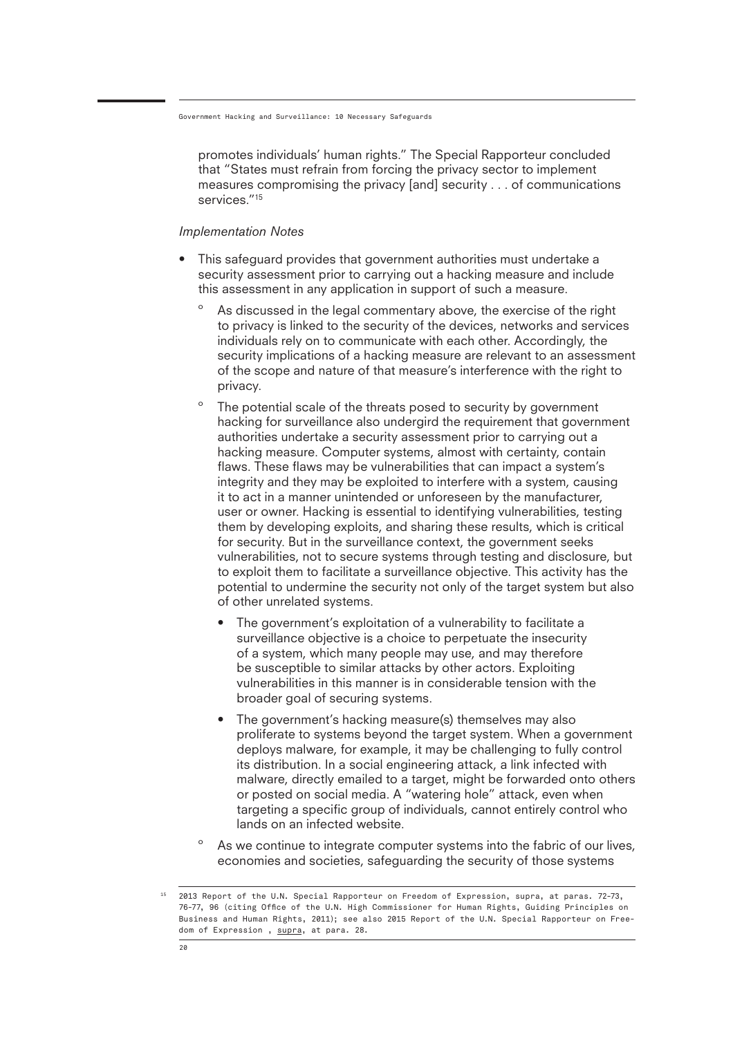promotes individuals' human rights." The Special Rapporteur concluded that "States must refrain from forcing the privacy sector to implement measures compromising the privacy [and] security . . . of communications services."[15]

*Implementation Notes*

- This safeguard provides that government authorities must undertake a security assessment prior to carrying out a hacking measure and include this assessment in any application in support of such a measure.
  - As discussed in the legal commentary above, the exercise of the right to privacy is linked to the security of the devices, networks and services individuals rely on to communicate with each other. Accordingly, the security implications of a hacking measure are relevant to an assessment of the scope and nature of that measure's interference with the right to privacy.
  - The potential scale of the threats posed to security by government hacking for surveillance also undergird the requirement that government authorities undertake a security assessment prior to carrying out a hacking measure. Computer systems, almost with certainty, contain flaws. These flaws may be vulnerabilities that can impact a system's integrity and they may be exploited to interfere with a system, causing it to act in a manner unintended or unforeseen by the manufacturer, user or owner. Hacking is essential to identifying vulnerabilities, testing them by developing exploits, and sharing these results, which is critical for security. But in the surveillance context, the government seeks vulnerabilities, not to secure systems through testing and disclosure, but to exploit them to facilitate a surveillance objective. This activity has the potential to undermine the security not only of the target system but also of other unrelated systems.
    - The government's exploitation of a vulnerability to facilitate a surveillance objective is a choice to perpetuate the insecurity of a system, which many people may use, and may therefore be susceptible to similar attacks by other actors. Exploiting vulnerabilities in this manner is in considerable tension with the broader goal of securing systems.
    - The government's hacking measure(s) themselves may also proliferate to systems beyond the target system. When a government deploys malware, for example, it may be challenging to fully control its distribution. In a social engineering attack, a link infected with malware, directly emailed to a target, might be forwarded onto others or posted on social media. A "watering hole" attack, even when targeting a specific group of individuals, cannot entirely control who lands on an infected website.
  - As we continue to integrate computer systems into the fabric of our lives, economies and societies, safeguarding the security of those systems

[15] 2013 Report of the U.N. Special Rapporteur on Freedom of Expression, supra, at paras. 72-73, 76-77, 96 (citing Office of the U.N. High Commissioner for Human Rights, Guiding Principles on Business and Human Rights, 2011); see also 2015 Report of the U.N. Special Rapporteur on Freedom of Expression , supra, at para. 28.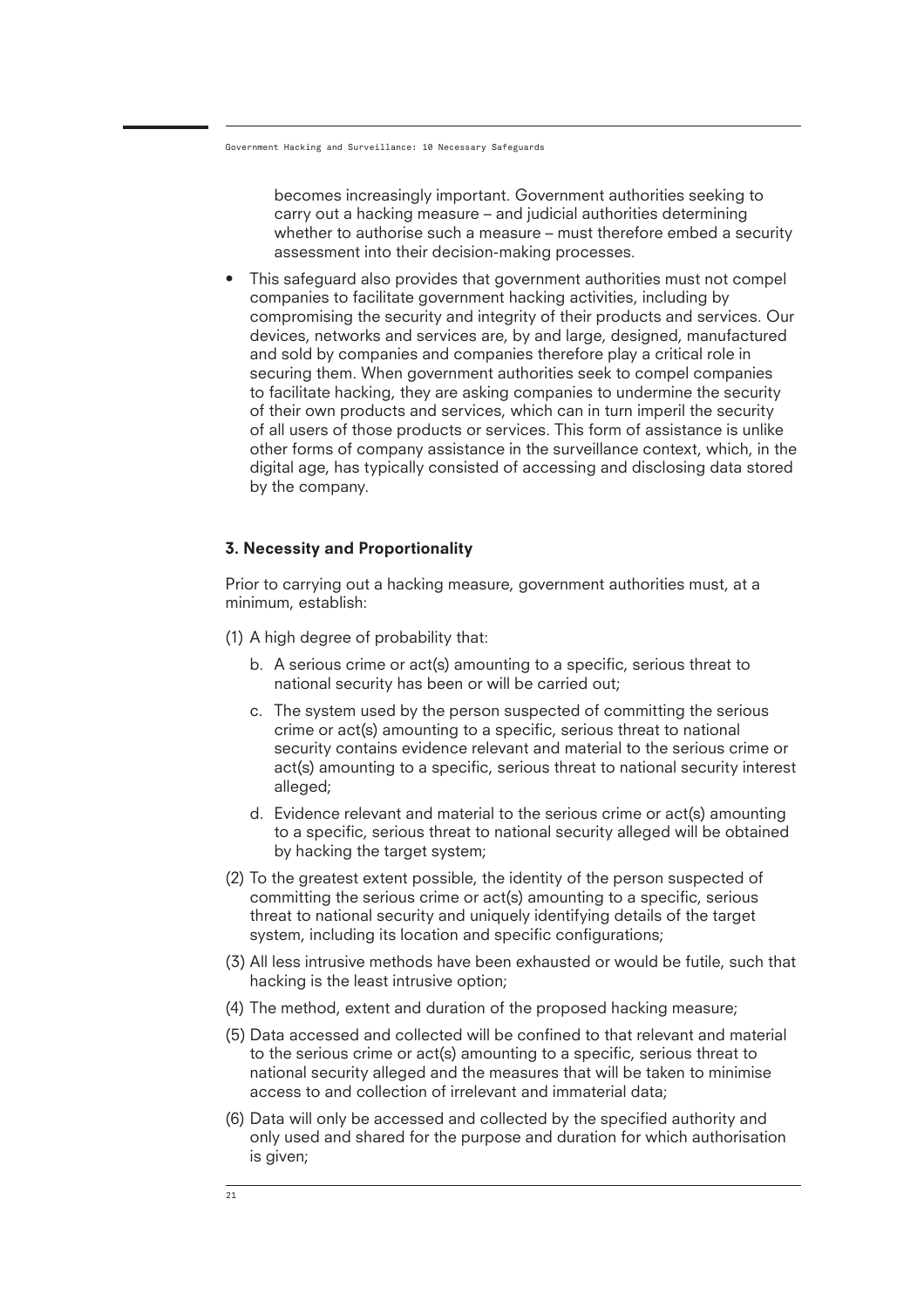becomes increasingly important. Government authorities seeking to carry out a hacking measure – and judicial authorities determining whether to authorise such a measure – must therefore embed a security assessment into their decision-making processes.

- This safeguard also provides that government authorities must not compel companies to facilitate government hacking activities, including by compromising the security and integrity of their products and services. Our devices, networks and services are, by and large, designed, manufactured and sold by companies and companies therefore play a critical role in securing them. When government authorities seek to compel companies to facilitate hacking, they are asking companies to undermine the security of their own products and services, which can in turn imperil the security of all users of those products or services. This form of assistance is unlike other forms of company assistance in the surveillance context, which, in the digital age, has typically consisted of accessing and disclosing data stored by the company.

### 3. Necessity and Proportionality

Prior to carrying out a hacking measure, government authorities must, at a minimum, establish:

(1) A high degree of probability that:

   b. A serious crime or act(s) amounting to a specific, serious threat to national security has been or will be carried out;

   c. The system used by the person suspected of committing the serious crime or act(s) amounting to a specific, serious threat to national security contains evidence relevant and material to the serious crime or act(s) amounting to a specific, serious threat to national security interest alleged;

   d. Evidence relevant and material to the serious crime or act(s) amounting to a specific, serious threat to national security alleged will be obtained by hacking the target system;

(2) To the greatest extent possible, the identity of the person suspected of committing the serious crime or act(s) amounting to a specific, serious threat to national security and uniquely identifying details of the target system, including its location and specific configurations;

(3) All less intrusive methods have been exhausted or would be futile, such that hacking is the least intrusive option;

(4) The method, extent and duration of the proposed hacking measure;

(5) Data accessed and collected will be confined to that relevant and material to the serious crime or act(s) amounting to a specific, serious threat to national security alleged and the measures that will be taken to minimise access to and collection of irrelevant and immaterial data;

(6) Data will only be accessed and collected by the specified authority and only used and shared for the purpose and duration for which authorisation is given;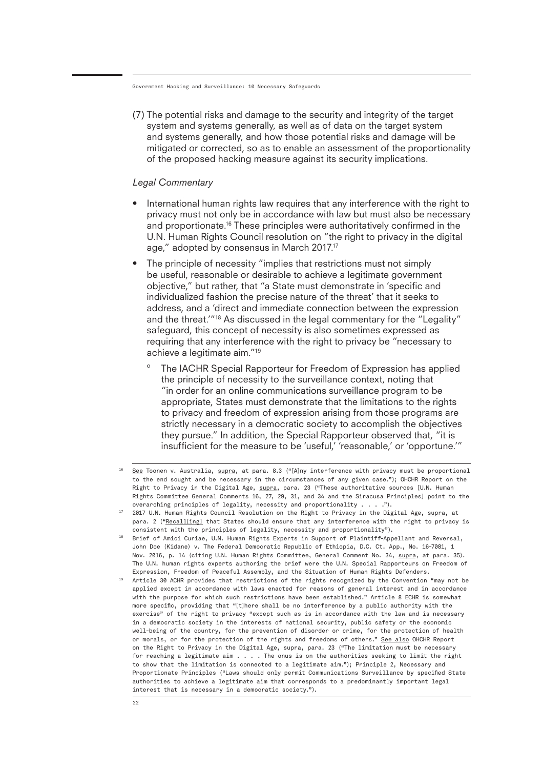(7) The potential risks and damage to the security and integrity of the target system and systems generally, as well as of data on the target system and systems generally, and how those potential risks and damage will be mitigated or corrected, so as to enable an assessment of the proportionality of the proposed hacking measure against its security implications.

*Legal Commentary*

- International human rights law requires that any interference with the right to privacy must not only be in accordance with law but must also be necessary and proportionate.[16] These principles were authoritatively confirmed in the U.N. Human Rights Council resolution on "the right to privacy in the digital age," adopted by consensus in March 2017.[17]
- The principle of necessity "implies that restrictions must not simply be useful, reasonable or desirable to achieve a legitimate government objective," but rather, that "a State must demonstrate in 'specific and individualized fashion the precise nature of the threat' that it seeks to address, and a 'direct and immediate connection between the expression and the threat.'"[18] As discussed in the legal commentary for the "Legality" safeguard, this concept of necessity is also sometimes expressed as requiring that any interference with the right to privacy be "necessary to achieve a legitimate aim."[19]
  - The IACHR Special Rapporteur for Freedom of Expression has applied the principle of necessity to the surveillance context, noting that "in order for an online communications surveillance program to be appropriate, States must demonstrate that the limitations to the rights to privacy and freedom of expression arising from those programs are strictly necessary in a democratic society to accomplish the objectives they pursue." In addition, the Special Rapporteur observed that, "it is insufficient for the measure to be 'useful,' 'reasonable,' or 'opportune.'"

---

[16] See Toonen v. Australia, supra, at para. 8.3 ("[A]ny interference with privacy must be proportional to the end sought and be necessary in the circumstances of any given case."); OHCHR Report on the Right to Privacy in the Digital Age, supra, para. 23 ("These authoritative sources [U.N. Human Rights Committee General Comments 16, 27, 29, 31, and 34 and the Siracusa Principles] point to the overarching principles of legality, necessity and proportionality . . . .").

[17] 2017 U.N. Human Rights Council Resolution on the Right to Privacy in the Digital Age, supra, at para. 2 ("Recall[ing] that States should ensure that any interference with the right to privacy is consistent with the principles of legality, necessity and proportionality").

[18] Brief of Amici Curiae, U.N. Human Rights Experts in Support of Plaintiff-Appellant and Reversal, John Doe (Kidane) v. The Federal Democratic Republic of Ethiopia, D.C. Ct. App., No. 16-7081, 1 Nov. 2016, p. 14 (citing U.N. Human Rights Committee, General Comment No. 34, supra, at para. 35). The U.N. human rights experts authoring the brief were the U.N. Special Rapporteurs on Freedom of Expression, Freedom of Peaceful Assembly, and the Situation of Human Rights Defenders.

[19] Article 30 ACHR provides that restrictions of the rights recognized by the Convention "may not be applied except in accordance with laws enacted for reasons of general interest and in accordance with the purpose for which such restrictions have been established." Article 8 ECHR is somewhat more specific, providing that "[t]here shall be no interference by a public authority with the exercise" of the right to privacy "except such as is in accordance with the law and is necessary in a democratic society in the interests of national security, public safety or the economic well-being of the country, for the prevention of disorder or crime, for the protection of health or morals, or for the protection of the rights and freedoms of others." See also OHCHR Report on the Right to Privacy in the Digital Age, supra, para. 23 ("The limitation must be necessary for reaching a legitimate aim . . . . The onus is on the authorities seeking to limit the right to show that the limitation is connected to a legitimate aim."); Principle 2, Necessary and Proportionate Principles ("Laws should only permit Communications Surveillance by specified State authorities to achieve a legitimate aim that corresponds to a predominantly important legal interest that is necessary in a democratic society.").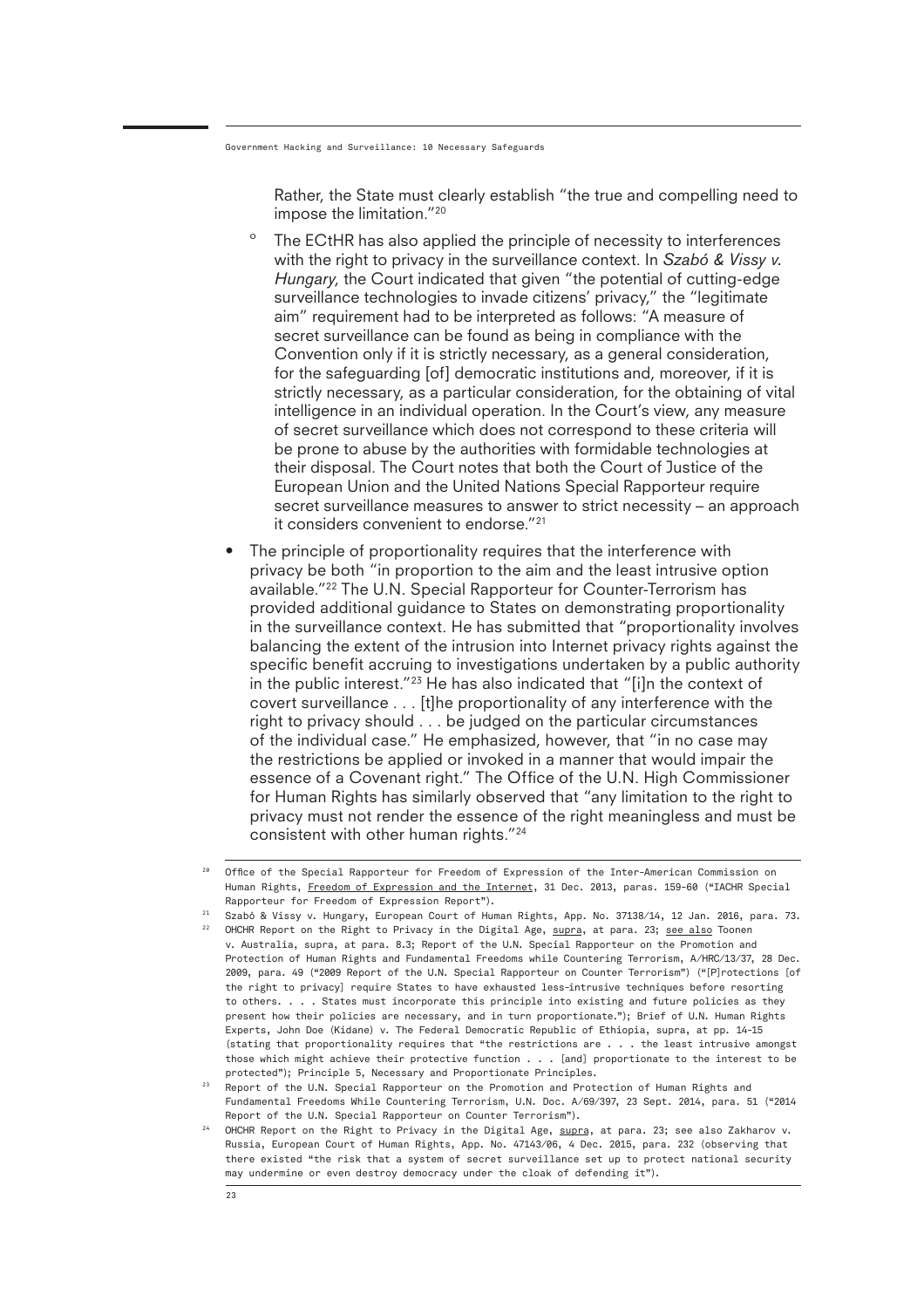Rather, the State must clearly establish "the true and compelling need to impose the limitation."[20]

  - The ECtHR has also applied the principle of necessity to interferences with the right to privacy in the surveillance context. In *Szabó & Vissy v. Hungary,* the Court indicated that given "the potential of cutting-edge surveillance technologies to invade citizens' privacy," the "legitimate aim" requirement had to be interpreted as follows: "A measure of secret surveillance can be found as being in compliance with the Convention only if it is strictly necessary, as a general consideration, for the safeguarding [of] democratic institutions and, moreover, if it is strictly necessary, as a particular consideration, for the obtaining of vital intelligence in an individual operation. In the Court's view, any measure of secret surveillance which does not correspond to these criteria will be prone to abuse by the authorities with formidable technologies at their disposal. The Court notes that both the Court of Justice of the European Union and the United Nations Special Rapporteur require secret surveillance measures to answer to strict necessity – an approach it considers convenient to endorse."[21]

- The principle of proportionality requires that the interference with privacy be both "in proportion to the aim and the least intrusive option available."[22] The U.N. Special Rapporteur for Counter-Terrorism has provided additional guidance to States on demonstrating proportionality in the surveillance context. He has submitted that "proportionality involves balancing the extent of the intrusion into Internet privacy rights against the specific benefit accruing to investigations undertaken by a public authority in the public interest."[23] He has also indicated that "[i]n the context of covert surveillance . . . [t]he proportionality of any interference with the right to privacy should . . . be judged on the particular circumstances of the individual case." He emphasized, however, that "in no case may the restrictions be applied or invoked in a manner that would impair the essence of a Covenant right." The Office of the U.N. High Commissioner for Human Rights has similarly observed that "any limitation to the right to privacy must not render the essence of the right meaningless and must be consistent with other human rights."[24]

---

[20] Office of the Special Rapporteur for Freedom of Expression of the Inter-American Commission on Human Rights, Freedom of Expression and the Internet, 31 Dec. 2013, paras. 159-60 ("IACHR Special Rapporteur for Freedom of Expression Report").

[21] Szabó & Vissy v. Hungary, European Court of Human Rights, App. No. 37138/14, 12 Jan. 2016, para. 73.

[22] OHCHR Report on the Right to Privacy in the Digital Age, supra, at para. 23; see also Toonen v. Australia, supra, at para. 8.3; Report of the U.N. Special Rapporteur on the Promotion and Protection of Human Rights and Fundamental Freedoms while Countering Terrorism, A/HRC/13/37, 28 Dec. 2009, para. 49 ("2009 Report of the U.N. Special Rapporteur on Counter Terrorism") ("[P]rotections [of the right to privacy] require States to have exhausted less-intrusive techniques before resorting to others. . . . States must incorporate this principle into existing and future policies as they present how their policies are necessary, and in turn proportionate."); Brief of U.N. Human Rights Experts, John Doe (Kidane) v. The Federal Democratic Republic of Ethiopia, supra, at pp. 14-15 (stating that proportionality requires that "the restrictions are . . . the least intrusive amongst those which might achieve their protective function . . . [and] proportionate to the interest to be protected"); Principle 5, Necessary and Proportionate Principles.

[23] Report of the U.N. Special Rapporteur on the Promotion and Protection of Human Rights and Fundamental Freedoms While Countering Terrorism, U.N. Doc. A/69/397, 23 Sept. 2014, para. 51 ("2014 Report of the U.N. Special Rapporteur on Counter Terrorism").

[24] OHCHR Report on the Right to Privacy in the Digital Age, supra, at para. 23; see also Zakharov v. Russia, European Court of Human Rights, App. No. 47143/06, 4 Dec. 2015, para. 232 (observing that there existed "the risk that a system of secret surveillance set up to protect national security may undermine or even destroy democracy under the cloak of defending it").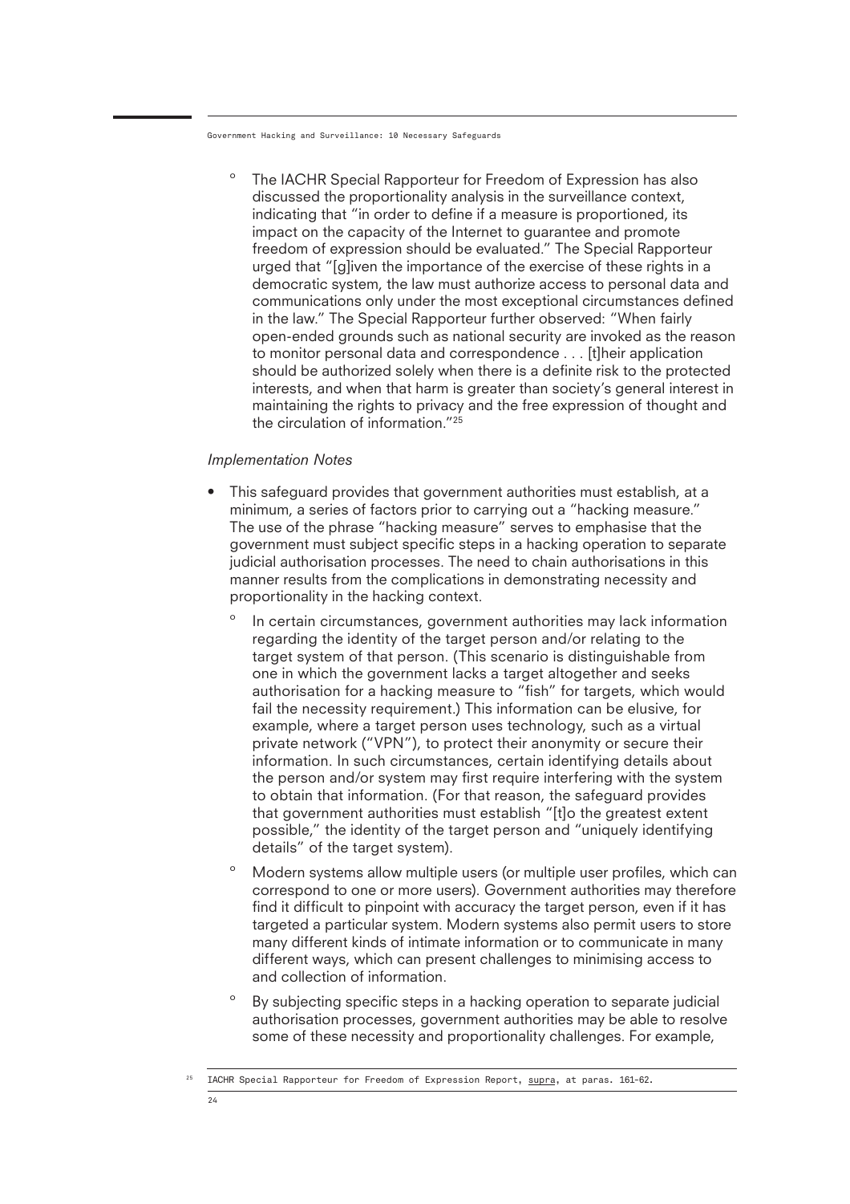- The IACHR Special Rapporteur for Freedom of Expression has also discussed the proportionality analysis in the surveillance context, indicating that "in order to define if a measure is proportioned, its impact on the capacity of the Internet to guarantee and promote freedom of expression should be evaluated." The Special Rapporteur urged that "[g]iven the importance of the exercise of these rights in a democratic system, the law must authorize access to personal data and communications only under the most exceptional circumstances defined in the law." The Special Rapporteur further observed: "When fairly open-ended grounds such as national security are invoked as the reason to monitor personal data and correspondence . . . [t]heir application should be authorized solely when there is a definite risk to the protected interests, and when that harm is greater than society's general interest in maintaining the rights to privacy and the free expression of thought and the circulation of information."[25]

*Implementation Notes*

- This safeguard provides that government authorities must establish, at a minimum, a series of factors prior to carrying out a "hacking measure." The use of the phrase "hacking measure" serves to emphasise that the government must subject specific steps in a hacking operation to separate judicial authorisation processes. The need to chain authorisations in this manner results from the complications in demonstrating necessity and proportionality in the hacking context.
  - In certain circumstances, government authorities may lack information regarding the identity of the target person and/or relating to the target system of that person. (This scenario is distinguishable from one in which the government lacks a target altogether and seeks authorisation for a hacking measure to "fish" for targets, which would fail the necessity requirement.) This information can be elusive, for example, where a target person uses technology, such as a virtual private network ("VPN"), to protect their anonymity or secure their information. In such circumstances, certain identifying details about the person and/or system may first require interfering with the system to obtain that information. (For that reason, the safeguard provides that government authorities must establish "[t]o the greatest extent possible," the identity of the target person and "uniquely identifying details" of the target system).
  - Modern systems allow multiple users (or multiple user profiles, which can correspond to one or more users). Government authorities may therefore find it difficult to pinpoint with accuracy the target person, even if it has targeted a particular system. Modern systems also permit users to store many different kinds of intimate information or to communicate in many different ways, which can present challenges to minimising access to and collection of information.
  - By subjecting specific steps in a hacking operation to separate judicial authorisation processes, government authorities may be able to resolve some of these necessity and proportionality challenges. For example,

[25] IACHR Special Rapporteur for Freedom of Expression Report, supra, at paras. 161-62.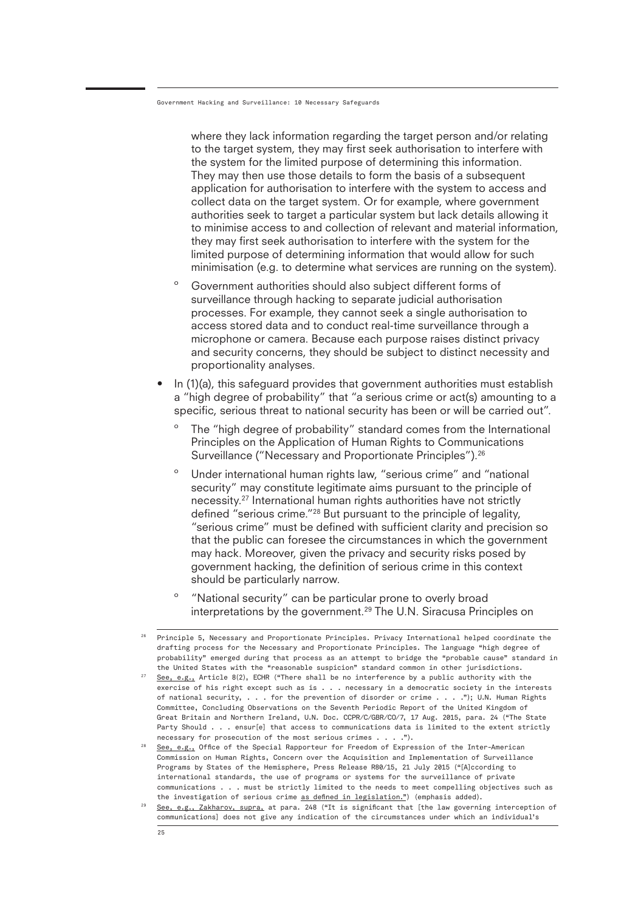where they lack information regarding the target person and/or relating to the target system, they may first seek authorisation to interfere with the system for the limited purpose of determining this information. They may then use those details to form the basis of a subsequent application for authorisation to interfere with the system to access and collect data on the target system. Or for example, where government authorities seek to target a particular system but lack details allowing it to minimise access to and collection of relevant and material information, they may first seek authorisation to interfere with the system for the limited purpose of determining information that would allow for such minimisation (e.g. to determine what services are running on the system).

    - Government authorities should also subject different forms of surveillance through hacking to separate judicial authorisation processes. For example, they cannot seek a single authorisation to access stored data and to conduct real-time surveillance through a microphone or camera. Because each purpose raises distinct privacy and security concerns, they should be subject to distinct necessity and proportionality analyses.

- In (1)(a), this safeguard provides that government authorities must establish a "high degree of probability" that "a serious crime or act(s) amounting to a specific, serious threat to national security has been or will be carried out".
    - The "high degree of probability" standard comes from the International Principles on the Application of Human Rights to Communications Surveillance ("Necessary and Proportionate Principles").[26]
    - Under international human rights law, "serious crime" and "national security" may constitute legitimate aims pursuant to the principle of necessity.[27] International human rights authorities have not strictly defined "serious crime."[28] But pursuant to the principle of legality, "serious crime" must be defined with sufficient clarity and precision so that the public can foresee the circumstances in which the government may hack. Moreover, given the privacy and security risks posed by government hacking, the definition of serious crime in this context should be particularly narrow.
    - "National security" can be particular prone to overly broad interpretations by the government.[29] The U.N. Siracusa Principles on

---

[26] Principle 5, Necessary and Proportionate Principles. Privacy International helped coordinate the drafting process for the Necessary and Proportionate Principles. The language "high degree of probability" emerged during that process as an attempt to bridge the "probable cause" standard in the United States with the "reasonable suspicion" standard common in other jurisdictions.

[27] See, e.g., Article 8(2), ECHR ("There shall be no interference by a public authority with the exercise of his right except such as is . . . necessary in a democratic society in the interests of national security, . . . for the prevention of disorder or crime . . . ."); U.N. Human Rights Committee, Concluding Observations on the Seventh Periodic Report of the United Kingdom of Great Britain and Northern Ireland, U.N. Doc. CCPR/C/GBR/CO/7, 17 Aug. 2015, para. 24 ("The State Party Should . . . ensur[e] that access to communications data is limited to the extent strictly necessary for prosecution of the most serious crimes . . . .").

[28] See, e.g., Office of the Special Rapporteur for Freedom of Expression of the Inter-American Commission on Human Rights, Concern over the Acquisition and Implementation of Surveillance Programs by States of the Hemisphere, Press Release R80/15, 21 July 2015 ("[A]ccording to international standards, the use of programs or systems for the surveillance of private communications . . . must be strictly limited to the needs to meet compelling objectives such as the investigation of serious crime as defined in legislation.") (emphasis added).

[29] See, e.g., Zakharov, supra, at para. 248 ("It is significant that [the law governing interception of communications] does not give any indication of the circumstances under which an individual's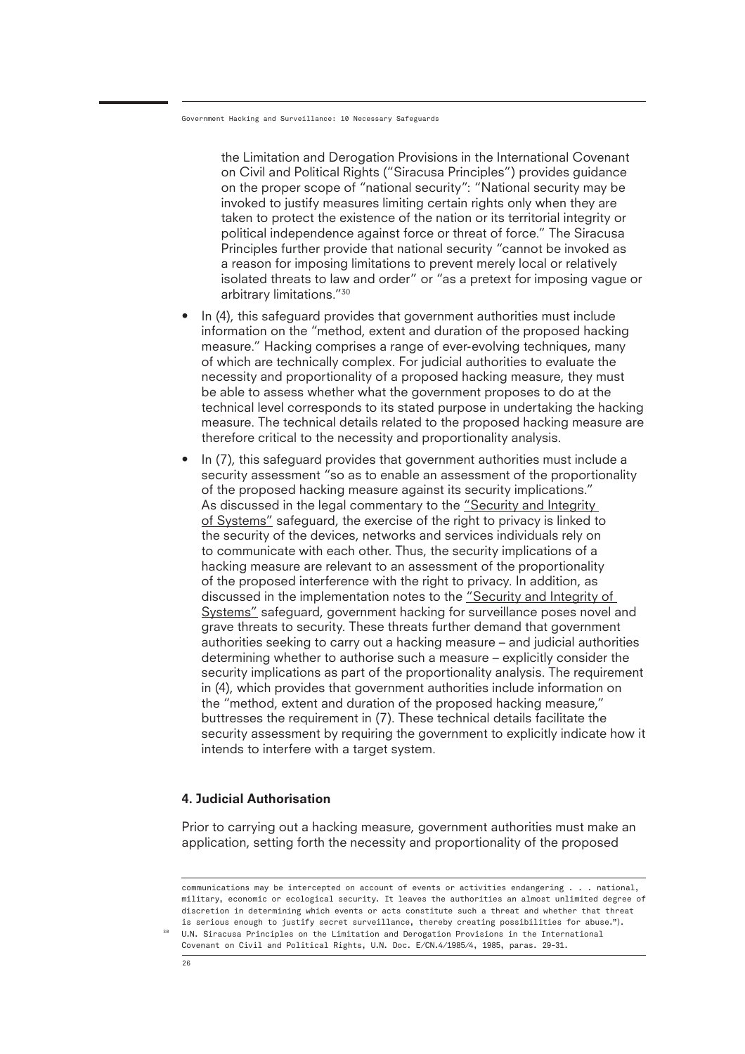the Limitation and Derogation Provisions in the International Covenant on Civil and Political Rights ("Siracusa Principles") provides guidance on the proper scope of "national security": "National security may be invoked to justify measures limiting certain rights only when they are taken to protect the existence of the nation or its territorial integrity or political independence against force or threat of force." The Siracusa Principles further provide that national security "cannot be invoked as a reason for imposing limitations to prevent merely local or relatively isolated threats to law and order" or "as a pretext for imposing vague or arbitrary limitations."[30]

- In (4), this safeguard provides that government authorities must include information on the "method, extent and duration of the proposed hacking measure." Hacking comprises a range of ever-evolving techniques, many of which are technically complex. For judicial authorities to evaluate the necessity and proportionality of a proposed hacking measure, they must be able to assess whether what the government proposes to do at the technical level corresponds to its stated purpose in undertaking the hacking measure. The technical details related to the proposed hacking measure are therefore critical to the necessity and proportionality analysis.
- In (7), this safeguard provides that government authorities must include a security assessment "so as to enable an assessment of the proportionality of the proposed hacking measure against its security implications." As discussed in the legal commentary to the "Security and Integrity of Systems" safeguard, the exercise of the right to privacy is linked to the security of the devices, networks and services individuals rely on to communicate with each other. Thus, the security implications of a hacking measure are relevant to an assessment of the proportionality of the proposed interference with the right to privacy. In addition, as discussed in the implementation notes to the "Security and Integrity of Systems" safeguard, government hacking for surveillance poses novel and grave threats to security. These threats further demand that government authorities seeking to carry out a hacking measure – and judicial authorities determining whether to authorise such a measure – explicitly consider the security implications as part of the proportionality analysis. The requirement in (4), which provides that government authorities include information on the "method, extent and duration of the proposed hacking measure," buttresses the requirement in (7). These technical details facilitate the security assessment by requiring the government to explicitly indicate how it intends to interfere with a target system.

### 4. Judicial Authorisation

Prior to carrying out a hacking measure, government authorities must make an application, setting forth the necessity and proportionality of the proposed

---

communications may be intercepted on account of events or activities endangering . . . national, military, economic or ecological security. It leaves the authorities an almost unlimited degree of discretion in determining which events or acts constitute such a threat and whether that threat is serious enough to justify secret surveillance, thereby creating possibilities for abuse.").

[30] U.N. Siracusa Principles on the Limitation and Derogation Provisions in the International Covenant on Civil and Political Rights, U.N. Doc. E/CN.4/1985/4, 1985, paras. 29-31.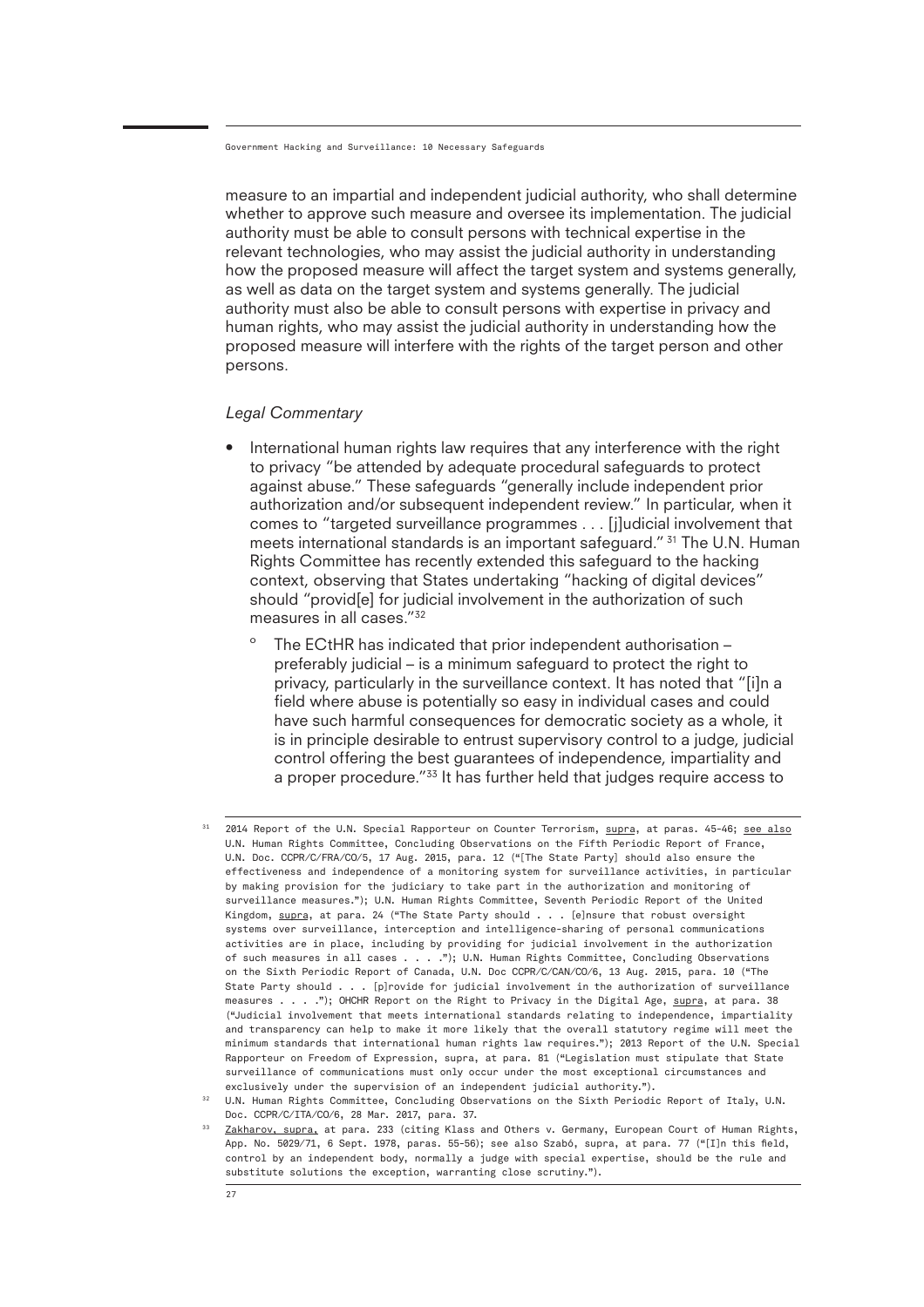measure to an impartial and independent judicial authority, who shall determine whether to approve such measure and oversee its implementation. The judicial authority must be able to consult persons with technical expertise in the relevant technologies, who may assist the judicial authority in understanding how the proposed measure will affect the target system and systems generally, as well as data on the target system and systems generally. The judicial authority must also be able to consult persons with expertise in privacy and human rights, who may assist the judicial authority in understanding how the proposed measure will interfere with the rights of the target person and other persons.

*Legal Commentary*

- International human rights law requires that any interference with the right to privacy "be attended by adequate procedural safeguards to protect against abuse." These safeguards "generally include independent prior authorization and/or subsequent independent review." In particular, when it comes to "targeted surveillance programmes . . . [j]udicial involvement that meets international standards is an important safeguard."[31] The U.N. Human Rights Committee has recently extended this safeguard to the hacking context, observing that States undertaking "hacking of digital devices" should "provid[e] for judicial involvement in the authorization of such measures in all cases."[32]
    - The ECtHR has indicated that prior independent authorisation – preferably judicial – is a minimum safeguard to protect the right to privacy, particularly in the surveillance context. It has noted that "[i]n a field where abuse is potentially so easy in individual cases and could have such harmful consequences for democratic society as a whole, it is in principle desirable to entrust supervisory control to a judge, judicial control offering the best guarantees of independence, impartiality and a proper procedure."[33] It has further held that judges require access to

---

[31] 2014 Report of the U.N. Special Rapporteur on Counter Terrorism, <u>supra</u>, at paras. 45-46; <u>see also</u> U.N. Human Rights Committee, Concluding Observations on the Fifth Periodic Report of France, U.N. Doc. CCPR/C/FRA/CO/5, 17 Aug. 2015, para. 12 ("[The State Party] should also ensure the effectiveness and independence of a monitoring system for surveillance activities, in particular by making provision for the judiciary to take part in the authorization and monitoring of surveillance measures."); U.N. Human Rights Committee, Seventh Periodic Report of the United Kingdom, <u>supra</u>, at para. 24 ("The State Party should . . . [e]nsure that robust oversight systems over surveillance, interception and intelligence-sharing of personal communications activities are in place, including by providing for judicial involvement in the authorization of such measures in all cases . . . ."); U.N. Human Rights Committee, Concluding Observations on the Sixth Periodic Report of Canada, U.N. Doc CCPR/C/CAN/CO/6, 13 Aug. 2015, para. 10 ("The State Party should . . . [p]rovide for judicial involvement in the authorization of surveillance measures . . . ."); OHCHR Report on the Right to Privacy in the Digital Age, <u>supra</u>, at para. 38 ("Judicial involvement that meets international standards relating to independence, impartiality and transparency can help to make it more likely that the overall statutory regime will meet the minimum standards that international human rights law requires."); 2013 Report of the U.N. Special Rapporteur on Freedom of Expression, supra, at para. 81 ("Legislation must stipulate that State surveillance of communications must only occur under the most exceptional circumstances and exclusively under the supervision of an independent judicial authority.").

[32] U.N. Human Rights Committee, Concluding Observations on the Sixth Periodic Report of Italy, U.N. Doc. CCPR/C/ITA/CO/6, 28 Mar. 2017, para. 37.

[33] <u>Zakharov, supra,</u> at para. 233 (citing Klass and Others v. Germany, European Court of Human Rights, App. No. 5029/71, 6 Sept. 1978, paras. 55-56); see also Szabó, supra, at para. 77 ("[I]n this field, control by an independent body, normally a judge with special expertise, should be the rule and substitute solutions the exception, warranting close scrutiny.").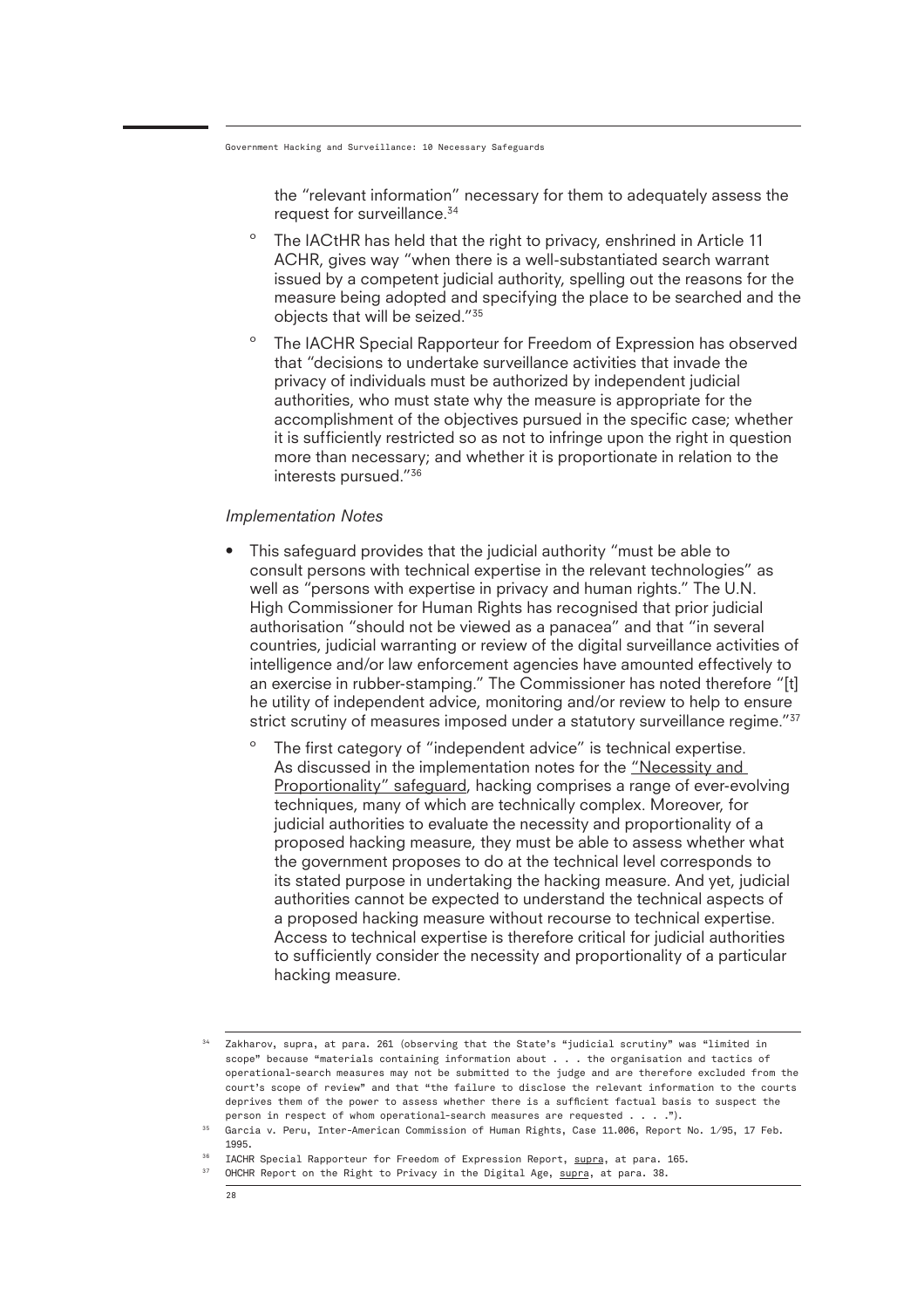the "relevant information" necessary for them to adequately assess the request for surveillance.[34]

  - The IACtHR has held that the right to privacy, enshrined in Article 11 ACHR, gives way "when there is a well-substantiated search warrant issued by a competent judicial authority, spelling out the reasons for the measure being adopted and specifying the place to be searched and the objects that will be seized."[35]
  - The IACHR Special Rapporteur for Freedom of Expression has observed that "decisions to undertake surveillance activities that invade the privacy of individuals must be authorized by independent judicial authorities, who must state why the measure is appropriate for the accomplishment of the objectives pursued in the specific case; whether it is sufficiently restricted so as not to infringe upon the right in question more than necessary; and whether it is proportionate in relation to the interests pursued."[36]

*Implementation Notes*

- This safeguard provides that the judicial authority "must be able to consult persons with technical expertise in the relevant technologies" as well as "persons with expertise in privacy and human rights." The U.N. High Commissioner for Human Rights has recognised that prior judicial authorisation "should not be viewed as a panacea" and that "in several countries, judicial warranting or review of the digital surveillance activities of intelligence and/or law enforcement agencies have amounted effectively to an exercise in rubber-stamping." The Commissioner has noted therefore "[t]he utility of independent advice, monitoring and/or review to help to ensure strict scrutiny of measures imposed under a statutory surveillance regime."[37]
  - The first category of "independent advice" is technical expertise. As discussed in the implementation notes for the "Necessity and Proportionality" safeguard, hacking comprises a range of ever-evolving techniques, many of which are technically complex. Moreover, for judicial authorities to evaluate the necessity and proportionality of a proposed hacking measure, they must be able to assess whether what the government proposes to do at the technical level corresponds to its stated purpose in undertaking the hacking measure. And yet, judicial authorities cannot be expected to understand the technical aspects of a proposed hacking measure without recourse to technical expertise. Access to technical expertise is therefore critical for judicial authorities to sufficiently consider the necessity and proportionality of a particular hacking measure.

---

[34] Zakharov, supra, at para. 261 (observing that the State's "judicial scrutiny" was "limited in scope" because "materials containing information about . . . the organisation and tactics of operational-search measures may not be submitted to the judge and are therefore excluded from the court's scope of review" and that "the failure to disclose the relevant information to the courts deprives them of the power to assess whether there is a sufficient factual basis to suspect the person in respect of whom operational-search measures are requested . . . .").

[35] Garcia v. Peru, Inter-American Commission of Human Rights, Case 11.006, Report No. 1/95, 17 Feb. 1995.

[36] IACHR Special Rapporteur for Freedom of Expression Report, supra, at para. 165.

[37] OHCHR Report on the Right to Privacy in the Digital Age, supra, at para. 38.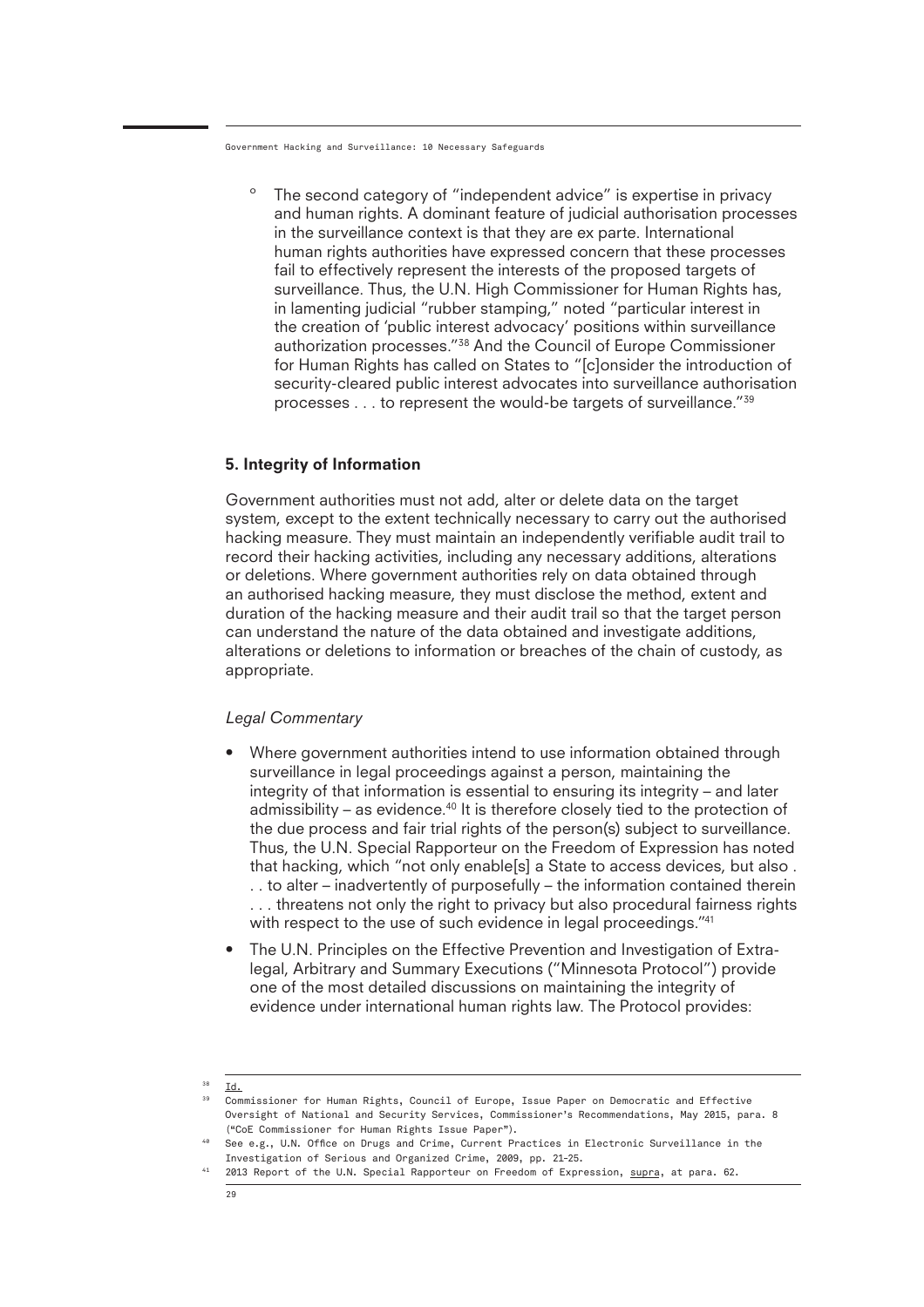- The second category of "independent advice" is expertise in privacy and human rights. A dominant feature of judicial authorisation processes in the surveillance context is that they are ex parte. International human rights authorities have expressed concern that these processes fail to effectively represent the interests of the proposed targets of surveillance. Thus, the U.N. High Commissioner for Human Rights has, in lamenting judicial "rubber stamping," noted "particular interest in the creation of 'public interest advocacy' positions within surveillance authorization processes."[38] And the Council of Europe Commissioner for Human Rights has called on States to "[c]onsider the introduction of security-cleared public interest advocates into surveillance authorisation processes . . . to represent the would-be targets of surveillance."[39]

## 5. Integrity of Information

Government authorities must not add, alter or delete data on the target system, except to the extent technically necessary to carry out the authorised hacking measure. They must maintain an independently verifiable audit trail to record their hacking activities, including any necessary additions, alterations or deletions. Where government authorities rely on data obtained through an authorised hacking measure, they must disclose the method, extent and duration of the hacking measure and their audit trail so that the target person can understand the nature of the data obtained and investigate additions, alterations or deletions to information or breaches of the chain of custody, as appropriate.

*Legal Commentary*

- Where government authorities intend to use information obtained through surveillance in legal proceedings against a person, maintaining the integrity of that information is essential to ensuring its integrity – and later admissibility – as evidence.[40] It is therefore closely tied to the protection of the due process and fair trial rights of the person(s) subject to surveillance. Thus, the U.N. Special Rapporteur on the Freedom of Expression has noted that hacking, which "not only enable[s] a State to access devices, but also . . . to alter – inadvertently of purposefully – the information contained therein . . . threatens not only the right to privacy but also procedural fairness rights with respect to the use of such evidence in legal proceedings."[41]
- The U.N. Principles on the Effective Prevention and Investigation of Extra-legal, Arbitrary and Summary Executions ("Minnesota Protocol") provide one of the most detailed discussions on maintaining the integrity of evidence under international human rights law. The Protocol provides:

---

[38] Id.

[39] Commissioner for Human Rights, Council of Europe, Issue Paper on Democratic and Effective Oversight of National and Security Services, Commissioner's Recommendations, May 2015, para. 8 ("CoE Commissioner for Human Rights Issue Paper").

[40] See e.g., U.N. Office on Drugs and Crime, Current Practices in Electronic Surveillance in the Investigation of Serious and Organized Crime, 2009, pp. 21-25.

[41] 2013 Report of the U.N. Special Rapporteur on Freedom of Expression, supra, at para. 62.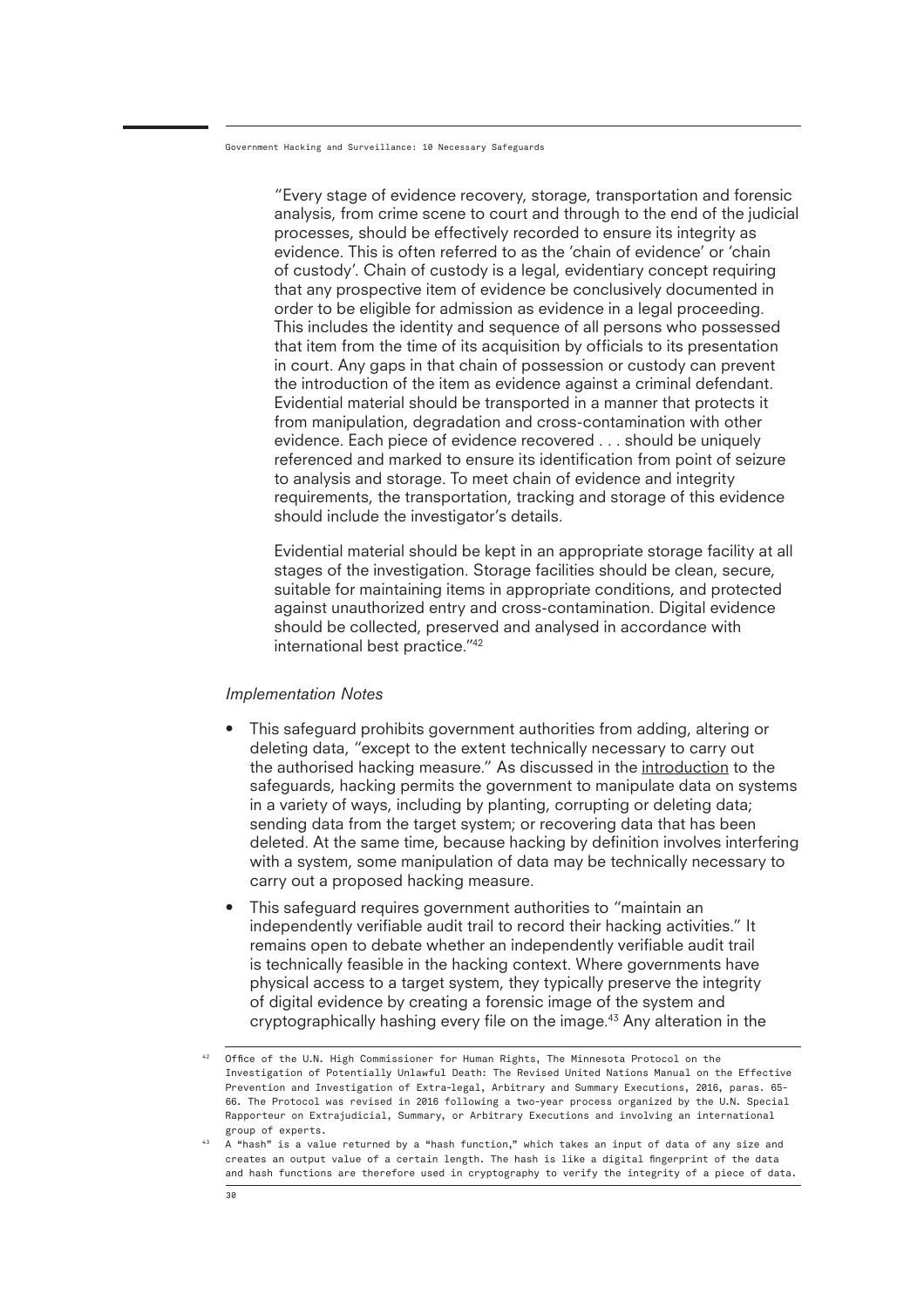> "Every stage of evidence recovery, storage, transportation and forensic analysis, from crime scene to court and through to the end of the judicial processes, should be effectively recorded to ensure its integrity as evidence. This is often referred to as the 'chain of evidence' or 'chain of custody'. Chain of custody is a legal, evidentiary concept requiring that any prospective item of evidence be conclusively documented in order to be eligible for admission as evidence in a legal proceeding. This includes the identity and sequence of all persons who possessed that item from the time of its acquisition by officials to its presentation in court. Any gaps in that chain of possession or custody can prevent the introduction of the item as evidence against a criminal defendant. Evidential material should be transported in a manner that protects it from manipulation, degradation and cross-contamination with other evidence. Each piece of evidence recovered . . . should be uniquely referenced and marked to ensure its identification from point of seizure to analysis and storage. To meet chain of evidence and integrity requirements, the transportation, tracking and storage of this evidence should include the investigator's details.
>
> Evidential material should be kept in an appropriate storage facility at all stages of the investigation. Storage facilities should be clean, secure, suitable for maintaining items in appropriate conditions, and protected against unauthorized entry and cross-contamination. Digital evidence should be collected, preserved and analysed in accordance with international best practice."[42]

*Implementation Notes*

- This safeguard prohibits government authorities from adding, altering or deleting data, "except to the extent technically necessary to carry out the authorised hacking measure." As discussed in the introduction to the safeguards, hacking permits the government to manipulate data on systems in a variety of ways, including by planting, corrupting or deleting data; sending data from the target system; or recovering data that has been deleted. At the same time, because hacking by definition involves interfering with a system, some manipulation of data may be technically necessary to carry out a proposed hacking measure.
- This safeguard requires government authorities to "maintain an independently verifiable audit trail to record their hacking activities." It remains open to debate whether an independently verifiable audit trail is technically feasible in the hacking context. Where governments have physical access to a target system, they typically preserve the integrity of digital evidence by creating a forensic image of the system and cryptographically hashing every file on the image.[43] Any alteration in the

[42] Office of the U.N. High Commissioner for Human Rights, The Minnesota Protocol on the Investigation of Potentially Unlawful Death: The Revised United Nations Manual on the Effective Prevention and Investigation of Extra-legal, Arbitrary and Summary Executions, 2016, paras. 65-66. The Protocol was revised in 2016 following a two-year process organized by the U.N. Special Rapporteur on Extrajudicial, Summary, or Arbitrary Executions and involving an international group of experts.

[43] A "hash" is a value returned by a "hash function," which takes an input of data of any size and creates an output value of a certain length. The hash is like a digital fingerprint of the data and hash functions are therefore used in cryptography to verify the integrity of a piece of data.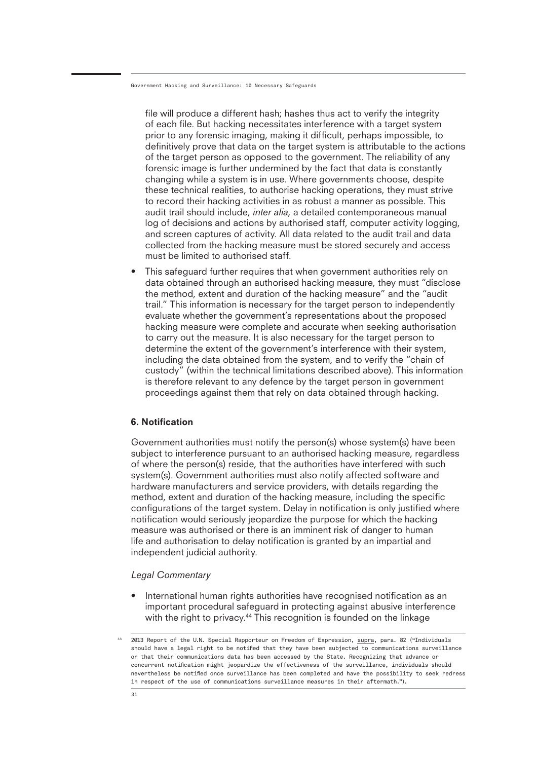file will produce a different hash; hashes thus act to verify the integrity of each file. But hacking necessitates interference with a target system prior to any forensic imaging, making it difficult, perhaps impossible, to definitively prove that data on the target system is attributable to the actions of the target person as opposed to the government. The reliability of any forensic image is further undermined by the fact that data is constantly changing while a system is in use. Where governments choose, despite these technical realities, to authorise hacking operations, they must strive to record their hacking activities in as robust a manner as possible. This audit trail should include, *inter alia*, a detailed contemporaneous manual log of decisions and actions by authorised staff, computer activity logging, and screen captures of activity. All data related to the audit trail and data collected from the hacking measure must be stored securely and access must be limited to authorised staff.

- This safeguard further requires that when government authorities rely on data obtained through an authorised hacking measure, they must "disclose the method, extent and duration of the hacking measure" and the "audit trail." This information is necessary for the target person to independently evaluate whether the government's representations about the proposed hacking measure were complete and accurate when seeking authorisation to carry out the measure. It is also necessary for the target person to determine the extent of the government's interference with their system, including the data obtained from the system, and to verify the "chain of custody" (within the technical limitations described above). This information is therefore relevant to any defence by the target person in government proceedings against them that rely on data obtained through hacking.

### 6. Notification

Government authorities must notify the person(s) whose system(s) have been subject to interference pursuant to an authorised hacking measure, regardless of where the person(s) reside, that the authorities have interfered with such system(s). Government authorities must also notify affected software and hardware manufacturers and service providers, with details regarding the method, extent and duration of the hacking measure, including the specific configurations of the target system. Delay in notification is only justified where notification would seriously jeopardize the purpose for which the hacking measure was authorised or there is an imminent risk of danger to human life and authorisation to delay notification is granted by an impartial and independent judicial authority.

*Legal Commentary*

- International human rights authorities have recognised notification as an important procedural safeguard in protecting against abusive interference with the right to privacy.[44] This recognition is founded on the linkage

[44] 2013 Report of the U.N. Special Rapporteur on Freedom of Expression, supra, para. 82 ("Individuals should have a legal right to be notified that they have been subjected to communications surveillance or that their communications data has been accessed by the State. Recognizing that advance or concurrent notification might jeopardize the effectiveness of the surveillance, individuals should nevertheless be notified once surveillance has been completed and have the possibility to seek redress in respect of the use of communications surveillance measures in their aftermath.").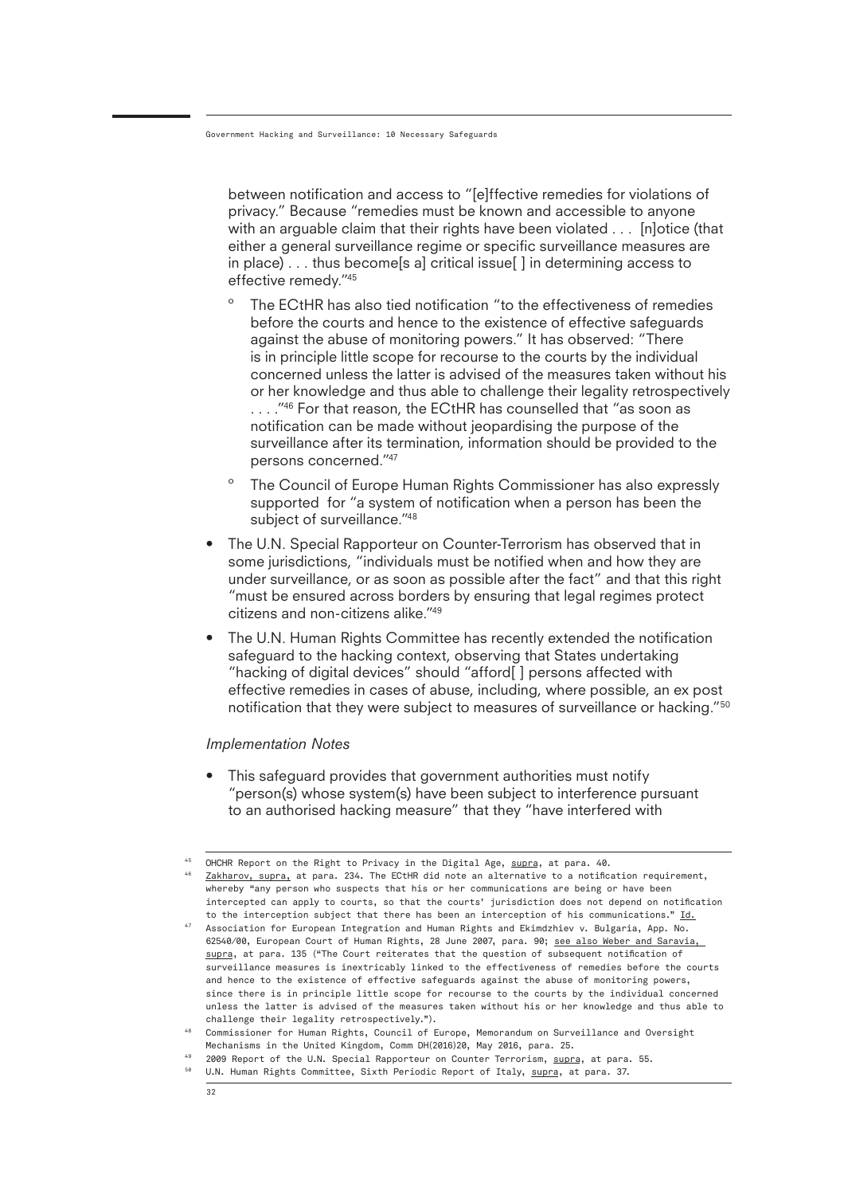between notification and access to "[e]ffective remedies for violations of privacy." Because "remedies must be known and accessible to anyone with an arguable claim that their rights have been violated . . . [n]otice (that either a general surveillance regime or specific surveillance measures are in place) . . . thus become[s a] critical issue[ ] in determining access to effective remedy."[45]

  - The ECtHR has also tied notification "to the effectiveness of remedies before the courts and hence to the existence of effective safeguards against the abuse of monitoring powers." It has observed: "There is in principle little scope for recourse to the courts by the individual concerned unless the latter is advised of the measures taken without his or her knowledge and thus able to challenge their legality retrospectively . . . ."[46] For that reason, the ECtHR has counselled that "as soon as notification can be made without jeopardising the purpose of the surveillance after its termination, information should be provided to the persons concerned."[47]
  - The Council of Europe Human Rights Commissioner has also expressly supported for "a system of notification when a person has been the subject of surveillance."[48]

- The U.N. Special Rapporteur on Counter-Terrorism has observed that in some jurisdictions, "individuals must be notified when and how they are under surveillance, or as soon as possible after the fact" and that this right "must be ensured across borders by ensuring that legal regimes protect citizens and non-citizens alike."[49]
- The U.N. Human Rights Committee has recently extended the notification safeguard to the hacking context, observing that States undertaking "hacking of digital devices" should "afford[ ] persons affected with effective remedies in cases of abuse, including, where possible, an ex post notification that they were subject to measures of surveillance or hacking."[50]

*Implementation Notes*

- This safeguard provides that government authorities must notify "person(s) whose system(s) have been subject to interference pursuant to an authorised hacking measure" that they "have interfered with

---

[45] OHCHR Report on the Right to Privacy in the Digital Age, supra, at para. 40.

[46] Zakharov, supra, at para. 234. The ECtHR did note an alternative to a notification requirement, whereby "any person who suspects that his or her communications are being or have been intercepted can apply to courts, so that the courts' jurisdiction does not depend on notification to the interception subject that there has been an interception of his communications." Id.

[47] Association for European Integration and Human Rights and Ekimdzhiev v. Bulgaria, App. No. 62540/00, European Court of Human Rights, 28 June 2007, para. 90; see also Weber and Saravia, supra, at para. 135 ("The Court reiterates that the question of subsequent notification of surveillance measures is inextricably linked to the effectiveness of remedies before the courts and hence to the existence of effective safeguards against the abuse of monitoring powers, since there is in principle little scope for recourse to the courts by the individual concerned unless the latter is advised of the measures taken without his or her knowledge and thus able to challenge their legality retrospectively.").

[48] Commissioner for Human Rights, Council of Europe, Memorandum on Surveillance and Oversight Mechanisms in the United Kingdom, Comm DH(2016)20, May 2016, para. 25.

[49] 2009 Report of the U.N. Special Rapporteur on Counter Terrorism, supra, at para. 55.

[50] U.N. Human Rights Committee, Sixth Periodic Report of Italy, supra, at para. 37.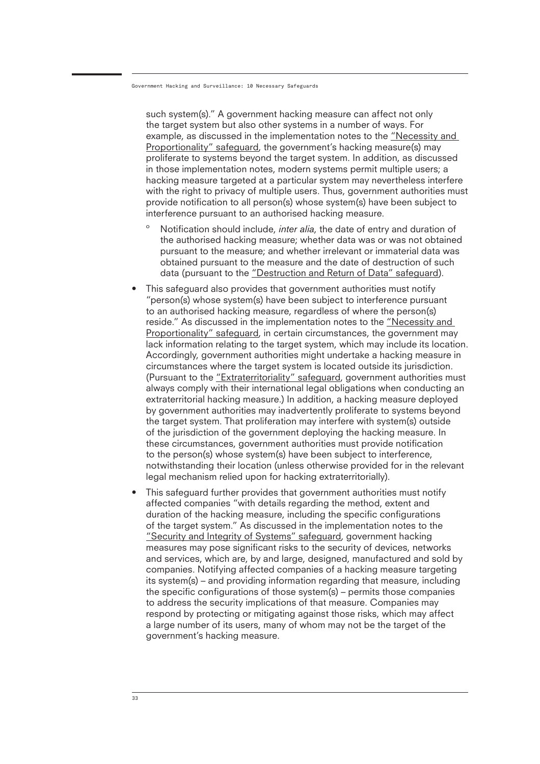such system(s)." A government hacking measure can affect not only the target system but also other systems in a number of ways. For example, as discussed in the implementation notes to the "Necessity and Proportionality" safeguard, the government's hacking measure(s) may proliferate to systems beyond the target system. In addition, as discussed in those implementation notes, modern systems permit multiple users; a hacking measure targeted at a particular system may nevertheless interfere with the right to privacy of multiple users. Thus, government authorities must provide notification to all person(s) whose system(s) have been subject to interference pursuant to an authorised hacking measure.

  - Notification should include, *inter alia*, the date of entry and duration of the authorised hacking measure; whether data was or was not obtained pursuant to the measure; and whether irrelevant or immaterial data was obtained pursuant to the measure and the date of destruction of such data (pursuant to the "Destruction and Return of Data" safeguard).

- This safeguard also provides that government authorities must notify "person(s) whose system(s) have been subject to interference pursuant to an authorised hacking measure, regardless of where the person(s) reside." As discussed in the implementation notes to the "Necessity and Proportionality" safeguard, in certain circumstances, the government may lack information relating to the target system, which may include its location. Accordingly, government authorities might undertake a hacking measure in circumstances where the target system is located outside its jurisdiction. (Pursuant to the "Extraterritoriality" safeguard, government authorities must always comply with their international legal obligations when conducting an extraterritorial hacking measure.) In addition, a hacking measure deployed by government authorities may inadvertently proliferate to systems beyond the target system. That proliferation may interfere with system(s) outside of the jurisdiction of the government deploying the hacking measure. In these circumstances, government authorities must provide notification to the person(s) whose system(s) have been subject to interference, notwithstanding their location (unless otherwise provided for in the relevant legal mechanism relied upon for hacking extraterritorially).

- This safeguard further provides that government authorities must notify affected companies "with details regarding the method, extent and duration of the hacking measure, including the specific configurations of the target system." As discussed in the implementation notes to the "Security and Integrity of Systems" safeguard, government hacking measures may pose significant risks to the security of devices, networks and services, which are, by and large, designed, manufactured and sold by companies. Notifying affected companies of a hacking measure targeting its system(s) – and providing information regarding that measure, including the specific configurations of those system(s) – permits those companies to address the security implications of that measure. Companies may respond by protecting or mitigating against those risks, which may affect a large number of its users, many of whom may not be the target of the government's hacking measure.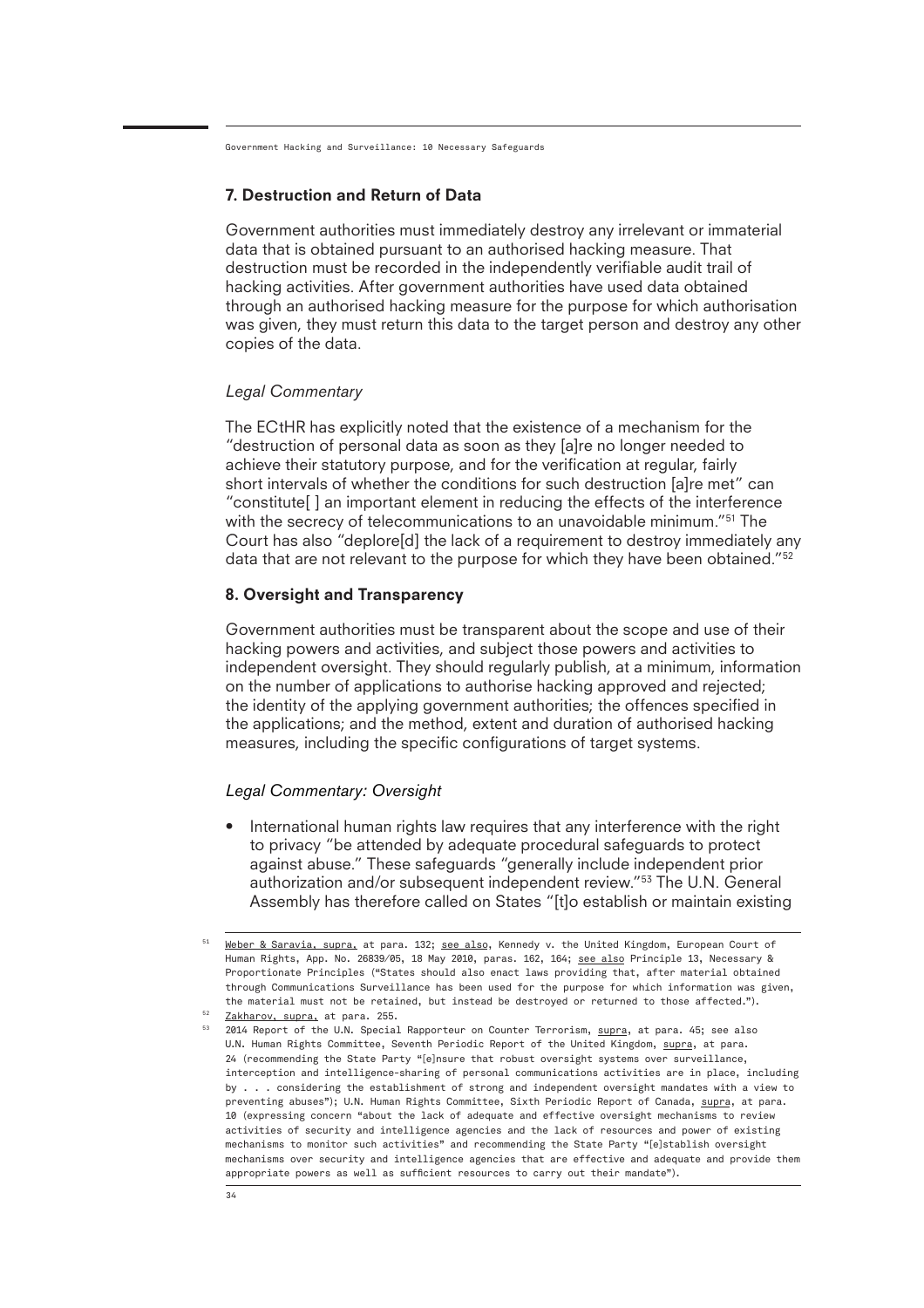## 7. Destruction and Return of Data

Government authorities must immediately destroy any irrelevant or immaterial data that is obtained pursuant to an authorised hacking measure. That destruction must be recorded in the independently verifiable audit trail of hacking activities. After government authorities have used data obtained through an authorised hacking measure for the purpose for which authorisation was given, they must return this data to the target person and destroy any other copies of the data.

### *Legal Commentary*

The ECtHR has explicitly noted that the existence of a mechanism for the "destruction of personal data as soon as they [a]re no longer needed to achieve their statutory purpose, and for the verification at regular, fairly short intervals of whether the conditions for such destruction [a]re met" can "constitute[ ] an important element in reducing the effects of the interference with the secrecy of telecommunications to an unavoidable minimum."[51] The Court has also "deplore[d] the lack of a requirement to destroy immediately any data that are not relevant to the purpose for which they have been obtained."[52]

## 8. Oversight and Transparency

Government authorities must be transparent about the scope and use of their hacking powers and activities, and subject those powers and activities to independent oversight. They should regularly publish, at a minimum, information on the number of applications to authorise hacking approved and rejected; the identity of the applying government authorities; the offences specified in the applications; and the method, extent and duration of authorised hacking measures, including the specific configurations of target systems.

### *Legal Commentary: Oversight*

- International human rights law requires that any interference with the right to privacy "be attended by adequate procedural safeguards to protect against abuse." These safeguards "generally include independent prior authorization and/or subsequent independent review."[53] The U.N. General Assembly has therefore called on States "[t]o establish or maintain existing

---

[51] Weber & Saravia, supra, at para. 132; see also, Kennedy v. the United Kingdom, European Court of Human Rights, App. No. 26839/05, 18 May 2010, paras. 162, 164; see also Principle 13, Necessary & Proportionate Principles ("States should also enact laws providing that, after material obtained through Communications Surveillance has been used for the purpose for which information was given, the material must not be retained, but instead be destroyed or returned to those affected.").

[52] Zakharov, supra, at para. 255.

[53] 2014 Report of the U.N. Special Rapporteur on Counter Terrorism, supra, at para. 45; see also U.N. Human Rights Committee, Seventh Periodic Report of the United Kingdom, supra, at para. 24 (recommending the State Party "[e]nsure that robust oversight systems over surveillance, interception and intelligence-sharing of personal communications activities are in place, including by . . . considering the establishment of strong and independent oversight mandates with a view to preventing abuses"); U.N. Human Rights Committee, Sixth Periodic Report of Canada, supra, at para. 10 (expressing concern "about the lack of adequate and effective oversight mechanisms to review activities of security and intelligence agencies and the lack of resources and power of existing mechanisms to monitor such activities" and recommending the State Party "[e]stablish oversight mechanisms over security and intelligence agencies that are effective and adequate and provide them appropriate powers as well as sufficient resources to carry out their mandate").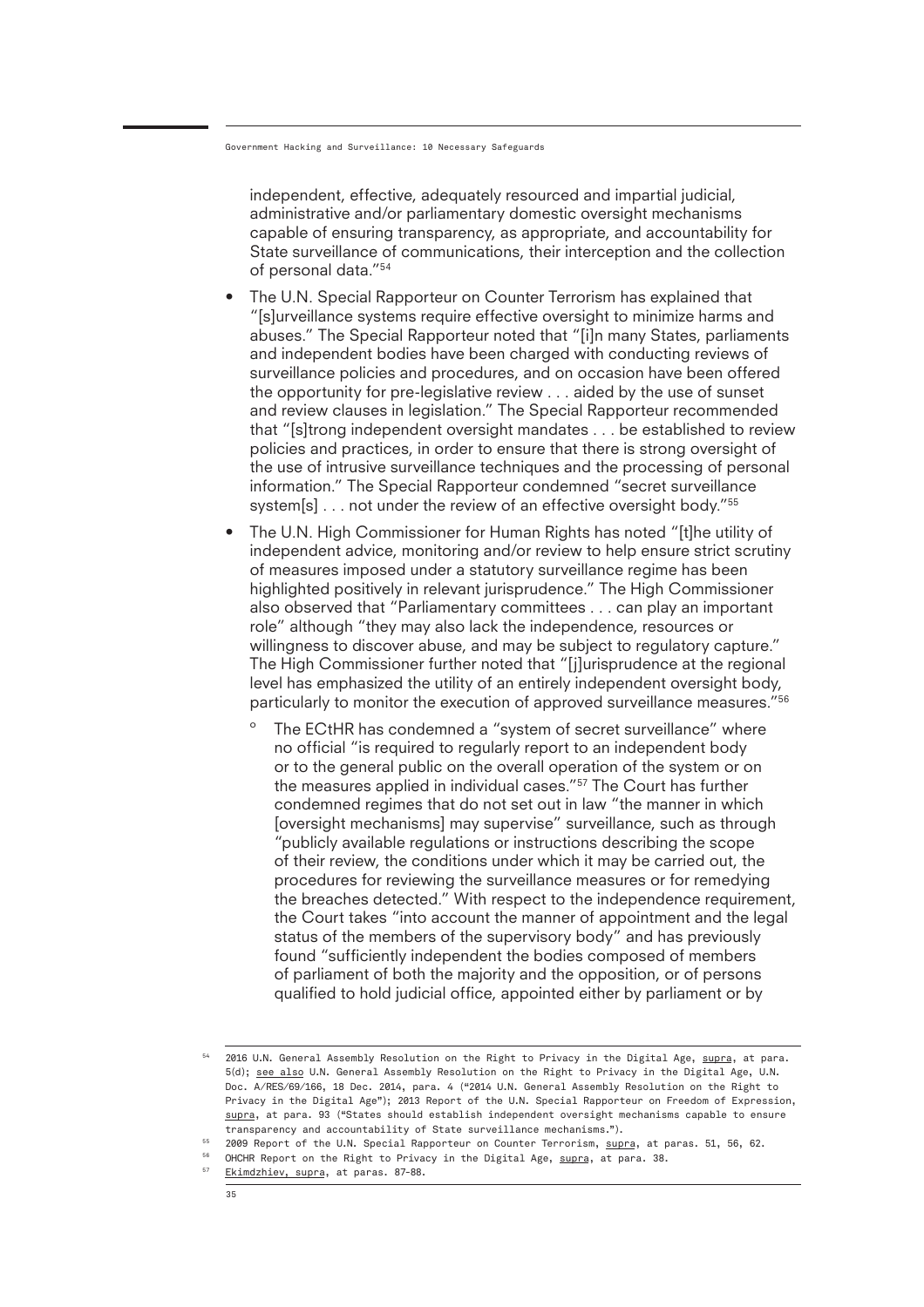independent, effective, adequately resourced and impartial judicial, administrative and/or parliamentary domestic oversight mechanisms capable of ensuring transparency, as appropriate, and accountability for State surveillance of communications, their interception and the collection of personal data."[54]

- The U.N. Special Rapporteur on Counter Terrorism has explained that "[s]urveillance systems require effective oversight to minimize harms and abuses." The Special Rapporteur noted that "[i]n many States, parliaments and independent bodies have been charged with conducting reviews of surveillance policies and procedures, and on occasion have been offered the opportunity for pre-legislative review . . . aided by the use of sunset and review clauses in legislation." The Special Rapporteur recommended that "[s]trong independent oversight mandates . . . be established to review policies and practices, in order to ensure that there is strong oversight of the use of intrusive surveillance techniques and the processing of personal information." The Special Rapporteur condemned "secret surveillance system[s] . . . not under the review of an effective oversight body."[55]
- The U.N. High Commissioner for Human Rights has noted "[t]he utility of independent advice, monitoring and/or review to help ensure strict scrutiny of measures imposed under a statutory surveillance regime has been highlighted positively in relevant jurisprudence." The High Commissioner also observed that "Parliamentary committees . . . can play an important role" although "they may also lack the independence, resources or willingness to discover abuse, and may be subject to regulatory capture." The High Commissioner further noted that "[j]urisprudence at the regional level has emphasized the utility of an entirely independent oversight body, particularly to monitor the execution of approved surveillance measures."[56]
    - The ECtHR has condemned a "system of secret surveillance" where no official "is required to regularly report to an independent body or to the general public on the overall operation of the system or on the measures applied in individual cases."[57] The Court has further condemned regimes that do not set out in law "the manner in which [oversight mechanisms] may supervise" surveillance, such as through "publicly available regulations or instructions describing the scope of their review, the conditions under which it may be carried out, the procedures for reviewing the surveillance measures or for remedying the breaches detected." With respect to the independence requirement, the Court takes "into account the manner of appointment and the legal status of the members of the supervisory body" and has previously found "sufficiently independent the bodies composed of members of parliament of both the majority and the opposition, or of persons qualified to hold judicial office, appointed either by parliament or by

---

[54] 2016 U.N. General Assembly Resolution on the Right to Privacy in the Digital Age, supra, at para. 5(d); see also U.N. General Assembly Resolution on the Right to Privacy in the Digital Age, U.N. Doc. A/RES/69/166, 18 Dec. 2014, para. 4 ("2014 U.N. General Assembly Resolution on the Right to Privacy in the Digital Age"); 2013 Report of the U.N. Special Rapporteur on Freedom of Expression, supra, at para. 93 ("States should establish independent oversight mechanisms capable to ensure transparency and accountability of State surveillance mechanisms.").

[55] 2009 Report of the U.N. Special Rapporteur on Counter Terrorism, supra, at paras. 51, 56, 62.

[56] OHCHR Report on the Right to Privacy in the Digital Age, supra, at para. 38.

[57] Ekimdzhiev, supra, at paras. 87-88.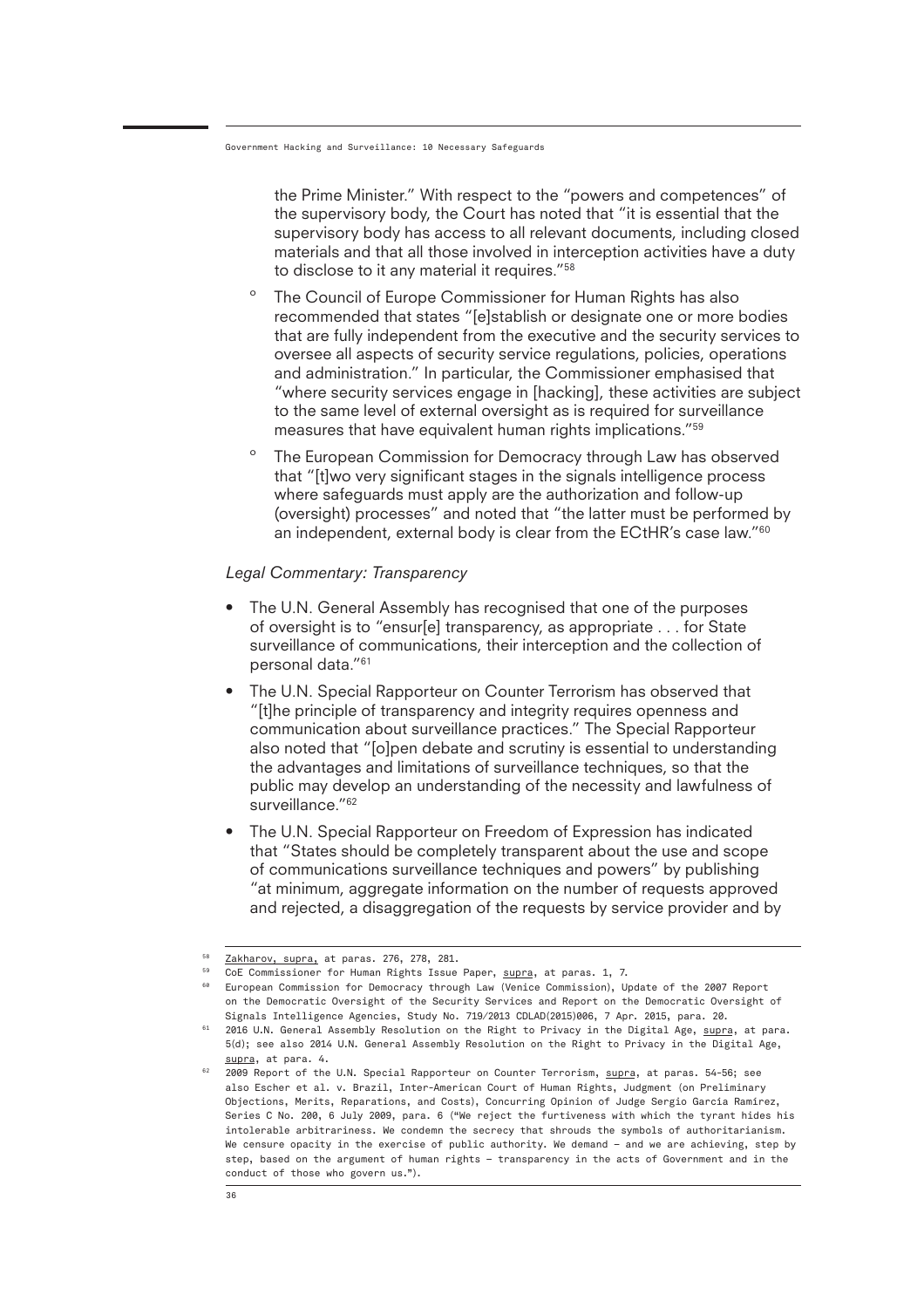the Prime Minister." With respect to the "powers and competences" of the supervisory body, the Court has noted that "it is essential that the supervisory body has access to all relevant documents, including closed materials and that all those involved in interception activities have a duty to disclose to it any material it requires."[58]

- The Council of Europe Commissioner for Human Rights has also recommended that states "[e]stablish or designate one or more bodies that are fully independent from the executive and the security services to oversee all aspects of security service regulations, policies, operations and administration." In particular, the Commissioner emphasised that "where security services engage in [hacking], these activities are subject to the same level of external oversight as is required for surveillance measures that have equivalent human rights implications."[59]
- The European Commission for Democracy through Law has observed that "[t]wo very significant stages in the signals intelligence process where safeguards must apply are the authorization and follow-up (oversight) processes" and noted that "the latter must be performed by an independent, external body is clear from the ECtHR's case law."[60]

*Legal Commentary: Transparency*

- The U.N. General Assembly has recognised that one of the purposes of oversight is to "ensur[e] transparency, as appropriate . . . for State surveillance of communications, their interception and the collection of personal data."[61]
- The U.N. Special Rapporteur on Counter Terrorism has observed that "[t]he principle of transparency and integrity requires openness and communication about surveillance practices." The Special Rapporteur also noted that "[o]pen debate and scrutiny is essential to understanding the advantages and limitations of surveillance techniques, so that the public may develop an understanding of the necessity and lawfulness of surveillance."[62]
- The U.N. Special Rapporteur on Freedom of Expression has indicated that "States should be completely transparent about the use and scope of communications surveillance techniques and powers" by publishing "at minimum, aggregate information on the number of requests approved and rejected, a disaggregation of the requests by service provider and by

---

[58] Zakharov, supra, at paras. 276, 278, 281.

[59] CoE Commissioner for Human Rights Issue Paper, supra, at paras. 1, 7.

[60] European Commission for Democracy through Law (Venice Commission), Update of the 2007 Report on the Democratic Oversight of the Security Services and Report on the Democratic Oversight of Signals Intelligence Agencies, Study No. 719/2013 CDLAD(2015)006, 7 Apr. 2015, para. 20.

[61] 2016 U.N. General Assembly Resolution on the Right to Privacy in the Digital Age, supra, at para. 5(d); see also 2014 U.N. General Assembly Resolution on the Right to Privacy in the Digital Age, supra, at para. 4.

[62] 2009 Report of the U.N. Special Rapporteur on Counter Terrorism, supra, at paras. 54-56; see also Escher et al. v. Brazil, Inter-American Court of Human Rights, Judgment (on Preliminary Objections, Merits, Reparations, and Costs), Concurring Opinion of Judge Sergio García Ramírez, Series C No. 200, 6 July 2009, para. 6 ("We reject the furtiveness with which the tyrant hides his intolerable arbitrariness. We condemn the secrecy that shrouds the symbols of authoritarianism. We censure opacity in the exercise of public authority. We demand – and we are achieving, step by step, based on the argument of human rights – transparency in the acts of Government and in the conduct of those who govern us.").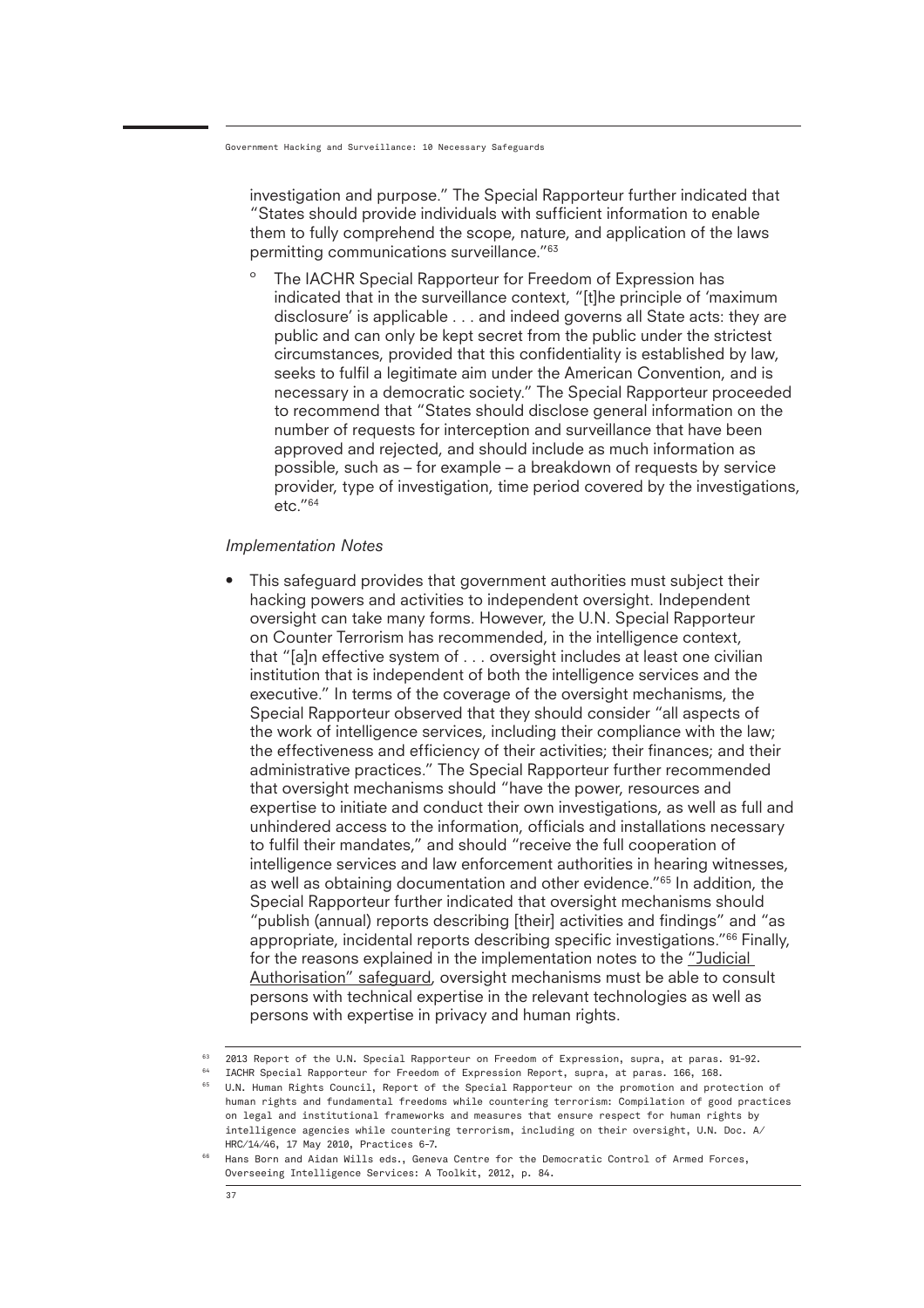investigation and purpose." The Special Rapporteur further indicated that "States should provide individuals with sufficient information to enable them to fully comprehend the scope, nature, and application of the laws permitting communications surveillance."[63]

- The IACHR Special Rapporteur for Freedom of Expression has indicated that in the surveillance context, "[t]he principle of 'maximum disclosure' is applicable . . . and indeed governs all State acts: they are public and can only be kept secret from the public under the strictest circumstances, provided that this confidentiality is established by law, seeks to fulfil a legitimate aim under the American Convention, and is necessary in a democratic society." The Special Rapporteur proceeded to recommend that "States should disclose general information on the number of requests for interception and surveillance that have been approved and rejected, and should include as much information as possible, such as – for example – a breakdown of requests by service provider, type of investigation, time period covered by the investigations, etc."[64]

*Implementation Notes*

- This safeguard provides that government authorities must subject their hacking powers and activities to independent oversight. Independent oversight can take many forms. However, the U.N. Special Rapporteur on Counter Terrorism has recommended, in the intelligence context, that "[a]n effective system of . . . oversight includes at least one civilian institution that is independent of both the intelligence services and the executive." In terms of the coverage of the oversight mechanisms, the Special Rapporteur observed that they should consider "all aspects of the work of intelligence services, including their compliance with the law; the effectiveness and efficiency of their activities; their finances; and their administrative practices." The Special Rapporteur further recommended that oversight mechanisms should "have the power, resources and expertise to initiate and conduct their own investigations, as well as full and unhindered access to the information, officials and installations necessary to fulfil their mandates," and should "receive the full cooperation of intelligence services and law enforcement authorities in hearing witnesses, as well as obtaining documentation and other evidence."[65] In addition, the Special Rapporteur further indicated that oversight mechanisms should "publish (annual) reports describing [their] activities and findings" and "as appropriate, incidental reports describing specific investigations."[66] Finally, for the reasons explained in the implementation notes to the "Judicial Authorisation" safeguard, oversight mechanisms must be able to consult persons with technical expertise in the relevant technologies as well as persons with expertise in privacy and human rights.

---

[63] 2013 Report of the U.N. Special Rapporteur on Freedom of Expression, supra, at paras. 91–92.

[64] IACHR Special Rapporteur for Freedom of Expression Report, supra, at paras. 166, 168.

[65] U.N. Human Rights Council, Report of the Special Rapporteur on the promotion and protection of human rights and fundamental freedoms while countering terrorism: Compilation of good practices on legal and institutional frameworks and measures that ensure respect for human rights by intelligence agencies while countering terrorism, including on their oversight, U.N. Doc. A/HRC/14/46, 17 May 2010, Practices 6-7.

[66] Hans Born and Aidan Wills eds., Geneva Centre for the Democratic Control of Armed Forces, Overseeing Intelligence Services: A Toolkit, 2012, p. 84.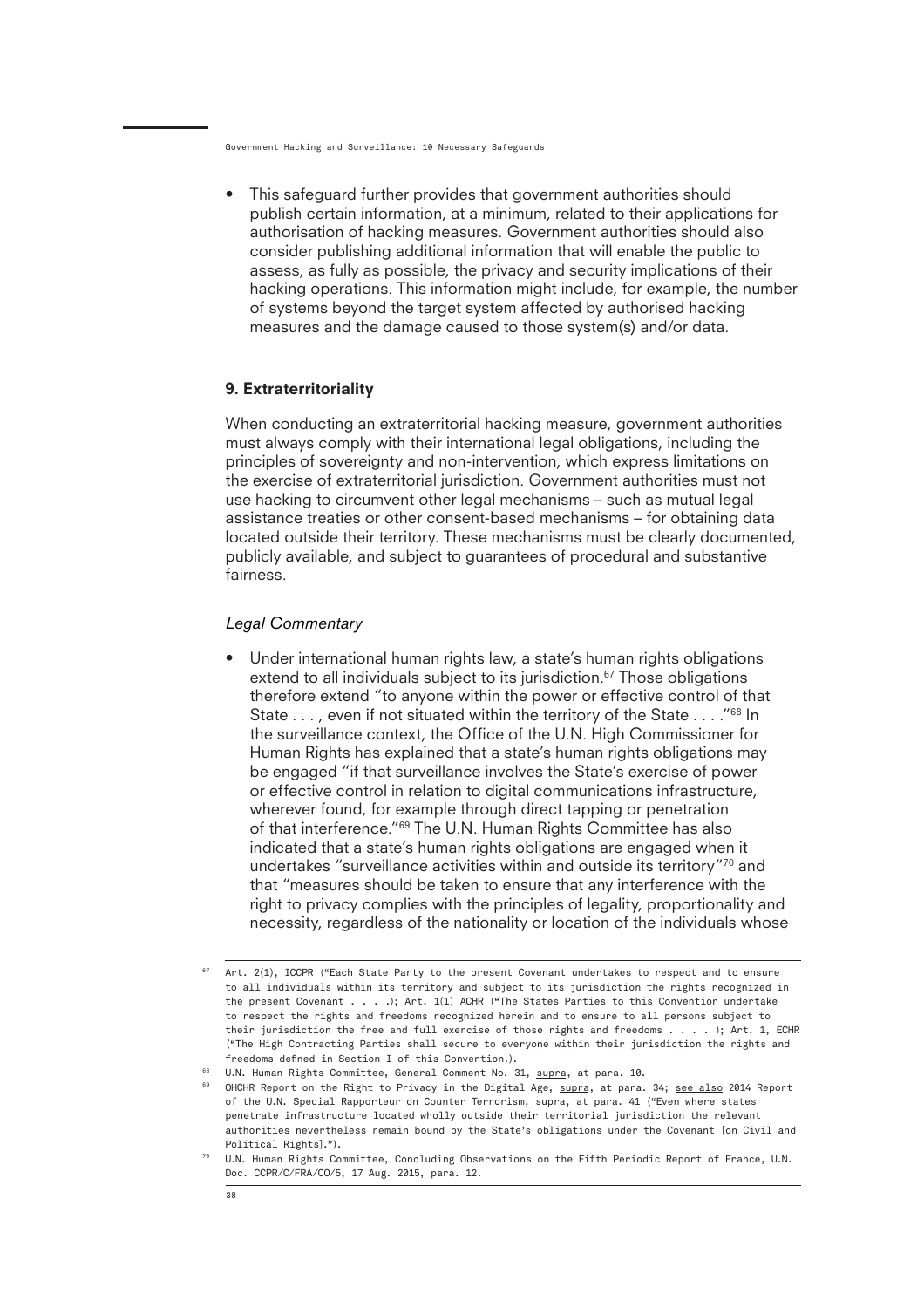- This safeguard further provides that government authorities should publish certain information, at a minimum, related to their applications for authorisation of hacking measures. Government authorities should also consider publishing additional information that will enable the public to assess, as fully as possible, the privacy and security implications of their hacking operations. This information might include, for example, the number of systems beyond the target system affected by authorised hacking measures and the damage caused to those system(s) and/or data.

## 9. Extraterritoriality

When conducting an extraterritorial hacking measure, government authorities must always comply with their international legal obligations, including the principles of sovereignty and non-intervention, which express limitations on the exercise of extraterritorial jurisdiction. Government authorities must not use hacking to circumvent other legal mechanisms – such as mutual legal assistance treaties or other consent-based mechanisms – for obtaining data located outside their territory. These mechanisms must be clearly documented, publicly available, and subject to guarantees of procedural and substantive fairness.

### *Legal Commentary*

- Under international human rights law, a state's human rights obligations extend to all individuals subject to its jurisdiction.[67] Those obligations therefore extend "to anyone within the power or effective control of that State . . . , even if not situated within the territory of the State . . . ."[68] In the surveillance context, the Office of the U.N. High Commissioner for Human Rights has explained that a state's human rights obligations may be engaged "if that surveillance involves the State's exercise of power or effective control in relation to digital communications infrastructure, wherever found, for example through direct tapping or penetration of that interference."[69] The U.N. Human Rights Committee has also indicated that a state's human rights obligations are engaged when it undertakes "surveillance activities within and outside its territory"[70] and that "measures should be taken to ensure that any interference with the right to privacy complies with the principles of legality, proportionality and necessity, regardless of the nationality or location of the individuals whose

---

[67] Art. 2(1), ICCPR ("Each State Party to the present Covenant undertakes to respect and to ensure to all individuals within its territory and subject to its jurisdiction the rights recognized in the present Covenant . . . .); Art. 1(1) ACHR ("The States Parties to this Convention undertake to respect the rights and freedoms recognized herein and to ensure to all persons subject to their jurisdiction the free and full exercise of those rights and freedoms . . . . ); Art. 1, ECHR ("The High Contracting Parties shall secure to everyone within their jurisdiction the rights and freedoms defined in Section I of this Convention.).

[68] U.N. Human Rights Committee, General Comment No. 31, supra, at para. 10.

[69] OHCHR Report on the Right to Privacy in the Digital Age, supra, at para. 34; see also 2014 Report of the U.N. Special Rapporteur on Counter Terrorism, supra, at para. 41 ("Even where states penetrate infrastructure located wholly outside their territorial jurisdiction the relevant authorities nevertheless remain bound by the State's obligations under the Covenant [on Civil and Political Rights].").

[70] U.N. Human Rights Committee, Concluding Observations on the Fifth Periodic Report of France, U.N. Doc. CCPR/C/FRA/CO/5, 17 Aug. 2015, para. 12.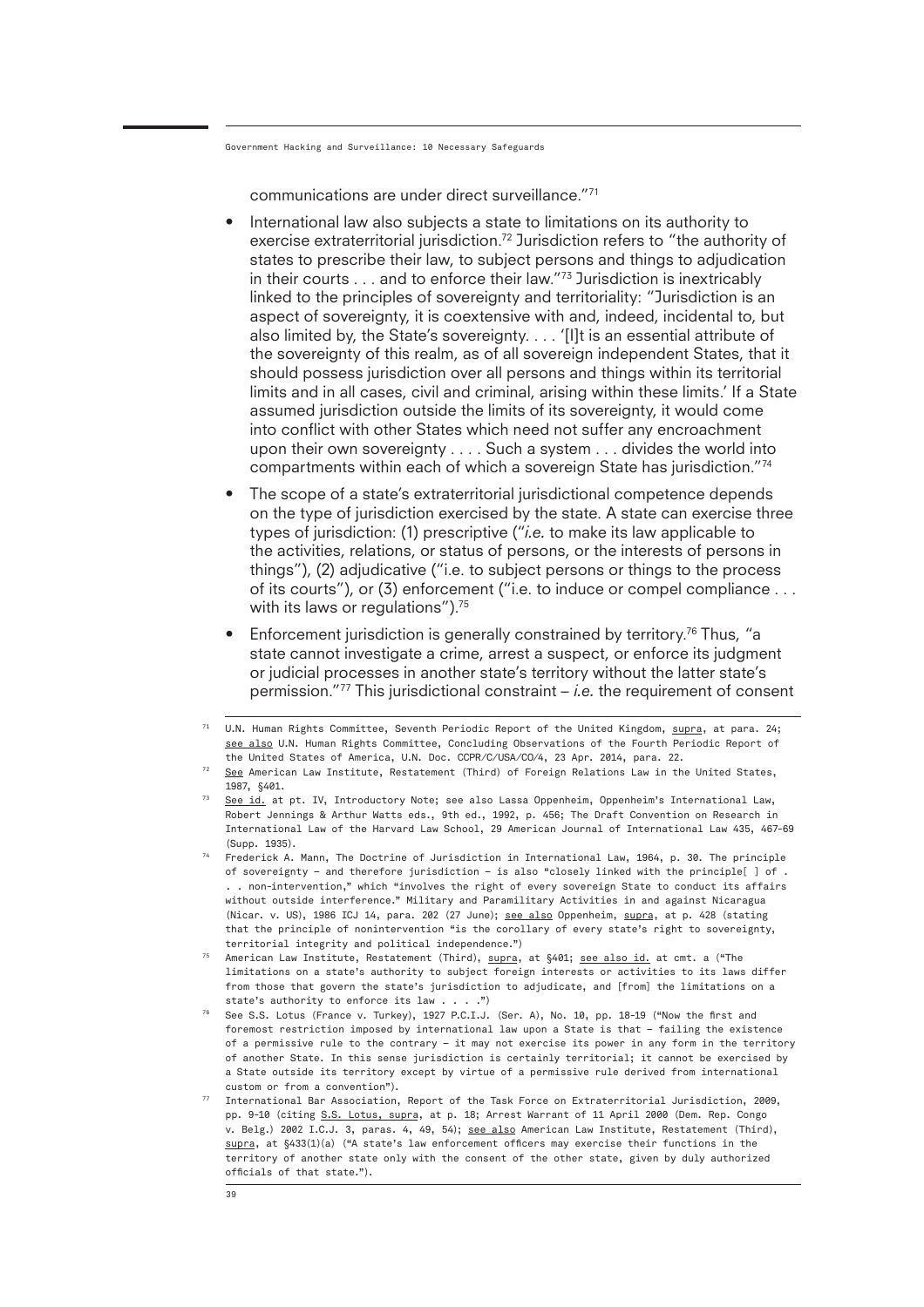communications are under direct surveillance."[71]

- International law also subjects a state to limitations on its authority to exercise extraterritorial jurisdiction.[72] Jurisdiction refers to "the authority of states to prescribe their law, to subject persons and things to adjudication in their courts . . . and to enforce their law."[73] Jurisdiction is inextricably linked to the principles of sovereignty and territoriality: "Jurisdiction is an aspect of sovereignty, it is coextensive with and, indeed, incidental to, but also limited by, the State's sovereignty. . . . '[I]t is an essential attribute of the sovereignty of this realm, as of all sovereign independent States, that it should possess jurisdiction over all persons and things within its territorial limits and in all cases, civil and criminal, arising within these limits.' If a State assumed jurisdiction outside the limits of its sovereignty, it would come into conflict with other States which need not suffer any encroachment upon their own sovereignty . . . . Such a system . . . divides the world into compartments within each of which a sovereign State has jurisdiction."[74]
- The scope of a state's extraterritorial jurisdictional competence depends on the type of jurisdiction exercised by the state. A state can exercise three types of jurisdiction: (1) prescriptive ("*i.e.* to make its law applicable to the activities, relations, or status of persons, or the interests of persons in things"), (2) adjudicative ("i.e. to subject persons or things to the process of its courts"), or (3) enforcement ("i.e. to induce or compel compliance . . . with its laws or regulations").[75]
- Enforcement jurisdiction is generally constrained by territory.[76] Thus, "a state cannot investigate a crime, arrest a suspect, or enforce its judgment or judicial processes in another state's territory without the latter state's permission."[77] This jurisdictional constraint – *i.e.* the requirement of consent

---

[71] U.N. Human Rights Committee, Seventh Periodic Report of the United Kingdom, supra, at para. 24; see also U.N. Human Rights Committee, Concluding Observations of the Fourth Periodic Report of the United States of America, U.N. Doc. CCPR/C/USA/CO/4, 23 Apr. 2014, para. 22.

[72] See American Law Institute, Restatement (Third) of Foreign Relations Law in the United States, 1987, §401.

[73] See id. at pt. IV, Introductory Note; see also Lassa Oppenheim, Oppenheim's International Law, Robert Jennings & Arthur Watts eds., 9th ed., 1992, p. 456; The Draft Convention on Research in International Law of the Harvard Law School, 29 American Journal of International Law 435, 467-69 (Supp. 1935).

[74] Frederick A. Mann, The Doctrine of Jurisdiction in International Law, 1964, p. 30. The principle of sovereignty – and therefore jurisdiction – is also "closely linked with the principle[ ] of . . . non-intervention," which "involves the right of every sovereign State to conduct its affairs without outside interference." Military and Paramilitary Activities in and against Nicaragua (Nicar. v. US), 1986 ICJ 14, para. 202 (27 June); see also Oppenheim, supra, at p. 428 (stating that the principle of nonintervention "is the corollary of every state's right to sovereignty, territorial integrity and political independence.")

[75] American Law Institute, Restatement (Third), supra, at §401; see also id. at cmt. a ("The limitations on a state's authority to subject foreign interests or activities to its laws differ from those that govern the state's jurisdiction to adjudicate, and [from] the limitations on a state's authority to enforce its law . . . .")

[76] See S.S. Lotus (France v. Turkey), 1927 P.C.I.J. (Ser. A), No. 10, pp. 18-19 ("Now the first and foremost restriction imposed by international law upon a State is that – failing the existence of a permissive rule to the contrary – it may not exercise its power in any form in the territory of another State. In this sense jurisdiction is certainly territorial; it cannot be exercised by a State outside its territory except by virtue of a permissive rule derived from international custom or from a convention").

[77] International Bar Association, Report of the Task Force on Extraterritorial Jurisdiction, 2009, pp. 9-10 (citing S.S. Lotus, supra, at p. 18; Arrest Warrant of 11 April 2000 (Dem. Rep. Congo v. Belg.) 2002 I.C.J. 3, paras. 4, 49, 54); see also American Law Institute, Restatement (Third), supra, at §433(1)(a) ("A state's law enforcement officers may exercise their functions in the territory of another state only with the consent of the other state, given by duly authorized officials of that state.").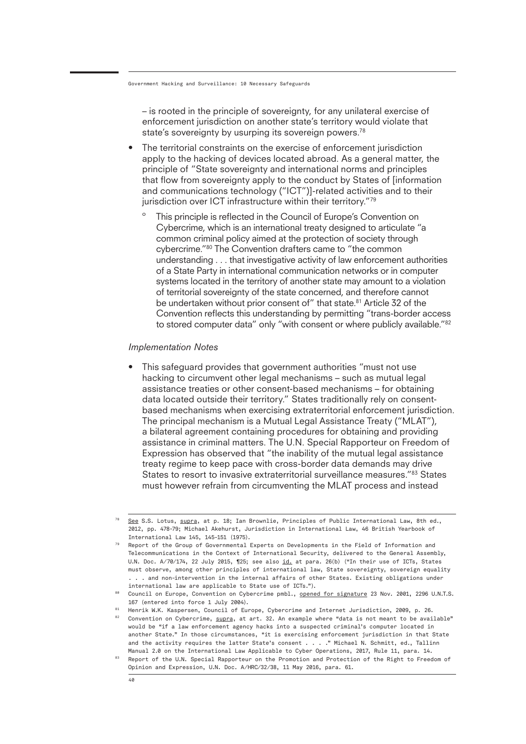– is rooted in the principle of sovereignty, for any unilateral exercise of enforcement jurisdiction on another state's territory would violate that state's sovereignty by usurping its sovereign powers.[78]

- The territorial constraints on the exercise of enforcement jurisdiction apply to the hacking of devices located abroad. As a general matter, the principle of "State sovereignty and international norms and principles that flow from sovereignty apply to the conduct by States of [information and communications technology ("ICT")]-related activities and to their jurisdiction over ICT infrastructure within their territory."[79]
    - This principle is reflected in the Council of Europe's Convention on Cybercrime, which is an international treaty designed to articulate "a common criminal policy aimed at the protection of society through cybercrime."[80] The Convention drafters came to "the common understanding . . . that investigative activity of law enforcement authorities of a State Party in international communication networks or in computer systems located in the territory of another state may amount to a violation of territorial sovereignty of the state concerned, and therefore cannot be undertaken without prior consent of" that state.[81] Article 32 of the Convention reflects this understanding by permitting "trans-border access to stored computer data" only "with consent or where publicly available."[82]

*Implementation Notes*

- This safeguard provides that government authorities "must not use hacking to circumvent other legal mechanisms – such as mutual legal assistance treaties or other consent-based mechanisms – for obtaining data located outside their territory." States traditionally rely on consent-based mechanisms when exercising extraterritorial enforcement jurisdiction. The principal mechanism is a Mutual Legal Assistance Treaty ("MLAT"), a bilateral agreement containing procedures for obtaining and providing assistance in criminal matters. The U.N. Special Rapporteur on Freedom of Expression has observed that "the inability of the mutual legal assistance treaty regime to keep pace with cross-border data demands may drive States to resort to invasive extraterritorial surveillance measures."[83] States must however refrain from circumventing the MLAT process and instead

---

[78] See S.S. Lotus, supra, at p. 18; Ian Brownlie, Principles of Public International Law, 8th ed., 2012, pp. 478-79; Michael Akehurst, Jurisdiction in International Law, 46 British Yearbook of International Law 145, 145-151 (1975).

[79] Report of the Group of Governmental Experts on Developments in the Field of Information and Telecommunications in the Context of International Security, delivered to the General Assembly, U.N. Doc. A/70/174, 22 July 2015, ¶25; see also id. at para. 26(b) ("In their use of ICTs, States must observe, among other principles of international law, State sovereignty, sovereign equality . . . and non-intervention in the internal affairs of other States. Existing obligations under international law are applicable to State use of ICTs.").

[80] Council on Europe, Convention on Cybercrime pmbl., opened for signature 23 Nov. 2001, 2296 U.N.T.S. 167 (entered into force 1 July 2004).

[81] Henrik W.K. Kaspersen, Council of Europe, Cybercrime and Internet Jurisdiction, 2009, p. 26.

[82] Convention on Cybercrime, supra, at art. 32. An example where "data is not meant to be available" would be "if a law enforcement agency hacks into a suspected criminal's computer located in another State." In those circumstances, "it is exercising enforcement jurisdiction in that State and the activity requires the latter State's consent . . . ." Michael N. Schmitt, ed., Tallinn Manual 2.0 on the International Law Applicable to Cyber Operations, 2017, Rule 11, para. 14.

[83] Report of the U.N. Special Rapporteur on the Promotion and Protection of the Right to Freedom of Opinion and Expression, U.N. Doc. A/HRC/32/38, 11 May 2016, para. 61.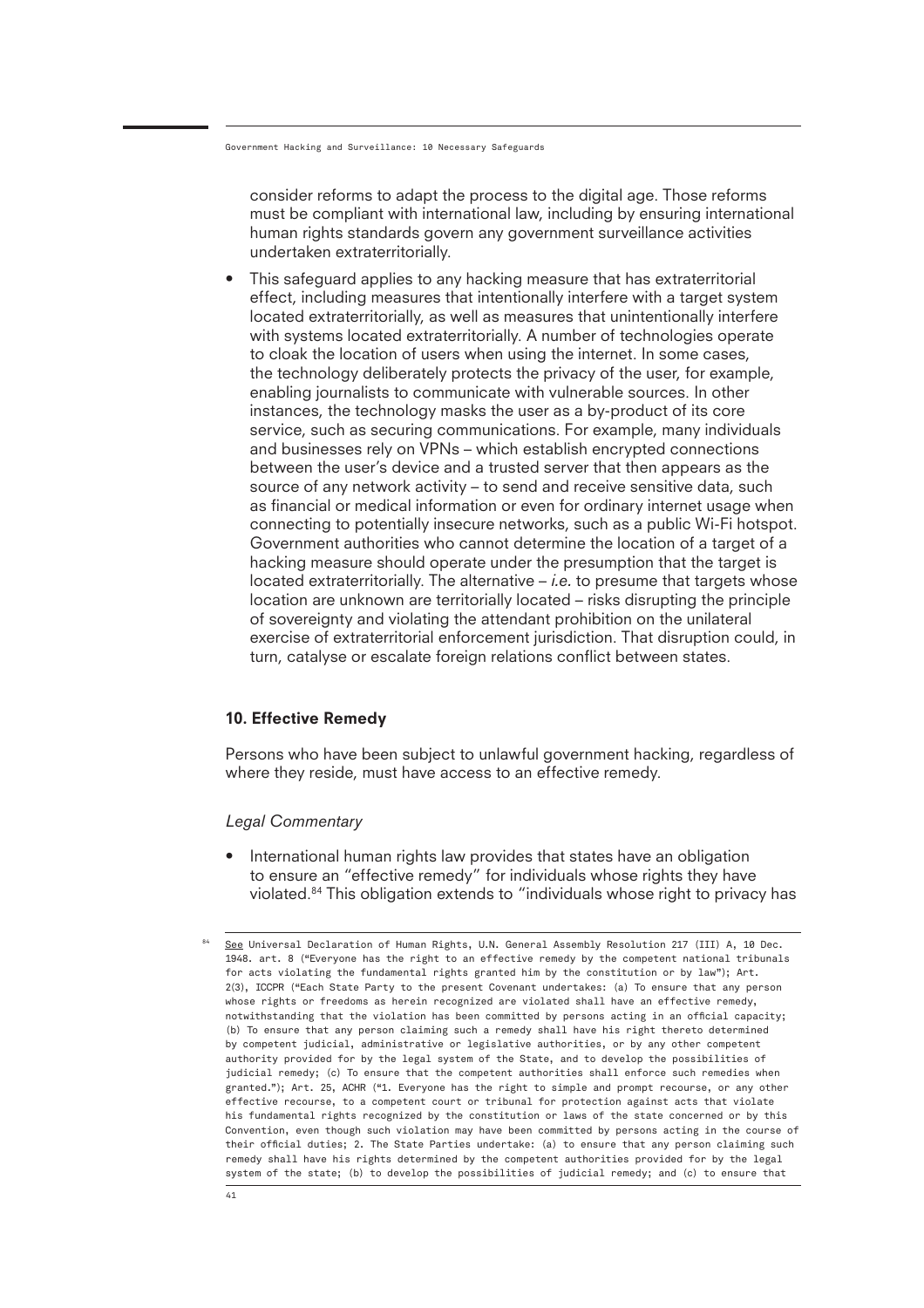consider reforms to adapt the process to the digital age. Those reforms must be compliant with international law, including by ensuring international human rights standards govern any government surveillance activities undertaken extraterritorially.

- This safeguard applies to any hacking measure that has extraterritorial effect, including measures that intentionally interfere with a target system located extraterritorially, as well as measures that unintentionally interfere with systems located extraterritorially. A number of technologies operate to cloak the location of users when using the internet. In some cases, the technology deliberately protects the privacy of the user, for example, enabling journalists to communicate with vulnerable sources. In other instances, the technology masks the user as a by-product of its core service, such as securing communications. For example, many individuals and businesses rely on VPNs – which establish encrypted connections between the user's device and a trusted server that then appears as the source of any network activity – to send and receive sensitive data, such as financial or medical information or even for ordinary internet usage when connecting to potentially insecure networks, such as a public Wi-Fi hotspot. Government authorities who cannot determine the location of a target of a hacking measure should operate under the presumption that the target is located extraterritorially. The alternative – *i.e.* to presume that targets whose location are unknown are territorially located – risks disrupting the principle of sovereignty and violating the attendant prohibition on the unilateral exercise of extraterritorial enforcement jurisdiction. That disruption could, in turn, catalyse or escalate foreign relations conflict between states.

### 10. Effective Remedy

Persons who have been subject to unlawful government hacking, regardless of where they reside, must have access to an effective remedy.

*Legal Commentary*

- International human rights law provides that states have an obligation to ensure an "effective remedy" for individuals whose rights they have violated.[84] This obligation extends to "individuals whose right to privacy has

[84] See Universal Declaration of Human Rights, U.N. General Assembly Resolution 217 (III) A, 10 Dec. 1948. art. 8 ("Everyone has the right to an effective remedy by the competent national tribunals for acts violating the fundamental rights granted him by the constitution or by law"); Art. 2(3), ICCPR ("Each State Party to the present Covenant undertakes: (a) To ensure that any person whose rights or freedoms as herein recognized are violated shall have an effective remedy, notwithstanding that the violation has been committed by persons acting in an official capacity; (b) To ensure that any person claiming such a remedy shall have his right thereto determined by competent judicial, administrative or legislative authorities, or by any other competent authority provided for by the legal system of the State, and to develop the possibilities of judicial remedy; (c) To ensure that the competent authorities shall enforce such remedies when granted."); Art. 25, ACHR ("1. Everyone has the right to simple and prompt recourse, or any other effective recourse, to a competent court or tribunal for protection against acts that violate his fundamental rights recognized by the constitution or laws of the state concerned or by this Convention, even though such violation may have been committed by persons acting in the course of their official duties; 2. The State Parties undertake: (a) to ensure that any person claiming such remedy shall have his rights determined by the competent authorities provided for by the legal system of the state; (b) to develop the possibilities of judicial remedy; and (c) to ensure that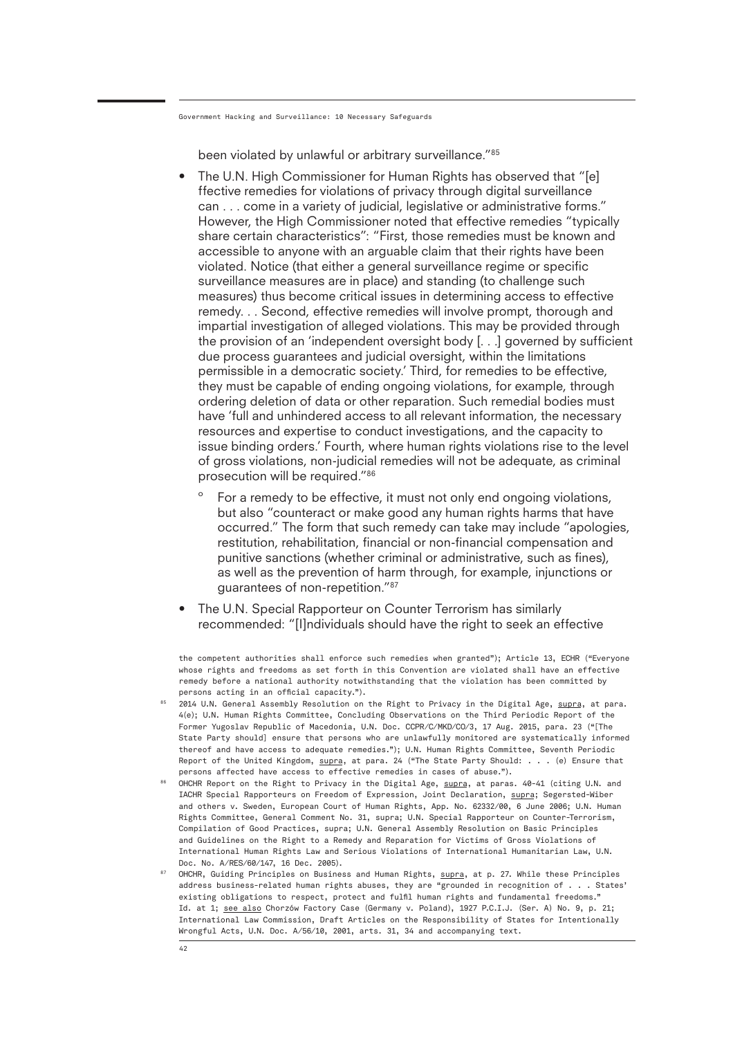been violated by unlawful or arbitrary surveillance."[85]

- The U.N. High Commissioner for Human Rights has observed that "[e] ffective remedies for violations of privacy through digital surveillance can . . . come in a variety of judicial, legislative or administrative forms." However, the High Commissioner noted that effective remedies "typically share certain characteristics": "First, those remedies must be known and accessible to anyone with an arguable claim that their rights have been violated. Notice (that either a general surveillance regime or specific surveillance measures are in place) and standing (to challenge such measures) thus become critical issues in determining access to effective remedy. . . Second, effective remedies will involve prompt, thorough and impartial investigation of alleged violations. This may be provided through the provision of an 'independent oversight body [. . .] governed by sufficient due process guarantees and judicial oversight, within the limitations permissible in a democratic society.' Third, for remedies to be effective, they must be capable of ending ongoing violations, for example, through ordering deletion of data or other reparation. Such remedial bodies must have 'full and unhindered access to all relevant information, the necessary resources and expertise to conduct investigations, and the capacity to issue binding orders.' Fourth, where human rights violations rise to the level of gross violations, non-judicial remedies will not be adequate, as criminal prosecution will be required."[86]
    - For a remedy to be effective, it must not only end ongoing violations, but also "counteract or make good any human rights harms that have occurred." The form that such remedy can take may include "apologies, restitution, rehabilitation, financial or non-financial compensation and punitive sanctions (whether criminal or administrative, such as fines), as well as the prevention of harm through, for example, injunctions or guarantees of non-repetition."[87]
- The U.N. Special Rapporteur on Counter Terrorism has similarly recommended: "[I]ndividuals should have the right to seek an effective

the competent authorities shall enforce such remedies when granted"); Article 13, ECHR ("Everyone whose rights and freedoms as set forth in this Convention are violated shall have an effective remedy before a national authority notwithstanding that the violation has been committed by persons acting in an official capacity.").

[85] 2014 U.N. General Assembly Resolution on the Right to Privacy in the Digital Age, supra, at para. 4(e); U.N. Human Rights Committee, Concluding Observations on the Third Periodic Report of the Former Yugoslav Republic of Macedonia, U.N. Doc. CCPR/C/MKD/CO/3, 17 Aug. 2015, para. 23 ("[The State Party should] ensure that persons who are unlawfully monitored are systematically informed thereof and have access to adequate remedies."); U.N. Human Rights Committee, Seventh Periodic Report of the United Kingdom, supra, at para. 24 ("The State Party Should: . . . (e) Ensure that persons affected have access to effective remedies in cases of abuse.").

[86] OHCHR Report on the Right to Privacy in the Digital Age, supra, at paras. 40-41 (citing U.N. and IACHR Special Rapporteurs on Freedom of Expression, Joint Declaration, supra; Segersted-Wiber and others v. Sweden, European Court of Human Rights, App. No. 62332/00, 6 June 2006; U.N. Human Rights Committee, General Comment No. 31, supra; U.N. Special Rapporteur on Counter-Terrorism, Compilation of Good Practices, supra; U.N. General Assembly Resolution on Basic Principles and Guidelines on the Right to a Remedy and Reparation for Victims of Gross Violations of International Human Rights Law and Serious Violations of International Humanitarian Law, U.N. Doc. No. A/RES/60/147, 16 Dec. 2005).

[87] OHCHR, Guiding Principles on Business and Human Rights, supra, at p. 27. While these Principles address business-related human rights abuses, they are "grounded in recognition of . . . States' existing obligations to respect, protect and fulfil human rights and fundamental freedoms." Id. at 1; see also Chorzów Factory Case (Germany v. Poland), 1927 P.C.I.J. (Ser. A) No. 9, p. 21; International Law Commission, Draft Articles on the Responsibility of States for Intentionally Wrongful Acts, U.N. Doc. A/56/10, 2001, arts. 31, 34 and accompanying text.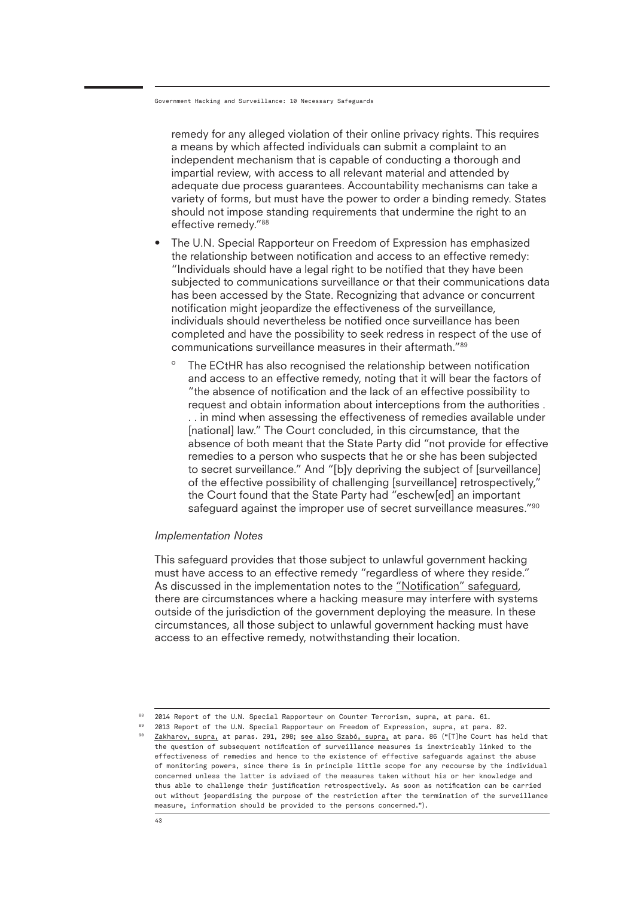remedy for any alleged violation of their online privacy rights. This requires a means by which affected individuals can submit a complaint to an independent mechanism that is capable of conducting a thorough and impartial review, with access to all relevant material and attended by adequate due process guarantees. Accountability mechanisms can take a variety of forms, but must have the power to order a binding remedy. States should not impose standing requirements that undermine the right to an effective remedy."[88]

- The U.N. Special Rapporteur on Freedom of Expression has emphasized the relationship between notification and access to an effective remedy: "Individuals should have a legal right to be notified that they have been subjected to communications surveillance or that their communications data has been accessed by the State. Recognizing that advance or concurrent notification might jeopardize the effectiveness of the surveillance, individuals should nevertheless be notified once surveillance has been completed and have the possibility to seek redress in respect of the use of communications surveillance measures in their aftermath."[89]
    - The ECtHR has also recognised the relationship between notification and access to an effective remedy, noting that it will bear the factors of "the absence of notification and the lack of an effective possibility to request and obtain information about interceptions from the authorities . . . in mind when assessing the effectiveness of remedies available under [national] law." The Court concluded, in this circumstance, that the absence of both meant that the State Party did "not provide for effective remedies to a person who suspects that he or she has been subjected to secret surveillance." And "[b]y depriving the subject of [surveillance] of the effective possibility of challenging [surveillance] retrospectively," the Court found that the State Party had "eschew[ed] an important safeguard against the improper use of secret surveillance measures."[90]

*Implementation Notes*

This safeguard provides that those subject to unlawful government hacking must have access to an effective remedy "regardless of where they reside." As discussed in the implementation notes to the "Notification" safeguard, there are circumstances where a hacking measure may interfere with systems outside of the jurisdiction of the government deploying the measure. In these circumstances, all those subject to unlawful government hacking must have access to an effective remedy, notwithstanding their location.

---

[88] 2014 Report of the U.N. Special Rapporteur on Counter Terrorism, supra, at para. 61.

[89] 2013 Report of the U.N. Special Rapporteur on Freedom of Expression, supra, at para. 82.

[90] Zakharov, supra, at paras. 291, 298; see also Szabó, supra, at para. 86 ("[T]he Court has held that the question of subsequent notification of surveillance measures is inextricably linked to the effectiveness of remedies and hence to the existence of effective safeguards against the abuse of monitoring powers, since there is in principle little scope for any recourse by the individual concerned unless the latter is advised of the measures taken without his or her knowledge and thus able to challenge their justification retrospectively. As soon as notification can be carried out without jeopardising the purpose of the restriction after the termination of the surveillance measure, information should be provided to the persons concerned.").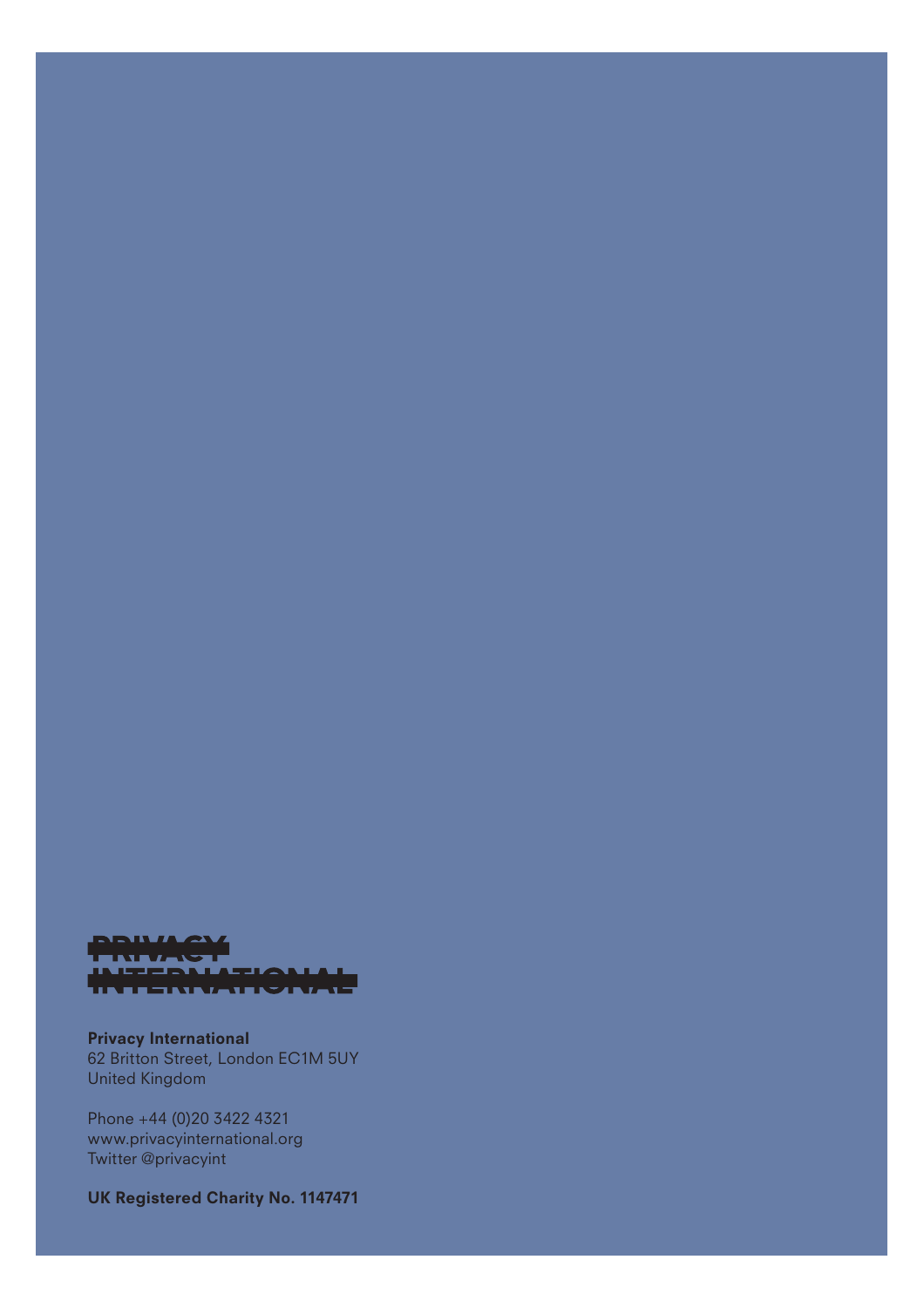PRIVACY INTERNATIONAL

**Privacy International**
62 Britton Street, London EC1M 5UY
United Kingdom

Phone +44 (0)20 3422 4321
www.privacyinternational.org
Twitter @privacyint

**UK Registered Charity No. 1147471**